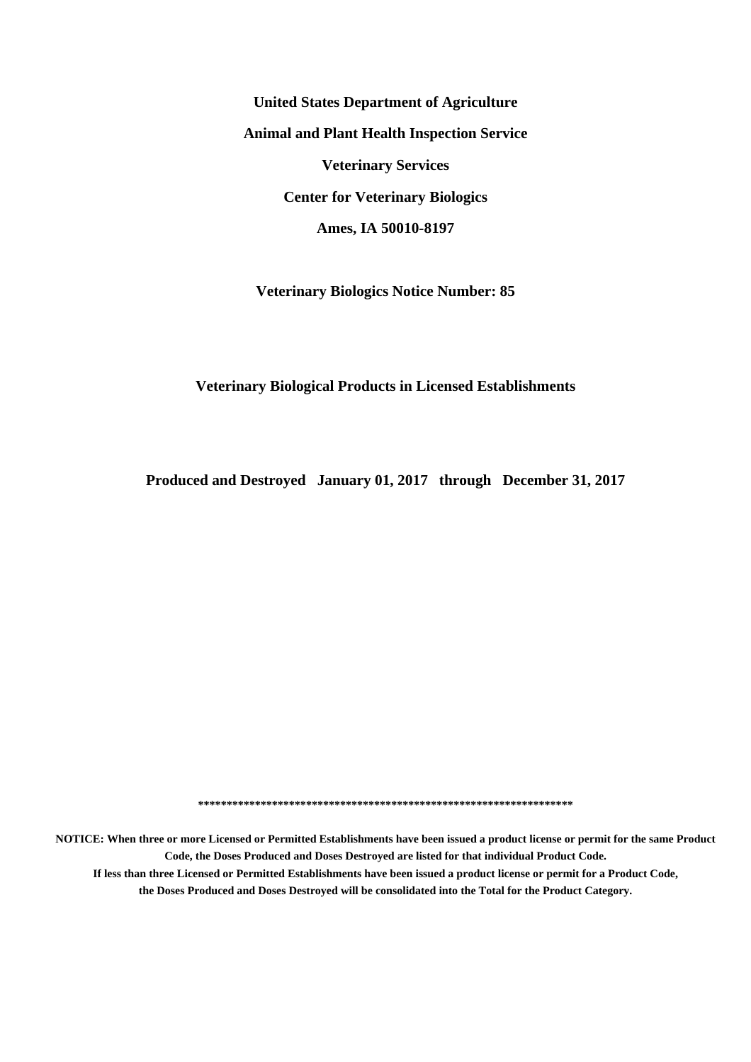**United States Department of Agriculture**

**Animal and Plant Health Inspection Service**

**Veterinary Services**

**Center for Veterinary Biologics**

**Ames, IA 50010-8197**

**Veterinary Biologics Notice Number: 85**

# Veterinary Biological Products in Licensed Establishments

**Produced and Destroyed January 01, 2017 through December 31, 2017**

*******************************************************************

**NOTICE: When three or more Licensed or Permitted Establishments have been issued a product license or permit for the same Product Code, the Doses Produced and Doses Destroyed are listed for that individual Product Code.**

**If less than three Licensed or Permitted Establishments have been issued a product license or permit for a Product Code, the Doses Produced and Doses Destroyed will be consolidated into the Total for the Product Category.**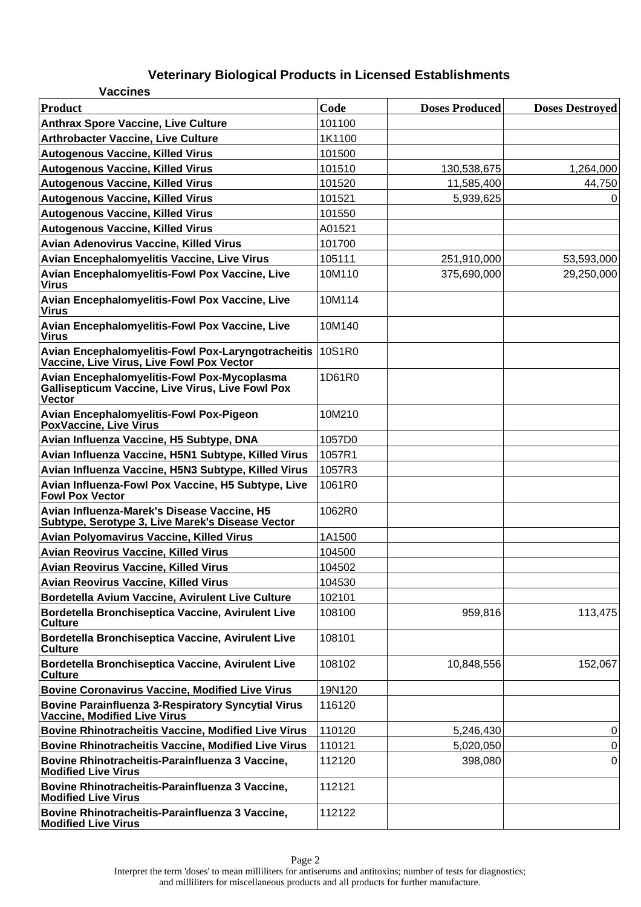## Veterinary Biological Products in Licensed Establishments

### Vaccines

| Product | Code | Doses Produced | Doses Destroyed |
|---|---|---|---|
| Anthrax Spore Vaccine, Live Culture | 101100 | | |
| Arthrobacter Vaccine, Live Culture | 1K1100 | | |
| Autogenous Vaccine, Killed Virus | 101500 | | |
| Autogenous Vaccine, Killed Virus | 101510 | 130,538,675 | 1,264,000 |
| Autogenous Vaccine, Killed Virus | 101520 | 11,585,400 | 44,750 |
| Autogenous Vaccine, Killed Virus | 101521 | 5,939,625 | 0 |
| Autogenous Vaccine, Killed Virus | 101550 | | |
| Autogenous Vaccine, Killed Virus | A01521 | | |
| Avian Adenovirus Vaccine, Killed Virus | 101700 | | |
| Avian Encephalomyelitis Vaccine, Live Virus | 105111 | 251,910,000 | 53,593,000 |
| Avian Encephalomyelitis-Fowl Pox Vaccine, Live Virus | 10M110 | 375,690,000 | 29,250,000 |
| Avian Encephalomyelitis-Fowl Pox Vaccine, Live Virus | 10M114 | | |
| Avian Encephalomyelitis-Fowl Pox Vaccine, Live Virus | 10M140 | | |
| Avian Encephalomyelitis-Fowl Pox-Laryngotracheitis Vaccine, Live Virus, Live Fowl Pox Vector | 10S1R0 | | |
| Avian Encephalomyelitis-Fowl Pox-Mycoplasma Gallisepticum Vaccine, Live Virus, Live Fowl Pox Vector | 1D61R0 | | |
| Avian Encephalomyelitis-Fowl Pox-Pigeon PoxVaccine, Live Virus | 10M210 | | |
| Avian Influenza Vaccine, H5 Subtype, DNA | 1057D0 | | |
| Avian Influenza Vaccine, H5N1 Subtype, Killed Virus | 1057R1 | | |
| Avian Influenza Vaccine, H5N3 Subtype, Killed Virus | 1057R3 | | |
| Avian Influenza-Fowl Pox Vaccine, H5 Subtype, Live Fowl Pox Vector | 1061R0 | | |
| Avian Influenza-Marek's Disease Vaccine, H5 Subtype, Serotype 3, Live Marek's Disease Vector | 1062R0 | | |
| Avian Polyomavirus Vaccine, Killed Virus | 1A1500 | | |
| Avian Reovirus Vaccine, Killed Virus | 104500 | | |
| Avian Reovirus Vaccine, Killed Virus | 104502 | | |
| Avian Reovirus Vaccine, Killed Virus | 104530 | | |
| Bordetella Avium Vaccine, Avirulent Live Culture | 102101 | | |
| Bordetella Bronchiseptica Vaccine, Avirulent Live Culture | 108100 | 959,816 | 113,475 |
| Bordetella Bronchiseptica Vaccine, Avirulent Live Culture | 108101 | | |
| Bordetella Bronchiseptica Vaccine, Avirulent Live Culture | 108102 | 10,848,556 | 152,067 |
| Bovine Coronavirus Vaccine, Modified Live Virus | 19N120 | | |
| Bovine Parainfluenza 3-Respiratory Syncytial Virus Vaccine, Modified Live Virus | 116120 | | |
| Bovine Rhinotracheitis Vaccine, Modified Live Virus | 110120 | 5,246,430 | 0 |
| Bovine Rhinotracheitis Vaccine, Modified Live Virus | 110121 | 5,020,050 | 0 |
| Bovine Rhinotracheitis-Parainfluenza 3 Vaccine, Modified Live Virus | 112120 | 398,080 | 0 |
| Bovine Rhinotracheitis-Parainfluenza 3 Vaccine, Modified Live Virus | 112121 | | |
| Bovine Rhinotracheitis-Parainfluenza 3 Vaccine, Modified Live Virus | 112122 | | |

Interpret the term 'doses' to mean milliliters for antiserums and antitoxins; number of tests for diagnostics; and milliliters for miscellaneous products and all products for further manufacture.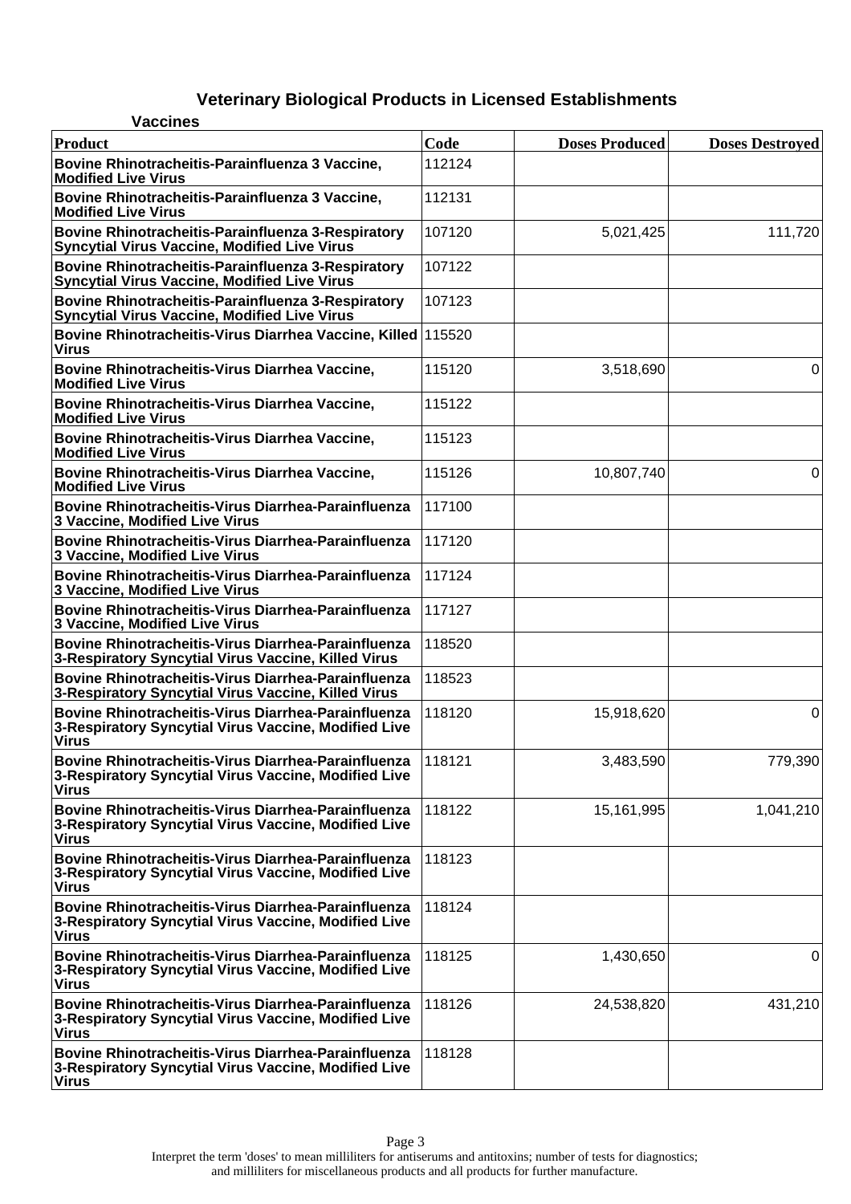# Veterinary Biological Products in Licensed Establishments

## Vaccines

| Product | Code | Doses Produced | Doses Destroyed |
|---|---|---|---|
| Bovine Rhinotracheitis-Parainfluenza 3 Vaccine, Modified Live Virus | 112124 | | |
| Bovine Rhinotracheitis-Parainfluenza 3 Vaccine, Modified Live Virus | 112131 | | |
| Bovine Rhinotracheitis-Parainfluenza 3-Respiratory Syncytial Virus Vaccine, Modified Live Virus | 107120 | 5,021,425 | 111,720 |
| Bovine Rhinotracheitis-Parainfluenza 3-Respiratory Syncytial Virus Vaccine, Modified Live Virus | 107122 | | |
| Bovine Rhinotracheitis-Parainfluenza 3-Respiratory Syncytial Virus Vaccine, Modified Live Virus | 107123 | | |
| Bovine Rhinotracheitis-Virus Diarrhea Vaccine, Killed Virus | 115520 | | |
| Bovine Rhinotracheitis-Virus Diarrhea Vaccine, Modified Live Virus | 115120 | 3,518,690 | 0 |
| Bovine Rhinotracheitis-Virus Diarrhea Vaccine, Modified Live Virus | 115122 | | |
| Bovine Rhinotracheitis-Virus Diarrhea Vaccine, Modified Live Virus | 115123 | | |
| Bovine Rhinotracheitis-Virus Diarrhea Vaccine, Modified Live Virus | 115126 | 10,807,740 | 0 |
| Bovine Rhinotracheitis-Virus Diarrhea-Parainfluenza 3 Vaccine, Modified Live Virus | 117100 | | |
| Bovine Rhinotracheitis-Virus Diarrhea-Parainfluenza 3 Vaccine, Modified Live Virus | 117120 | | |
| Bovine Rhinotracheitis-Virus Diarrhea-Parainfluenza 3 Vaccine, Modified Live Virus | 117124 | | |
| Bovine Rhinotracheitis-Virus Diarrhea-Parainfluenza 3 Vaccine, Modified Live Virus | 117127 | | |
| Bovine Rhinotracheitis-Virus Diarrhea-Parainfluenza 3-Respiratory Syncytial Virus Vaccine, Killed Virus | 118520 | | |
| Bovine Rhinotracheitis-Virus Diarrhea-Parainfluenza 3-Respiratory Syncytial Virus Vaccine, Killed Virus | 118523 | | |
| Bovine Rhinotracheitis-Virus Diarrhea-Parainfluenza 3-Respiratory Syncytial Virus Vaccine, Modified Live Virus | 118120 | 15,918,620 | 0 |
| Bovine Rhinotracheitis-Virus Diarrhea-Parainfluenza 3-Respiratory Syncytial Virus Vaccine, Modified Live Virus | 118121 | 3,483,590 | 779,390 |
| Bovine Rhinotracheitis-Virus Diarrhea-Parainfluenza 3-Respiratory Syncytial Virus Vaccine, Modified Live Virus | 118122 | 15,161,995 | 1,041,210 |
| Bovine Rhinotracheitis-Virus Diarrhea-Parainfluenza 3-Respiratory Syncytial Virus Vaccine, Modified Live Virus | 118123 | | |
| Bovine Rhinotracheitis-Virus Diarrhea-Parainfluenza 3-Respiratory Syncytial Virus Vaccine, Modified Live Virus | 118124 | | |
| Bovine Rhinotracheitis-Virus Diarrhea-Parainfluenza 3-Respiratory Syncytial Virus Vaccine, Modified Live Virus | 118125 | 1,430,650 | 0 |
| Bovine Rhinotracheitis-Virus Diarrhea-Parainfluenza 3-Respiratory Syncytial Virus Vaccine, Modified Live Virus | 118126 | 24,538,820 | 431,210 |
| Bovine Rhinotracheitis-Virus Diarrhea-Parainfluenza 3-Respiratory Syncytial Virus Vaccine, Modified Live Virus | 118128 | | |

Interpret the term 'doses' to mean milliliters for antiserums and antitoxins; number of tests for diagnostics; and milliliters for miscellaneous products and all products for further manufacture.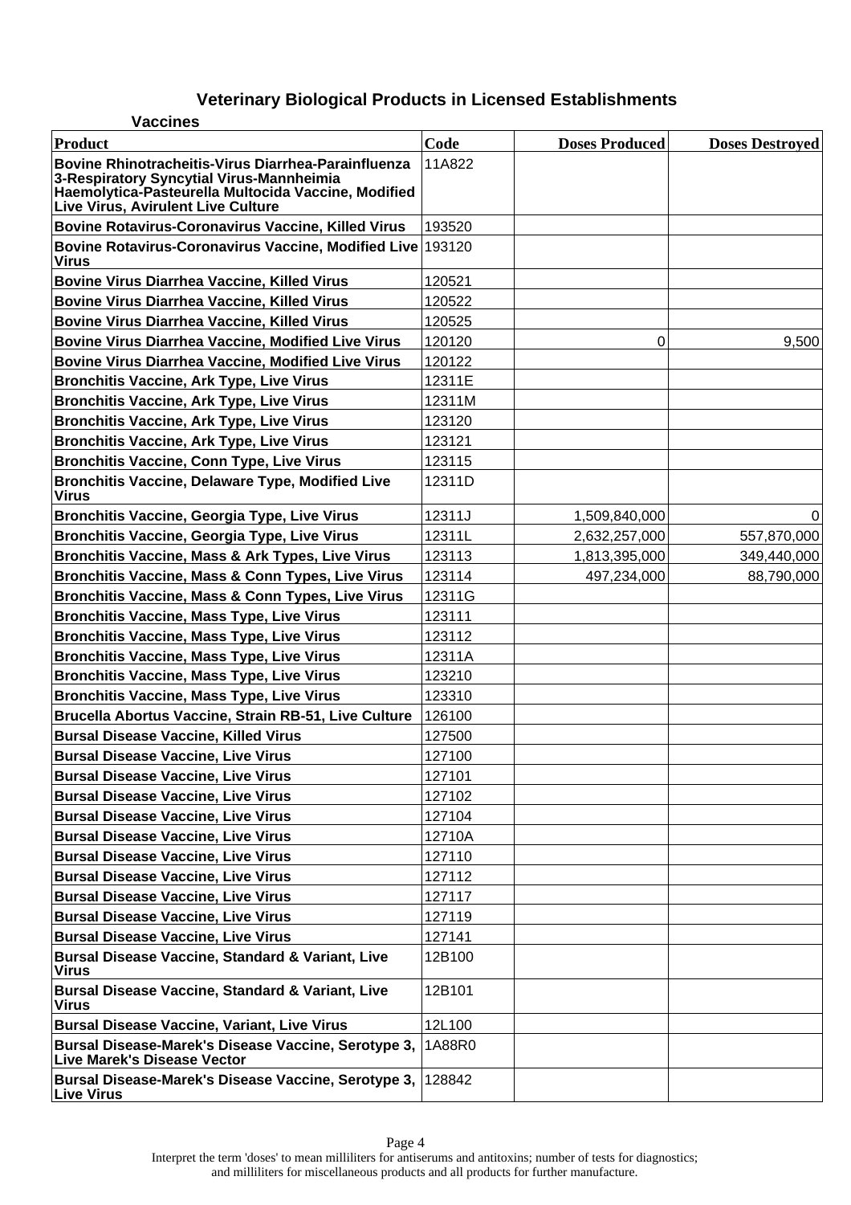## Veterinary Biological Products in Licensed Establishments

### Vaccines

| Product | Code | Doses Produced | Doses Destroyed |
|---|---|---|---|
| Bovine Rhinotracheitis-Virus Diarrhea-Parainfluenza 3-Respiratory Syncytial Virus-Mannheimia Haemolytica-Pasteurella Multocida Vaccine, Modified Live Virus, Avirulent Live Culture | 11A822 | | |
| Bovine Rotavirus-Coronavirus Vaccine, Killed Virus | 193520 | | |
| Bovine Rotavirus-Coronavirus Vaccine, Modified Live Virus | 193120 | | |
| Bovine Virus Diarrhea Vaccine, Killed Virus | 120521 | | |
| Bovine Virus Diarrhea Vaccine, Killed Virus | 120522 | | |
| Bovine Virus Diarrhea Vaccine, Killed Virus | 120525 | | |
| Bovine Virus Diarrhea Vaccine, Modified Live Virus | 120120 | 0 | 9,500 |
| Bovine Virus Diarrhea Vaccine, Modified Live Virus | 120122 | | |
| Bronchitis Vaccine, Ark Type, Live Virus | 12311E | | |
| Bronchitis Vaccine, Ark Type, Live Virus | 12311M | | |
| Bronchitis Vaccine, Ark Type, Live Virus | 123120 | | |
| Bronchitis Vaccine, Ark Type, Live Virus | 123121 | | |
| Bronchitis Vaccine, Conn Type, Live Virus | 123115 | | |
| Bronchitis Vaccine, Delaware Type, Modified Live Virus | 12311D | | |
| Bronchitis Vaccine, Georgia Type, Live Virus | 12311J | 1,509,840,000 | 0 |
| Bronchitis Vaccine, Georgia Type, Live Virus | 12311L | 2,632,257,000 | 557,870,000 |
| Bronchitis Vaccine, Mass & Ark Types, Live Virus | 123113 | 1,813,395,000 | 349,440,000 |
| Bronchitis Vaccine, Mass & Conn Types, Live Virus | 123114 | 497,234,000 | 88,790,000 |
| Bronchitis Vaccine, Mass & Conn Types, Live Virus | 12311G | | |
| Bronchitis Vaccine, Mass Type, Live Virus | 123111 | | |
| Bronchitis Vaccine, Mass Type, Live Virus | 123112 | | |
| Bronchitis Vaccine, Mass Type, Live Virus | 12311A | | |
| Bronchitis Vaccine, Mass Type, Live Virus | 123210 | | |
| Bronchitis Vaccine, Mass Type, Live Virus | 123310 | | |
| Brucella Abortus Vaccine, Strain RB-51, Live Culture | 126100 | | |
| Bursal Disease Vaccine, Killed Virus | 127500 | | |
| Bursal Disease Vaccine, Live Virus | 127100 | | |
| Bursal Disease Vaccine, Live Virus | 127101 | | |
| Bursal Disease Vaccine, Live Virus | 127102 | | |
| Bursal Disease Vaccine, Live Virus | 127104 | | |
| Bursal Disease Vaccine, Live Virus | 12710A | | |
| Bursal Disease Vaccine, Live Virus | 127110 | | |
| Bursal Disease Vaccine, Live Virus | 127112 | | |
| Bursal Disease Vaccine, Live Virus | 127117 | | |
| Bursal Disease Vaccine, Live Virus | 127119 | | |
| Bursal Disease Vaccine, Live Virus | 127141 | | |
| Bursal Disease Vaccine, Standard & Variant, Live Virus | 12B100 | | |
| Bursal Disease Vaccine, Standard & Variant, Live Virus | 12B101 | | |
| Bursal Disease Vaccine, Variant, Live Virus | 12L100 | | |
| Bursal Disease-Marek's Disease Vaccine, Serotype 3, Live Marek's Disease Vector | 1A88R0 | | |
| Bursal Disease-Marek's Disease Vaccine, Serotype 3, Live Virus | 128842 | | |

Interpret the term 'doses' to mean milliliters for antiserums and antitoxins; number of tests for diagnostics; and milliliters for miscellaneous products and all products for further manufacture.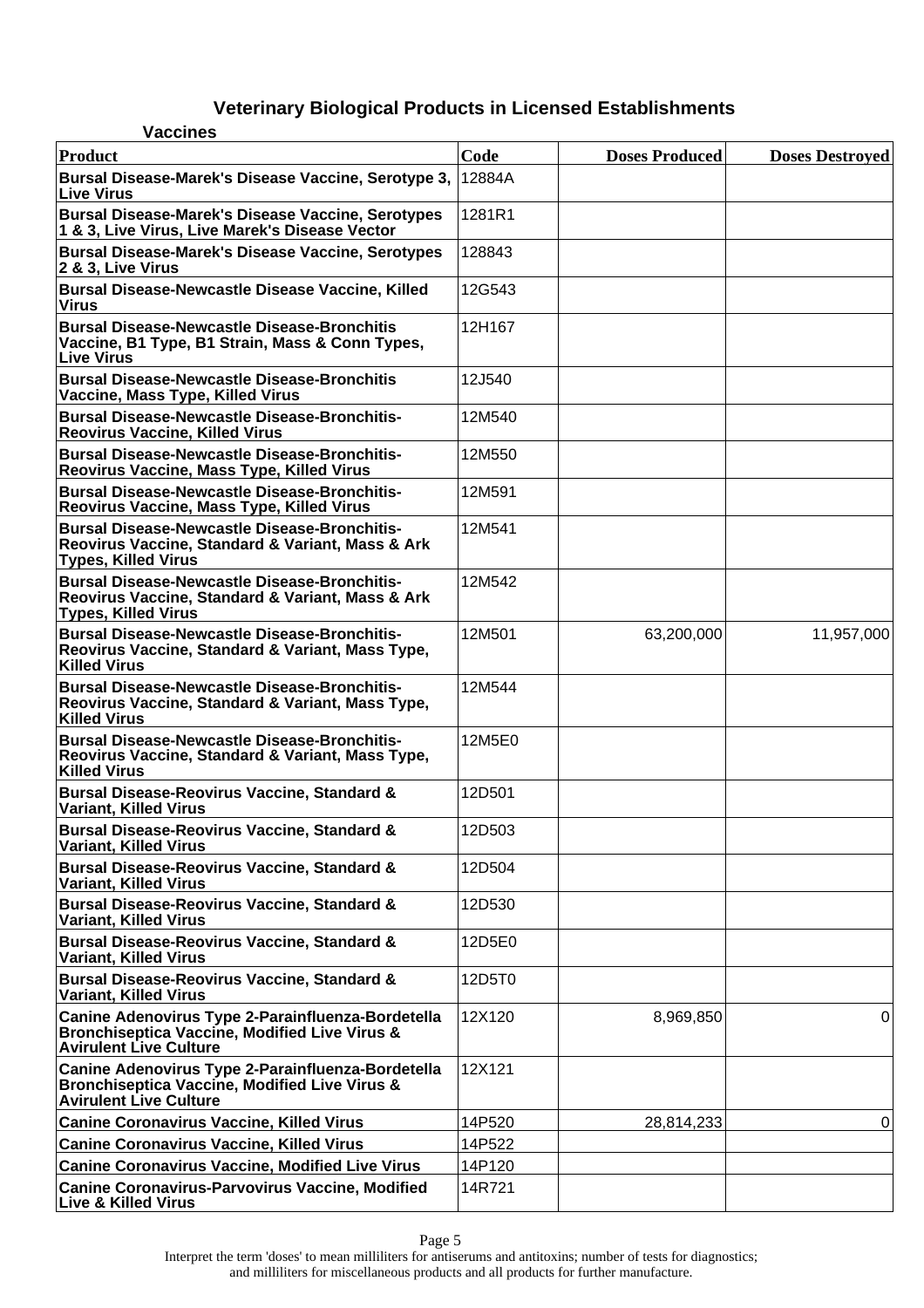# Veterinary Biological Products in Licensed Establishments

## Vaccines

| Product | Code | Doses Produced | Doses Destroyed |
|---|---|---|---|
| Bursal Disease-Marek's Disease Vaccine, Serotype 3, Live Virus | 12884A | | |
| Bursal Disease-Marek's Disease Vaccine, Serotypes 1 & 3, Live Virus, Live Marek's Disease Vector | 1281R1 | | |
| Bursal Disease-Marek's Disease Vaccine, Serotypes 2 & 3, Live Virus | 128843 | | |
| Bursal Disease-Newcastle Disease Vaccine, Killed Virus | 12G543 | | |
| Bursal Disease-Newcastle Disease-Bronchitis Vaccine, B1 Type, B1 Strain, Mass & Conn Types, Live Virus | 12H167 | | |
| Bursal Disease-Newcastle Disease-Bronchitis Vaccine, Mass Type, Killed Virus | 12J540 | | |
| Bursal Disease-Newcastle Disease-Bronchitis-Reovirus Vaccine, Killed Virus | 12M540 | | |
| Bursal Disease-Newcastle Disease-Bronchitis-Reovirus Vaccine, Mass Type, Killed Virus | 12M550 | | |
| Bursal Disease-Newcastle Disease-Bronchitis-Reovirus Vaccine, Mass Type, Killed Virus | 12M591 | | |
| Bursal Disease-Newcastle Disease-Bronchitis-Reovirus Vaccine, Standard & Variant, Mass & Ark Types, Killed Virus | 12M541 | | |
| Bursal Disease-Newcastle Disease-Bronchitis-Reovirus Vaccine, Standard & Variant, Mass & Ark Types, Killed Virus | 12M542 | | |
| Bursal Disease-Newcastle Disease-Bronchitis-Reovirus Vaccine, Standard & Variant, Mass Type, Killed Virus | 12M501 | 63,200,000 | 11,957,000 |
| Bursal Disease-Newcastle Disease-Bronchitis-Reovirus Vaccine, Standard & Variant, Mass Type, Killed Virus | 12M544 | | |
| Bursal Disease-Newcastle Disease-Bronchitis-Reovirus Vaccine, Standard & Variant, Mass Type, Killed Virus | 12M5E0 | | |
| Bursal Disease-Reovirus Vaccine, Standard & Variant, Killed Virus | 12D501 | | |
| Bursal Disease-Reovirus Vaccine, Standard & Variant, Killed Virus | 12D503 | | |
| Bursal Disease-Reovirus Vaccine, Standard & Variant, Killed Virus | 12D504 | | |
| Bursal Disease-Reovirus Vaccine, Standard & Variant, Killed Virus | 12D530 | | |
| Bursal Disease-Reovirus Vaccine, Standard & Variant, Killed Virus | 12D5E0 | | |
| Bursal Disease-Reovirus Vaccine, Standard & Variant, Killed Virus | 12D5T0 | | |
| Canine Adenovirus Type 2-Parainfluenza-Bordetella Bronchiseptica Vaccine, Modified Live Virus & Avirulent Live Culture | 12X120 | 8,969,850 | 0 |
| Canine Adenovirus Type 2-Parainfluenza-Bordetella Bronchiseptica Vaccine, Modified Live Virus & Avirulent Live Culture | 12X121 | | |
| Canine Coronavirus Vaccine, Killed Virus | 14P520 | 28,814,233 | 0 |
| Canine Coronavirus Vaccine, Killed Virus | 14P522 | | |
| Canine Coronavirus Vaccine, Modified Live Virus | 14P120 | | |
| Canine Coronavirus-Parvovirus Vaccine, Modified Live & Killed Virus | 14R721 | | |

Interpret the term 'doses' to mean milliliters for antiserums and antitoxins; number of tests for diagnostics; and milliliters for miscellaneous products and all products for further manufacture.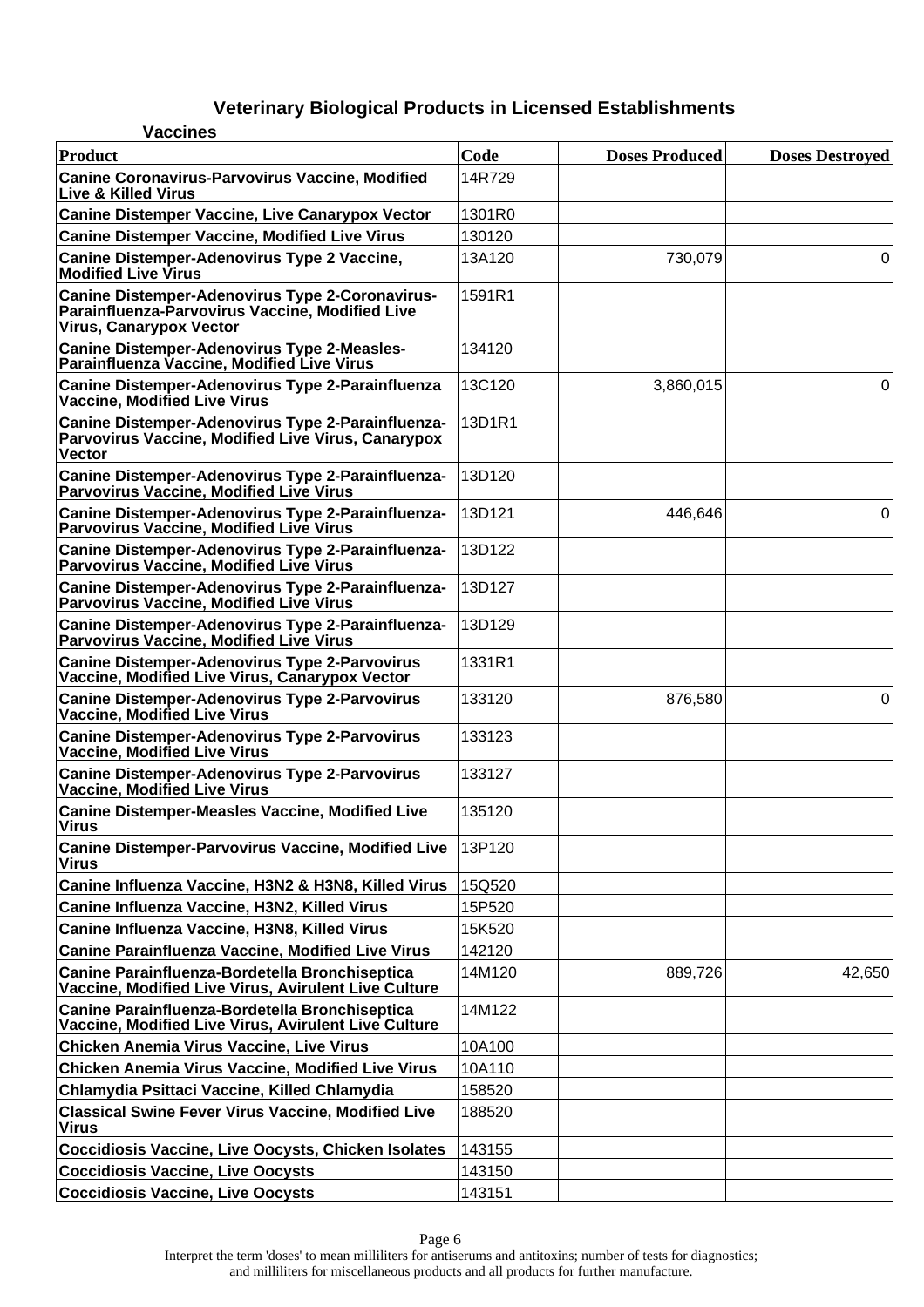## Veterinary Biological Products in Licensed Establishments

### Vaccines

| Product | Code | Doses Produced | Doses Destroyed |
|---|---|---|---|
| Canine Coronavirus-Parvovirus Vaccine, Modified Live & Killed Virus | 14R729 | | |
| Canine Distemper Vaccine, Live Canarypox Vector | 1301R0 | | |
| Canine Distemper Vaccine, Modified Live Virus | 130120 | | |
| Canine Distemper-Adenovirus Type 2 Vaccine, Modified Live Virus | 13A120 | 730,079 | 0 |
| Canine Distemper-Adenovirus Type 2-Coronavirus-Parainfluenza-Parvovirus Vaccine, Modified Live Virus, Canarypox Vector | 1591R1 | | |
| Canine Distemper-Adenovirus Type 2-Measles-Parainfluenza Vaccine, Modified Live Virus | 134120 | | |
| Canine Distemper-Adenovirus Type 2-Parainfluenza Vaccine, Modified Live Virus | 13C120 | 3,860,015 | 0 |
| Canine Distemper-Adenovirus Type 2-Parainfluenza-Parvovirus Vaccine, Modified Live Virus, Canarypox Vector | 13D1R1 | | |
| Canine Distemper-Adenovirus Type 2-Parainfluenza-Parvovirus Vaccine, Modified Live Virus | 13D120 | | |
| Canine Distemper-Adenovirus Type 2-Parainfluenza-Parvovirus Vaccine, Modified Live Virus | 13D121 | 446,646 | 0 |
| Canine Distemper-Adenovirus Type 2-Parainfluenza-Parvovirus Vaccine, Modified Live Virus | 13D122 | | |
| Canine Distemper-Adenovirus Type 2-Parainfluenza-Parvovirus Vaccine, Modified Live Virus | 13D127 | | |
| Canine Distemper-Adenovirus Type 2-Parainfluenza-Parvovirus Vaccine, Modified Live Virus | 13D129 | | |
| Canine Distemper-Adenovirus Type 2-Parvovirus Vaccine, Modified Live Virus, Canarypox Vector | 1331R1 | | |
| Canine Distemper-Adenovirus Type 2-Parvovirus Vaccine, Modified Live Virus | 133120 | 876,580 | 0 |
| Canine Distemper-Adenovirus Type 2-Parvovirus Vaccine, Modified Live Virus | 133123 | | |
| Canine Distemper-Adenovirus Type 2-Parvovirus Vaccine, Modified Live Virus | 133127 | | |
| Canine Distemper-Measles Vaccine, Modified Live Virus | 135120 | | |
| Canine Distemper-Parvovirus Vaccine, Modified Live Virus | 13P120 | | |
| Canine Influenza Vaccine, H3N2 & H3N8, Killed Virus | 15Q520 | | |
| Canine Influenza Vaccine, H3N2, Killed Virus | 15P520 | | |
| Canine Influenza Vaccine, H3N8, Killed Virus | 15K520 | | |
| Canine Parainfluenza Vaccine, Modified Live Virus | 142120 | | |
| Canine Parainfluenza-Bordetella Bronchiseptica Vaccine, Modified Live Virus, Avirulent Live Culture | 14M120 | 889,726 | 42,650 |
| Canine Parainfluenza-Bordetella Bronchiseptica Vaccine, Modified Live Virus, Avirulent Live Culture | 14M122 | | |
| Chicken Anemia Virus Vaccine, Live Virus | 10A100 | | |
| Chicken Anemia Virus Vaccine, Modified Live Virus | 10A110 | | |
| Chlamydia Psittaci Vaccine, Killed Chlamydia | 158520 | | |
| Classical Swine Fever Virus Vaccine, Modified Live Virus | 188520 | | |
| Coccidiosis Vaccine, Live Oocysts, Chicken Isolates | 143155 | | |
| Coccidiosis Vaccine, Live Oocysts | 143150 | | |
| Coccidiosis Vaccine, Live Oocysts | 143151 | | |

Interpret the term 'doses' to mean milliliters for antiserums and antitoxins; number of tests for diagnostics; and milliliters for miscellaneous products and all products for further manufacture.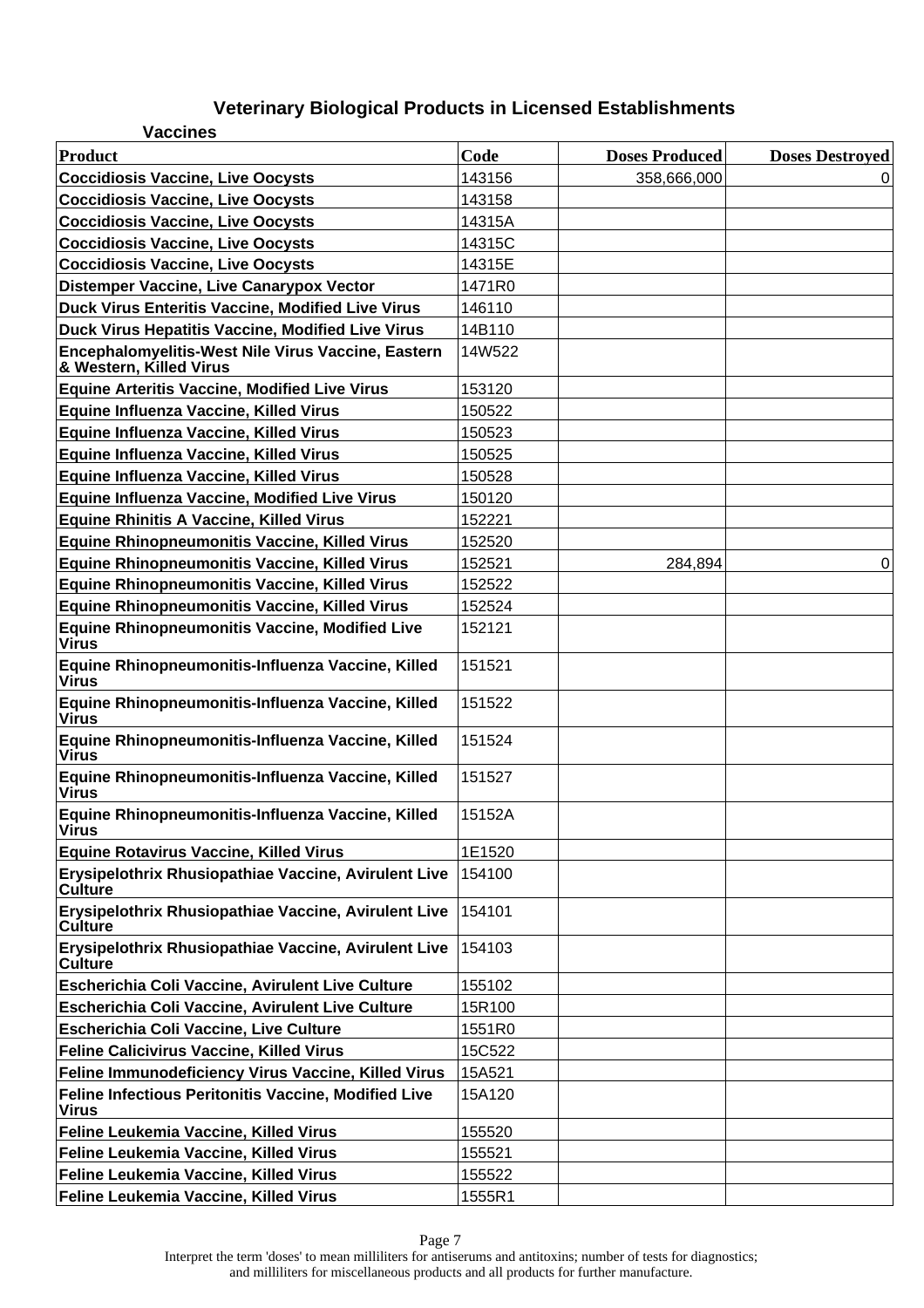# Veterinary Biological Products in Licensed Establishments

## Vaccines

| Product | Code | Doses Produced | Doses Destroyed |
|---|---|---|---|
| Coccidiosis Vaccine, Live Oocysts | 143156 | 358,666,000 | 0 |
| Coccidiosis Vaccine, Live Oocysts | 143158 | | |
| Coccidiosis Vaccine, Live Oocysts | 14315A | | |
| Coccidiosis Vaccine, Live Oocysts | 14315C | | |
| Coccidiosis Vaccine, Live Oocysts | 14315E | | |
| Distemper Vaccine, Live Canarypox Vector | 1471R0 | | |
| Duck Virus Enteritis Vaccine, Modified Live Virus | 146110 | | |
| Duck Virus Hepatitis Vaccine, Modified Live Virus | 14B110 | | |
| Encephalomyelitis-West Nile Virus Vaccine, Eastern & Western, Killed Virus | 14W522 | | |
| Equine Arteritis Vaccine, Modified Live Virus | 153120 | | |
| Equine Influenza Vaccine, Killed Virus | 150522 | | |
| Equine Influenza Vaccine, Killed Virus | 150523 | | |
| Equine Influenza Vaccine, Killed Virus | 150525 | | |
| Equine Influenza Vaccine, Killed Virus | 150528 | | |
| Equine Influenza Vaccine, Modified Live Virus | 150120 | | |
| Equine Rhinitis A Vaccine, Killed Virus | 152221 | | |
| Equine Rhinopneumonitis Vaccine, Killed Virus | 152520 | | |
| Equine Rhinopneumonitis Vaccine, Killed Virus | 152521 | 284,894 | 0 |
| Equine Rhinopneumonitis Vaccine, Killed Virus | 152522 | | |
| Equine Rhinopneumonitis Vaccine, Killed Virus | 152524 | | |
| Equine Rhinopneumonitis Vaccine, Modified Live Virus | 152121 | | |
| Equine Rhinopneumonitis-Influenza Vaccine, Killed Virus | 151521 | | |
| Equine Rhinopneumonitis-Influenza Vaccine, Killed Virus | 151522 | | |
| Equine Rhinopneumonitis-Influenza Vaccine, Killed Virus | 151524 | | |
| Equine Rhinopneumonitis-Influenza Vaccine, Killed Virus | 151527 | | |
| Equine Rhinopneumonitis-Influenza Vaccine, Killed Virus | 15152A | | |
| Equine Rotavirus Vaccine, Killed Virus | 1E1520 | | |
| Erysipelothrix Rhusiopathiae Vaccine, Avirulent Live Culture | 154100 | | |
| Erysipelothrix Rhusiopathiae Vaccine, Avirulent Live Culture | 154101 | | |
| Erysipelothrix Rhusiopathiae Vaccine, Avirulent Live Culture | 154103 | | |
| Escherichia Coli Vaccine, Avirulent Live Culture | 155102 | | |
| Escherichia Coli Vaccine, Avirulent Live Culture | 15R100 | | |
| Escherichia Coli Vaccine, Live Culture | 1551R0 | | |
| Feline Calicivirus Vaccine, Killed Virus | 15C522 | | |
| Feline Immunodeficiency Virus Vaccine, Killed Virus | 15A521 | | |
| Feline Infectious Peritonitis Vaccine, Modified Live Virus | 15A120 | | |
| Feline Leukemia Vaccine, Killed Virus | 155520 | | |
| Feline Leukemia Vaccine, Killed Virus | 155521 | | |
| Feline Leukemia Vaccine, Killed Virus | 155522 | | |
| Feline Leukemia Vaccine, Killed Virus | 1555R1 | | |

Interpret the term 'doses' to mean milliliters for antiserums and antitoxins; number of tests for diagnostics; and milliliters for miscellaneous products and all products for further manufacture.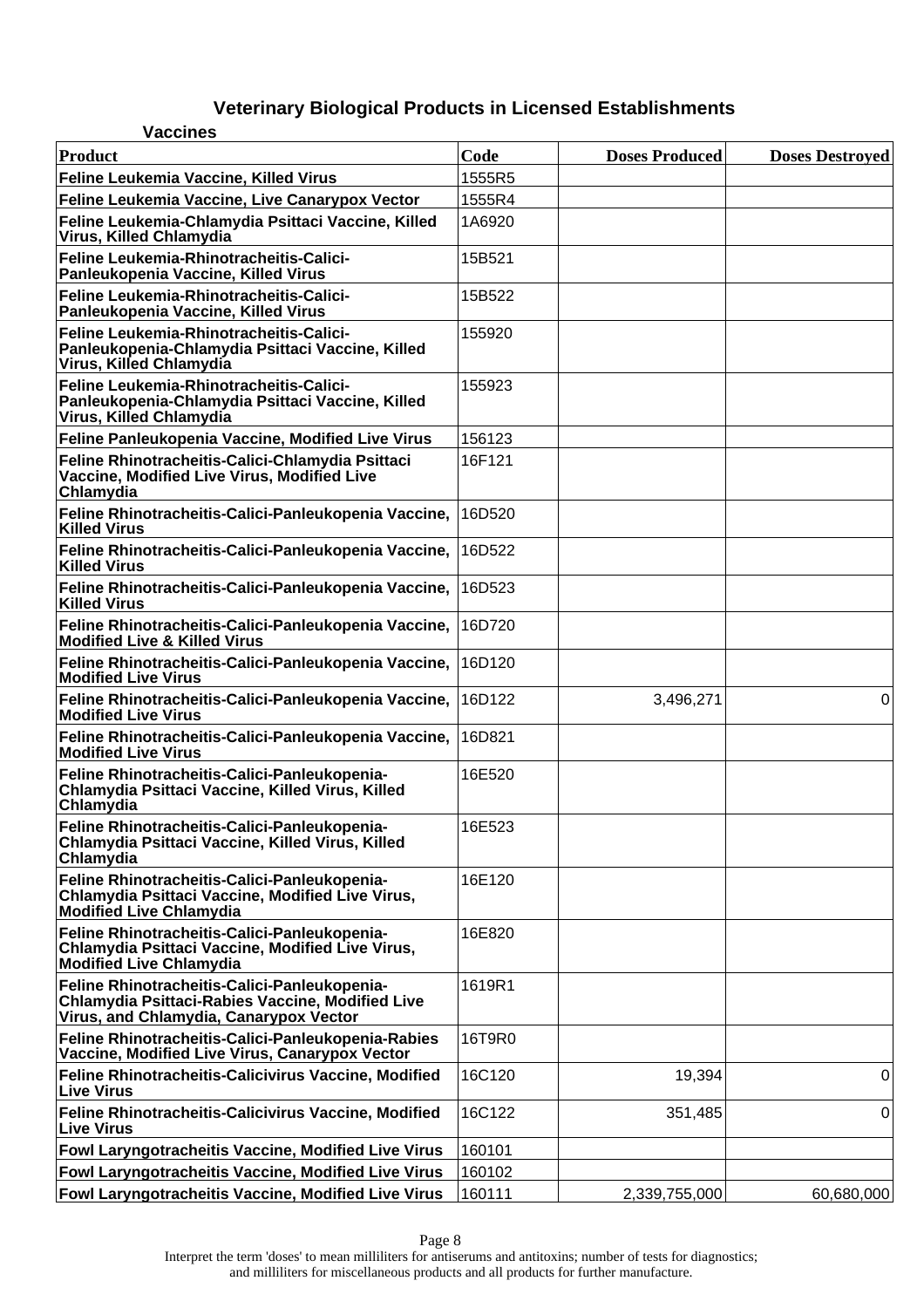# Veterinary Biological Products in Licensed Establishments

## Vaccines

| Product | Code | Doses Produced | Doses Destroyed |
|---|---|---|---|
| Feline Leukemia Vaccine, Killed Virus | 1555R5 | | |
| Feline Leukemia Vaccine, Live Canarypox Vector | 1555R4 | | |
| Feline Leukemia-Chlamydia Psittaci Vaccine, Killed Virus, Killed Chlamydia | 1A6920 | | |
| Feline Leukemia-Rhinotracheitis-Calici-Panleukopenia Vaccine, Killed Virus | 15B521 | | |
| Feline Leukemia-Rhinotracheitis-Calici-Panleukopenia Vaccine, Killed Virus | 15B522 | | |
| Feline Leukemia-Rhinotracheitis-Calici-Panleukopenia-Chlamydia Psittaci Vaccine, Killed Virus, Killed Chlamydia | 155920 | | |
| Feline Leukemia-Rhinotracheitis-Calici-Panleukopenia-Chlamydia Psittaci Vaccine, Killed Virus, Killed Chlamydia | 155923 | | |
| Feline Panleukopenia Vaccine, Modified Live Virus | 156123 | | |
| Feline Rhinotracheitis-Calici-Chlamydia Psittaci Vaccine, Modified Live Virus, Modified Live Chlamydia | 16F121 | | |
| Feline Rhinotracheitis-Calici-Panleukopenia Vaccine, Killed Virus | 16D520 | | |
| Feline Rhinotracheitis-Calici-Panleukopenia Vaccine, Killed Virus | 16D522 | | |
| Feline Rhinotracheitis-Calici-Panleukopenia Vaccine, Killed Virus | 16D523 | | |
| Feline Rhinotracheitis-Calici-Panleukopenia Vaccine, Modified Live & Killed Virus | 16D720 | | |
| Feline Rhinotracheitis-Calici-Panleukopenia Vaccine, Modified Live Virus | 16D120 | | |
| Feline Rhinotracheitis-Calici-Panleukopenia Vaccine, Modified Live Virus | 16D122 | 3,496,271 | 0 |
| Feline Rhinotracheitis-Calici-Panleukopenia Vaccine, Modified Live Virus | 16D821 | | |
| Feline Rhinotracheitis-Calici-Panleukopenia-Chlamydia Psittaci Vaccine, Killed Virus, Killed Chlamydia | 16E520 | | |
| Feline Rhinotracheitis-Calici-Panleukopenia-Chlamydia Psittaci Vaccine, Killed Virus, Killed Chlamydia | 16E523 | | |
| Feline Rhinotracheitis-Calici-Panleukopenia-Chlamydia Psittaci Vaccine, Modified Live Virus, Modified Live Chlamydia | 16E120 | | |
| Feline Rhinotracheitis-Calici-Panleukopenia-Chlamydia Psittaci Vaccine, Modified Live Virus, Modified Live Chlamydia | 16E820 | | |
| Feline Rhinotracheitis-Calici-Panleukopenia-Chlamydia Psittaci-Rabies Vaccine, Modified Live Virus, and Chlamydia, Canarypox Vector | 1619R1 | | |
| Feline Rhinotracheitis-Calici-Panleukopenia-Rabies Vaccine, Modified Live Virus, Canarypox Vector | 16T9R0 | | |
| Feline Rhinotracheitis-Calicivirus Vaccine, Modified Live Virus | 16C120 | 19,394 | 0 |
| Feline Rhinotracheitis-Calicivirus Vaccine, Modified Live Virus | 16C122 | 351,485 | 0 |
| Fowl Laryngotracheitis Vaccine, Modified Live Virus | 160101 | | |
| Fowl Laryngotracheitis Vaccine, Modified Live Virus | 160102 | | |
| Fowl Laryngotracheitis Vaccine, Modified Live Virus | 160111 | 2,339,755,000 | 60,680,000 |

Interpret the term 'doses' to mean milliliters for antiserums and antitoxins; number of tests for diagnostics; and milliliters for miscellaneous products and all products for further manufacture.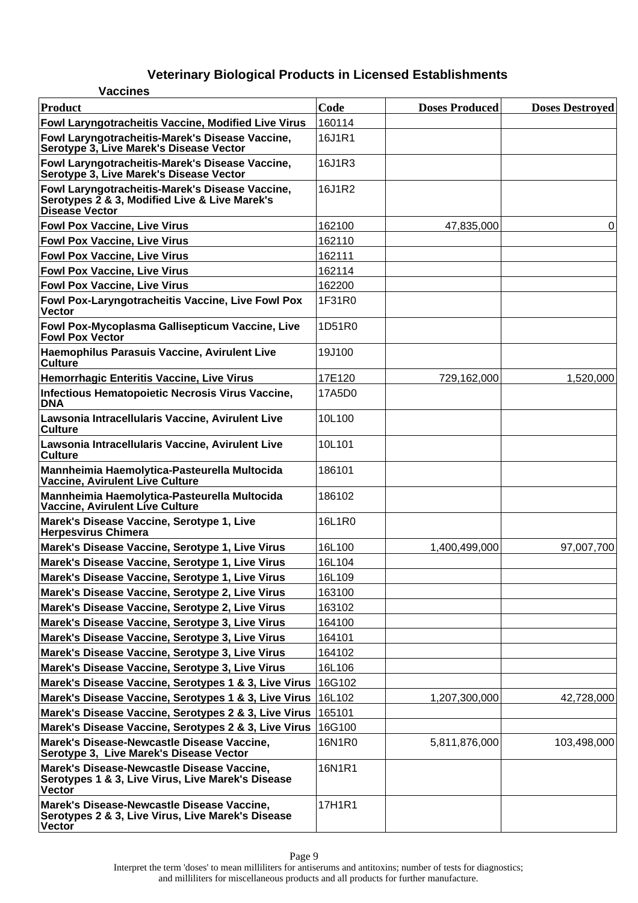# Veterinary Biological Products in Licensed Establishments

## Vaccines

| Product | Code | Doses Produced | Doses Destroyed |
|---|---|---|---|
| Fowl Laryngotracheitis Vaccine, Modified Live Virus | 160114 | | |
| Fowl Laryngotracheitis-Marek's Disease Vaccine, Serotype 3, Live Marek's Disease Vector | 16J1R1 | | |
| Fowl Laryngotracheitis-Marek's Disease Vaccine, Serotype 3, Live Marek's Disease Vector | 16J1R3 | | |
| Fowl Laryngotracheitis-Marek's Disease Vaccine, Serotypes 2 & 3, Modified Live & Live Marek's Disease Vector | 16J1R2 | | |
| Fowl Pox Vaccine, Live Virus | 162100 | 47,835,000 | 0 |
| Fowl Pox Vaccine, Live Virus | 162110 | | |
| Fowl Pox Vaccine, Live Virus | 162111 | | |
| Fowl Pox Vaccine, Live Virus | 162114 | | |
| Fowl Pox Vaccine, Live Virus | 162200 | | |
| Fowl Pox-Laryngotracheitis Vaccine, Live Fowl Pox Vector | 1F31R0 | | |
| Fowl Pox-Mycoplasma Gallisepticum Vaccine, Live Fowl Pox Vector | 1D51R0 | | |
| Haemophilus Parasuis Vaccine, Avirulent Live Culture | 19J100 | | |
| Hemorrhagic Enteritis Vaccine, Live Virus | 17E120 | 729,162,000 | 1,520,000 |
| Infectious Hematopoietic Necrosis Virus Vaccine, DNA | 17A5D0 | | |
| Lawsonia Intracellularis Vaccine, Avirulent Live Culture | 10L100 | | |
| Lawsonia Intracellularis Vaccine, Avirulent Live Culture | 10L101 | | |
| Mannheimia Haemolytica-Pasteurella Multocida Vaccine, Avirulent Live Culture | 186101 | | |
| Mannheimia Haemolytica-Pasteurella Multocida Vaccine, Avirulent Live Culture | 186102 | | |
| Marek's Disease Vaccine, Serotype 1, Live Herpesvirus Chimera | 16L1R0 | | |
| Marek's Disease Vaccine, Serotype 1, Live Virus | 16L100 | 1,400,499,000 | 97,007,700 |
| Marek's Disease Vaccine, Serotype 1, Live Virus | 16L104 | | |
| Marek's Disease Vaccine, Serotype 1, Live Virus | 16L109 | | |
| Marek's Disease Vaccine, Serotype 2, Live Virus | 163100 | | |
| Marek's Disease Vaccine, Serotype 2, Live Virus | 163102 | | |
| Marek's Disease Vaccine, Serotype 3, Live Virus | 164100 | | |
| Marek's Disease Vaccine, Serotype 3, Live Virus | 164101 | | |
| Marek's Disease Vaccine, Serotype 3, Live Virus | 164102 | | |
| Marek's Disease Vaccine, Serotype 3, Live Virus | 16L106 | | |
| Marek's Disease Vaccine, Serotypes 1 & 3, Live Virus | 16G102 | | |
| Marek's Disease Vaccine, Serotypes 1 & 3, Live Virus | 16L102 | 1,207,300,000 | 42,728,000 |
| Marek's Disease Vaccine, Serotypes 2 & 3, Live Virus | 165101 | | |
| Marek's Disease Vaccine, Serotypes 2 & 3, Live Virus | 16G100 | | |
| Marek's Disease-Newcastle Disease Vaccine, Serotype 3, Live Marek's Disease Vector | 16N1R0 | 5,811,876,000 | 103,498,000 |
| Marek's Disease-Newcastle Disease Vaccine, Serotypes 1 & 3, Live Virus, Live Marek's Disease Vector | 16N1R1 | | |
| Marek's Disease-Newcastle Disease Vaccine, Serotypes 2 & 3, Live Virus, Live Marek's Disease Vector | 17H1R1 | | |

Interpret the term 'doses' to mean milliliters for antiserums and antitoxins; number of tests for diagnostics; and milliliters for miscellaneous products and all products for further manufacture.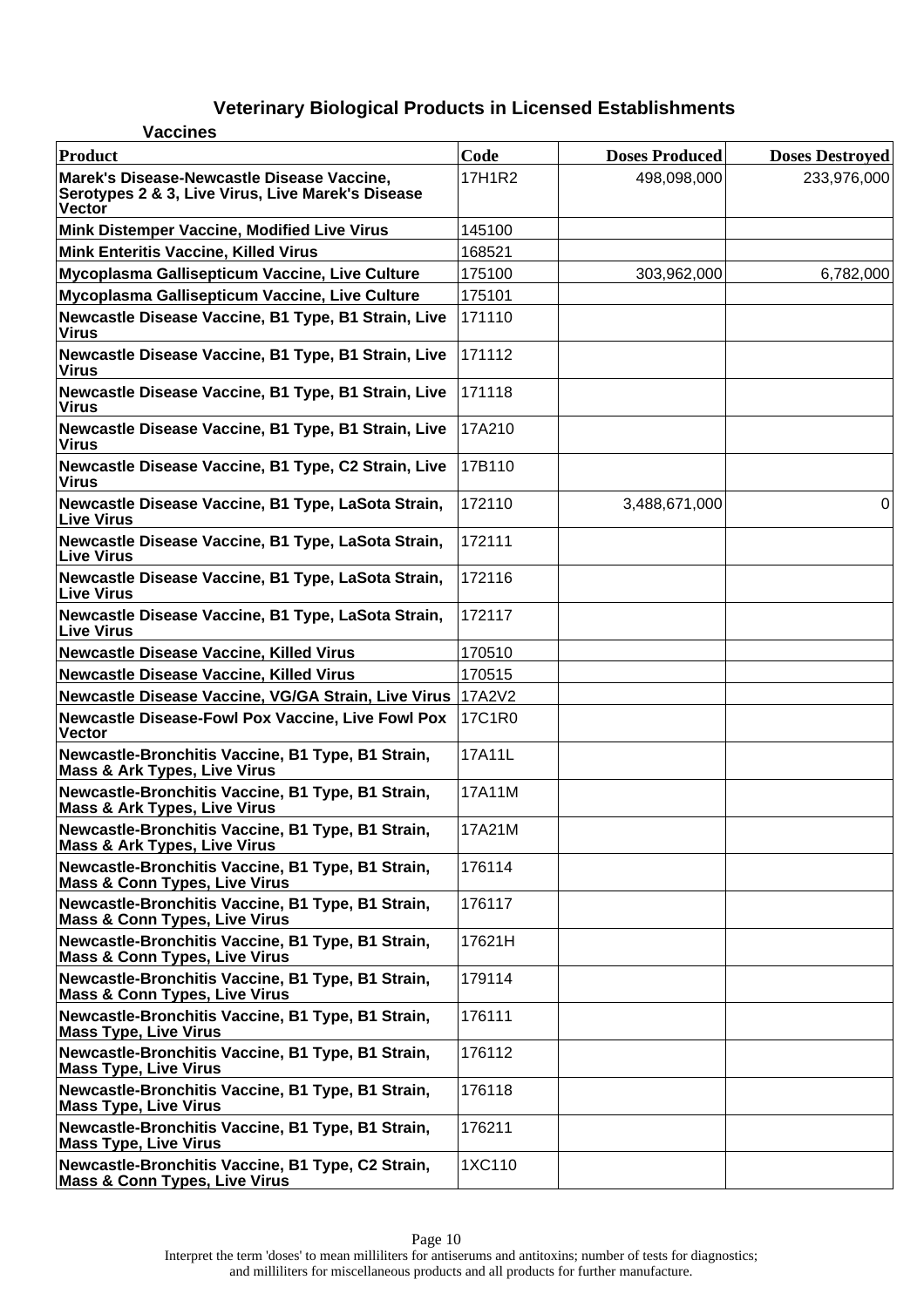## Veterinary Biological Products in Licensed Establishments

### Vaccines

| Product | Code | Doses Produced | Doses Destroyed |
|---|---|---|---|
| Marek's Disease-Newcastle Disease Vaccine, Serotypes 2 & 3, Live Virus, Live Marek's Disease Vector | 17H1R2 | 498,098,000 | 233,976,000 |
| Mink Distemper Vaccine, Modified Live Virus | 145100 | | |
| Mink Enteritis Vaccine, Killed Virus | 168521 | | |
| Mycoplasma Gallisepticum Vaccine, Live Culture | 175100 | 303,962,000 | 6,782,000 |
| Mycoplasma Gallisepticum Vaccine, Live Culture | 175101 | | |
| Newcastle Disease Vaccine, B1 Type, B1 Strain, Live Virus | 171110 | | |
| Newcastle Disease Vaccine, B1 Type, B1 Strain, Live Virus | 171112 | | |
| Newcastle Disease Vaccine, B1 Type, B1 Strain, Live Virus | 171118 | | |
| Newcastle Disease Vaccine, B1 Type, B1 Strain, Live Virus | 17A210 | | |
| Newcastle Disease Vaccine, B1 Type, C2 Strain, Live Virus | 17B110 | | |
| Newcastle Disease Vaccine, B1 Type, LaSota Strain, Live Virus | 172110 | 3,488,671,000 | 0 |
| Newcastle Disease Vaccine, B1 Type, LaSota Strain, Live Virus | 172111 | | |
| Newcastle Disease Vaccine, B1 Type, LaSota Strain, Live Virus | 172116 | | |
| Newcastle Disease Vaccine, B1 Type, LaSota Strain, Live Virus | 172117 | | |
| Newcastle Disease Vaccine, Killed Virus | 170510 | | |
| Newcastle Disease Vaccine, Killed Virus | 170515 | | |
| Newcastle Disease Vaccine, VG/GA Strain, Live Virus | 17A2V2 | | |
| Newcastle Disease-Fowl Pox Vaccine, Live Fowl Pox Vector | 17C1R0 | | |
| Newcastle-Bronchitis Vaccine, B1 Type, B1 Strain, Mass & Ark Types, Live Virus | 17A11L | | |
| Newcastle-Bronchitis Vaccine, B1 Type, B1 Strain, Mass & Ark Types, Live Virus | 17A11M | | |
| Newcastle-Bronchitis Vaccine, B1 Type, B1 Strain, Mass & Ark Types, Live Virus | 17A21M | | |
| Newcastle-Bronchitis Vaccine, B1 Type, B1 Strain, Mass & Conn Types, Live Virus | 176114 | | |
| Newcastle-Bronchitis Vaccine, B1 Type, B1 Strain, Mass & Conn Types, Live Virus | 176117 | | |
| Newcastle-Bronchitis Vaccine, B1 Type, B1 Strain, Mass & Conn Types, Live Virus | 17621H | | |
| Newcastle-Bronchitis Vaccine, B1 Type, B1 Strain, Mass & Conn Types, Live Virus | 179114 | | |
| Newcastle-Bronchitis Vaccine, B1 Type, B1 Strain, Mass Type, Live Virus | 176111 | | |
| Newcastle-Bronchitis Vaccine, B1 Type, B1 Strain, Mass Type, Live Virus | 176112 | | |
| Newcastle-Bronchitis Vaccine, B1 Type, B1 Strain, Mass Type, Live Virus | 176118 | | |
| Newcastle-Bronchitis Vaccine, B1 Type, B1 Strain, Mass Type, Live Virus | 176211 | | |
| Newcastle-Bronchitis Vaccine, B1 Type, C2 Strain, Mass & Conn Types, Live Virus | 1XC110 | | |

Interpret the term 'doses' to mean milliliters for antiserums and antitoxins; number of tests for diagnostics; and milliliters for miscellaneous products and all products for further manufacture.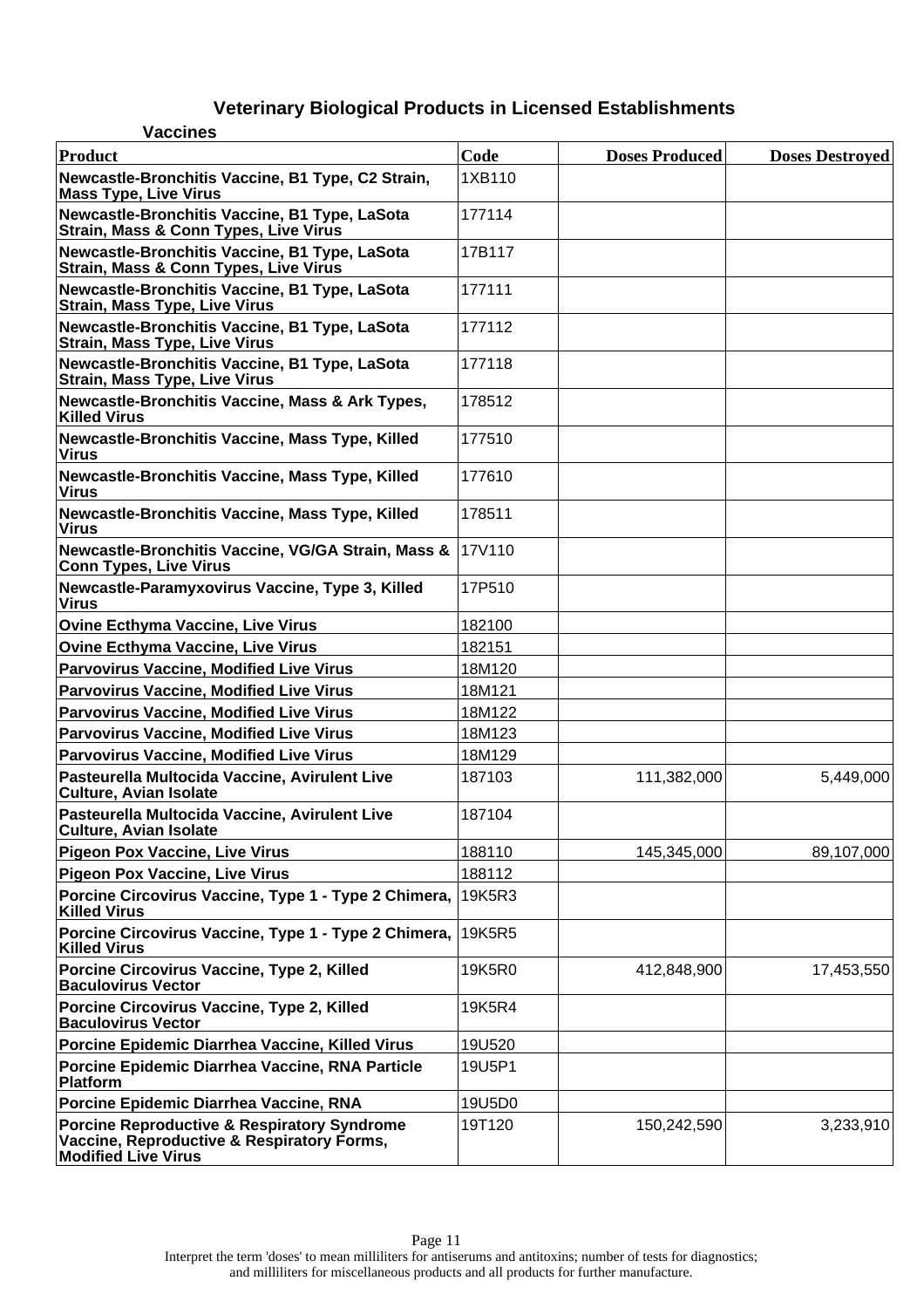## Veterinary Biological Products in Licensed Establishments

### Vaccines

| Product | Code | Doses Produced | Doses Destroyed |
|---|---|---|---|
| Newcastle-Bronchitis Vaccine, B1 Type, C2 Strain, Mass Type, Live Virus | 1XB110 | | |
| Newcastle-Bronchitis Vaccine, B1 Type, LaSota Strain, Mass & Conn Types, Live Virus | 177114 | | |
| Newcastle-Bronchitis Vaccine, B1 Type, LaSota Strain, Mass & Conn Types, Live Virus | 17B117 | | |
| Newcastle-Bronchitis Vaccine, B1 Type, LaSota Strain, Mass Type, Live Virus | 177111 | | |
| Newcastle-Bronchitis Vaccine, B1 Type, LaSota Strain, Mass Type, Live Virus | 177112 | | |
| Newcastle-Bronchitis Vaccine, B1 Type, LaSota Strain, Mass Type, Live Virus | 177118 | | |
| Newcastle-Bronchitis Vaccine, Mass & Ark Types, Killed Virus | 178512 | | |
| Newcastle-Bronchitis Vaccine, Mass Type, Killed Virus | 177510 | | |
| Newcastle-Bronchitis Vaccine, Mass Type, Killed Virus | 177610 | | |
| Newcastle-Bronchitis Vaccine, Mass Type, Killed Virus | 178511 | | |
| Newcastle-Bronchitis Vaccine, VG/GA Strain, Mass & Conn Types, Live Virus | 17V110 | | |
| Newcastle-Paramyxovirus Vaccine, Type 3, Killed Virus | 17P510 | | |
| Ovine Ecthyma Vaccine, Live Virus | 182100 | | |
| Ovine Ecthyma Vaccine, Live Virus | 182151 | | |
| Parvovirus Vaccine, Modified Live Virus | 18M120 | | |
| Parvovirus Vaccine, Modified Live Virus | 18M121 | | |
| Parvovirus Vaccine, Modified Live Virus | 18M122 | | |
| Parvovirus Vaccine, Modified Live Virus | 18M123 | | |
| Parvovirus Vaccine, Modified Live Virus | 18M129 | | |
| Pasteurella Multocida Vaccine, Avirulent Live Culture, Avian Isolate | 187103 | 111,382,000 | 5,449,000 |
| Pasteurella Multocida Vaccine, Avirulent Live Culture, Avian Isolate | 187104 | | |
| Pigeon Pox Vaccine, Live Virus | 188110 | 145,345,000 | 89,107,000 |
| Pigeon Pox Vaccine, Live Virus | 188112 | | |
| Porcine Circovirus Vaccine, Type 1 - Type 2 Chimera, Killed Virus | 19K5R3 | | |
| Porcine Circovirus Vaccine, Type 1 - Type 2 Chimera, Killed Virus | 19K5R5 | | |
| Porcine Circovirus Vaccine, Type 2, Killed Baculovirus Vector | 19K5R0 | 412,848,900 | 17,453,550 |
| Porcine Circovirus Vaccine, Type 2, Killed Baculovirus Vector | 19K5R4 | | |
| Porcine Epidemic Diarrhea Vaccine, Killed Virus | 19U520 | | |
| Porcine Epidemic Diarrhea Vaccine, RNA Particle Platform | 19U5P1 | | |
| Porcine Epidemic Diarrhea Vaccine, RNA | 19U5D0 | | |
| Porcine Reproductive & Respiratory Syndrome Vaccine, Reproductive & Respiratory Forms, Modified Live Virus | 19T120 | 150,242,590 | 3,233,910 |

Interpret the term 'doses' to mean milliliters for antiserums and antitoxins; number of tests for diagnostics; and milliliters for miscellaneous products and all products for further manufacture.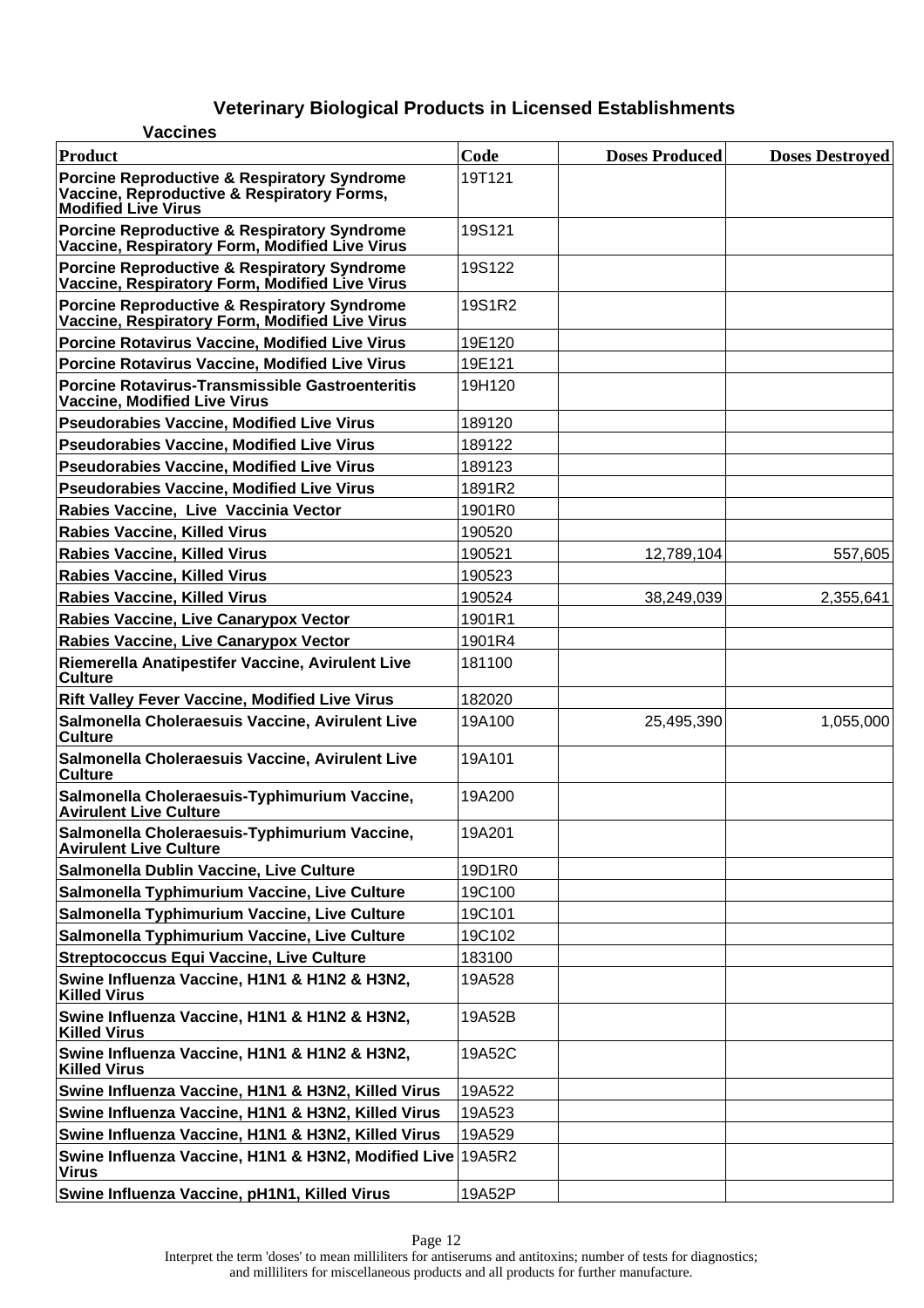# Veterinary Biological Products in Licensed Establishments

## Vaccines

| Product | Code | Doses Produced | Doses Destroyed |
|---|---|---|---|
| Porcine Reproductive & Respiratory Syndrome Vaccine, Reproductive & Respiratory Forms, Modified Live Virus | 19T121 | | |
| Porcine Reproductive & Respiratory Syndrome Vaccine, Respiratory Form, Modified Live Virus | 19S121 | | |
| Porcine Reproductive & Respiratory Syndrome Vaccine, Respiratory Form, Modified Live Virus | 19S122 | | |
| Porcine Reproductive & Respiratory Syndrome Vaccine, Respiratory Form, Modified Live Virus | 19S1R2 | | |
| Porcine Rotavirus Vaccine, Modified Live Virus | 19E120 | | |
| Porcine Rotavirus Vaccine, Modified Live Virus | 19E121 | | |
| Porcine Rotavirus-Transmissible Gastroenteritis Vaccine, Modified Live Virus | 19H120 | | |
| Pseudorabies Vaccine, Modified Live Virus | 189120 | | |
| Pseudorabies Vaccine, Modified Live Virus | 189122 | | |
| Pseudorabies Vaccine, Modified Live Virus | 189123 | | |
| Pseudorabies Vaccine, Modified Live Virus | 1891R2 | | |
| Rabies Vaccine, Live Vaccinia Vector | 1901R0 | | |
| Rabies Vaccine, Killed Virus | 190520 | | |
| Rabies Vaccine, Killed Virus | 190521 | 12,789,104 | 557,605 |
| Rabies Vaccine, Killed Virus | 190523 | | |
| Rabies Vaccine, Killed Virus | 190524 | 38,249,039 | 2,355,641 |
| Rabies Vaccine, Live Canarypox Vector | 1901R1 | | |
| Rabies Vaccine, Live Canarypox Vector | 1901R4 | | |
| Riemerella Anatipestifer Vaccine, Avirulent Live Culture | 181100 | | |
| Rift Valley Fever Vaccine, Modified Live Virus | 182020 | | |
| Salmonella Choleraesuis Vaccine, Avirulent Live Culture | 19A100 | 25,495,390 | 1,055,000 |
| Salmonella Choleraesuis Vaccine, Avirulent Live Culture | 19A101 | | |
| Salmonella Choleraesuis-Typhimurium Vaccine, Avirulent Live Culture | 19A200 | | |
| Salmonella Choleraesuis-Typhimurium Vaccine, Avirulent Live Culture | 19A201 | | |
| Salmonella Dublin Vaccine, Live Culture | 19D1R0 | | |
| Salmonella Typhimurium Vaccine, Live Culture | 19C100 | | |
| Salmonella Typhimurium Vaccine, Live Culture | 19C101 | | |
| Salmonella Typhimurium Vaccine, Live Culture | 19C102 | | |
| Streptococcus Equi Vaccine, Live Culture | 183100 | | |
| Swine Influenza Vaccine, H1N1 & H1N2 & H3N2, Killed Virus | 19A528 | | |
| Swine Influenza Vaccine, H1N1 & H1N2 & H3N2, Killed Virus | 19A52B | | |
| Swine Influenza Vaccine, H1N1 & H1N2 & H3N2, Killed Virus | 19A52C | | |
| Swine Influenza Vaccine, H1N1 & H3N2, Killed Virus | 19A522 | | |
| Swine Influenza Vaccine, H1N1 & H3N2, Killed Virus | 19A523 | | |
| Swine Influenza Vaccine, H1N1 & H3N2, Killed Virus | 19A529 | | |
| Swine Influenza Vaccine, H1N1 & H3N2, Modified Live Virus | 19A5R2 | | |
| Swine Influenza Vaccine, pH1N1, Killed Virus | 19A52P | | |

Interpret the term 'doses' to mean milliliters for antiserums and antitoxins; number of tests for diagnostics; and milliliters for miscellaneous products and all products for further manufacture.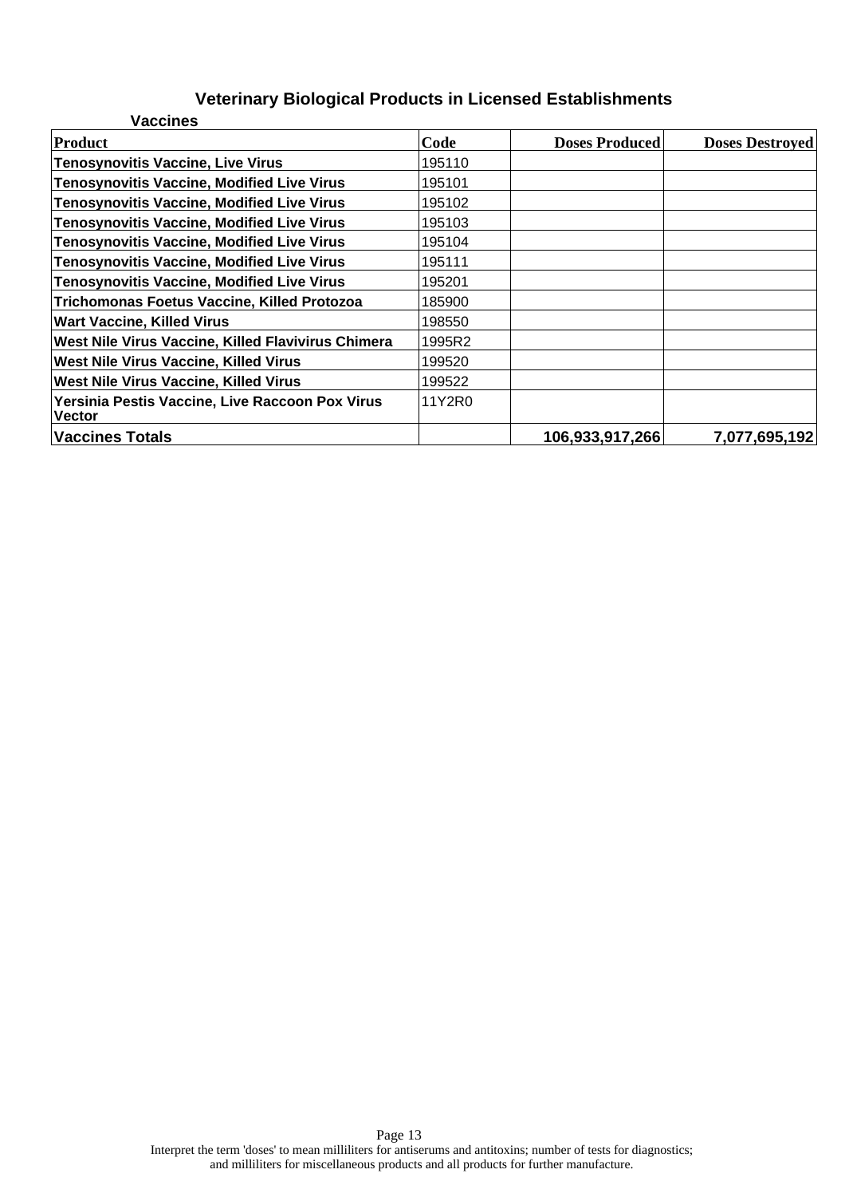# Veterinary Biological Products in Licensed Establishments

## Vaccines

| Product | Code | Doses Produced | Doses Destroyed |
| --- | --- | --- | --- |
| Tenosynovitis Vaccine, Live Virus | 195110 | | |
| Tenosynovitis Vaccine, Modified Live Virus | 195101 | | |
| Tenosynovitis Vaccine, Modified Live Virus | 195102 | | |
| Tenosynovitis Vaccine, Modified Live Virus | 195103 | | |
| Tenosynovitis Vaccine, Modified Live Virus | 195104 | | |
| Tenosynovitis Vaccine, Modified Live Virus | 195111 | | |
| Tenosynovitis Vaccine, Modified Live Virus | 195201 | | |
| Trichomonas Foetus Vaccine, Killed Protozoa | 185900 | | |
| Wart Vaccine, Killed Virus | 198550 | | |
| West Nile Virus Vaccine, Killed Flavivirus Chimera | 1995R2 | | |
| West Nile Virus Vaccine, Killed Virus | 199520 | | |
| West Nile Virus Vaccine, Killed Virus | 199522 | | |
| Yersinia Pestis Vaccine, Live Raccoon Pox Virus Vector | 11Y2R0 | | |
| **Vaccines Totals** | | **106,933,917,266** | **7,077,695,192** |

Interpret the term 'doses' to mean milliliters for antiserums and antitoxins; number of tests for diagnostics; and milliliters for miscellaneous products and all products for further manufacture.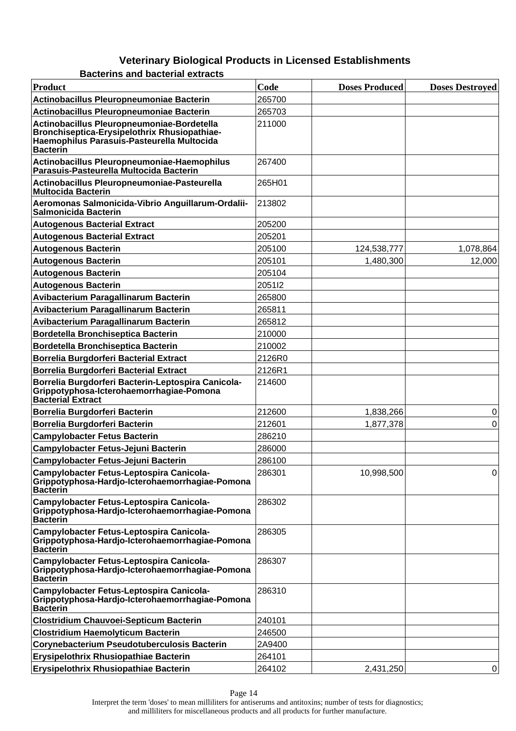# Veterinary Biological Products in Licensed Establishments

## Bacterins and bacterial extracts

| Product | Code | Doses Produced | Doses Destroyed |
|---|---|---|---|
| **Actinobacillus Pleuropneumoniae Bacterin** | 265700 | | |
| **Actinobacillus Pleuropneumoniae Bacterin** | 265703 | | |
| **Actinobacillus Pleuropneumoniae-Bordetella Bronchiseptica-Erysipelothrix Rhusiopathiae-Haemophilus Parasuis-Pasteurella Multocida Bacterin** | 211000 | | |
| **Actinobacillus Pleuropneumoniae-Haemophilus Parasuis-Pasteurella Multocida Bacterin** | 267400 | | |
| **Actinobacillus Pleuropneumoniae-Pasteurella Multocida Bacterin** | 265H01 | | |
| **Aeromonas Salmonicida-Vibrio Anguillarum-Ordalii-Salmonicida Bacterin** | 213802 | | |
| **Autogenous Bacterial Extract** | 205200 | | |
| **Autogenous Bacterial Extract** | 205201 | | |
| **Autogenous Bacterin** | 205100 | 124,538,777 | 1,078,864 |
| **Autogenous Bacterin** | 205101 | 1,480,300 | 12,000 |
| **Autogenous Bacterin** | 205104 | | |
| **Autogenous Bacterin** | 2051I2 | | |
| **Avibacterium Paragallinarum Bacterin** | 265800 | | |
| **Avibacterium Paragallinarum Bacterin** | 265811 | | |
| **Avibacterium Paragallinarum Bacterin** | 265812 | | |
| **Bordetella Bronchiseptica Bacterin** | 210000 | | |
| **Bordetella Bronchiseptica Bacterin** | 210002 | | |
| **Borrelia Burgdorferi Bacterial Extract** | 2126R0 | | |
| **Borrelia Burgdorferi Bacterial Extract** | 2126R1 | | |
| **Borrelia Burgdorferi Bacterin-Leptospira Canicola-Grippotyphosa-Icterohaemorrhagiae-Pomona Bacterial Extract** | 214600 | | |
| **Borrelia Burgdorferi Bacterin** | 212600 | 1,838,266 | 0 |
| **Borrelia Burgdorferi Bacterin** | 212601 | 1,877,378 | 0 |
| **Campylobacter Fetus Bacterin** | 286210 | | |
| **Campylobacter Fetus-Jejuni Bacterin** | 286000 | | |
| **Campylobacter Fetus-Jejuni Bacterin** | 286100 | | |
| **Campylobacter Fetus-Leptospira Canicola-Grippotyphosa-Hardjo-Icterohaemorrhagiae-Pomona Bacterin** | 286301 | 10,998,500 | 0 |
| **Campylobacter Fetus-Leptospira Canicola-Grippotyphosa-Hardjo-Icterohaemorrhagiae-Pomona Bacterin** | 286302 | | |
| **Campylobacter Fetus-Leptospira Canicola-Grippotyphosa-Hardjo-Icterohaemorrhagiae-Pomona Bacterin** | 286305 | | |
| **Campylobacter Fetus-Leptospira Canicola-Grippotyphosa-Hardjo-Icterohaemorrhagiae-Pomona Bacterin** | 286307 | | |
| **Campylobacter Fetus-Leptospira Canicola-Grippotyphosa-Hardjo-Icterohaemorrhagiae-Pomona Bacterin** | 286310 | | |
| **Clostridium Chauvoei-Septicum Bacterin** | 240101 | | |
| **Clostridium Haemolyticum Bacterin** | 246500 | | |
| **Corynebacterium Pseudotuberculosis Bacterin** | 2A9400 | | |
| **Erysipelothrix Rhusiopathiae Bacterin** | 264101 | | |
| **Erysipelothrix Rhusiopathiae Bacterin** | 264102 | 2,431,250 | 0 |

Interpret the term 'doses' to mean milliliters for antiserums and antitoxins; number of tests for diagnostics; and milliliters for miscellaneous products and all products for further manufacture.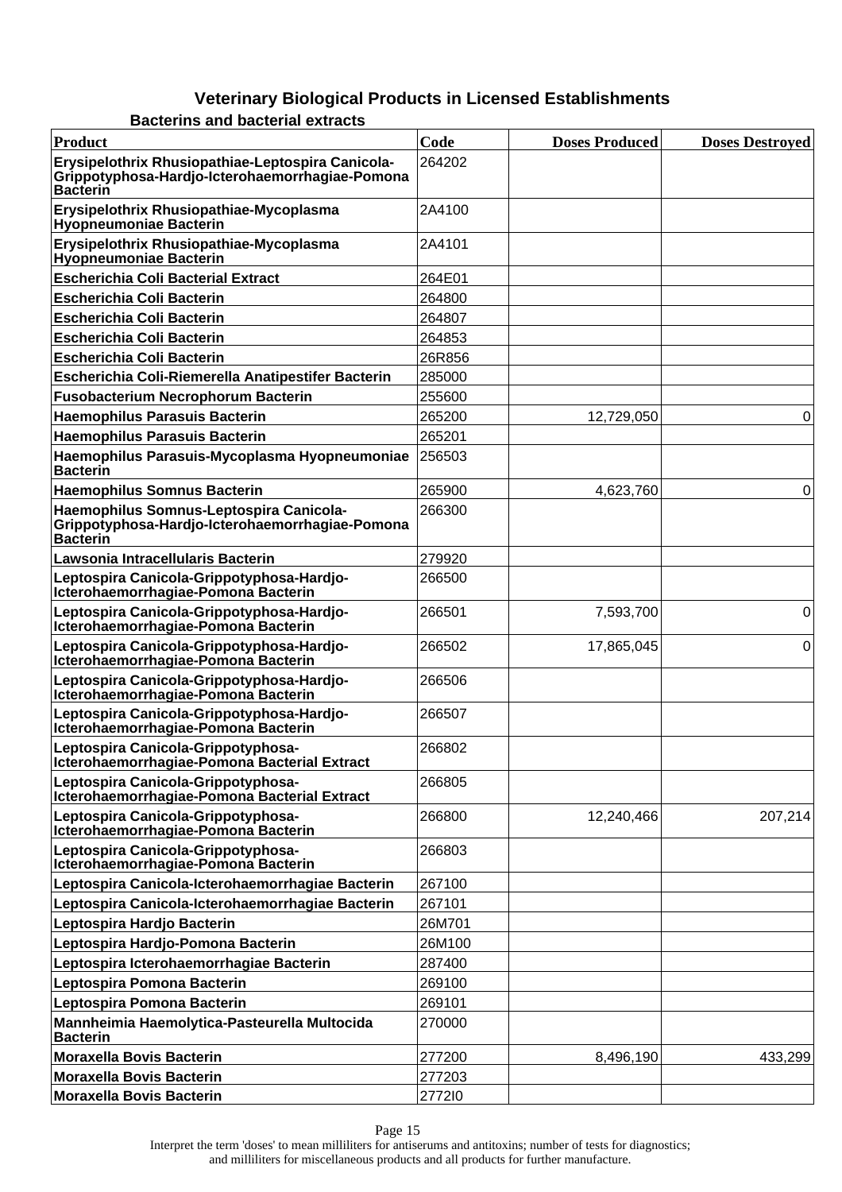## Veterinary Biological Products in Licensed Establishments

### Bacterins and bacterial extracts

| Product | Code | Doses Produced | Doses Destroyed |
|---|---|---|---|
| Erysipelothrix Rhusiopathiae-Leptospira Canicola-Grippotyphosa-Hardjo-Icterohaemorrhagiae-Pomona Bacterin | 264202 | | |
| Erysipelothrix Rhusiopathiae-Mycoplasma Hyopneumoniae Bacterin | 2A4100 | | |
| Erysipelothrix Rhusiopathiae-Mycoplasma Hyopneumoniae Bacterin | 2A4101 | | |
| Escherichia Coli Bacterial Extract | 264E01 | | |
| Escherichia Coli Bacterin | 264800 | | |
| Escherichia Coli Bacterin | 264807 | | |
| Escherichia Coli Bacterin | 264853 | | |
| Escherichia Coli Bacterin | 26R856 | | |
| Escherichia Coli-Riemerella Anatipestifer Bacterin | 285000 | | |
| Fusobacterium Necrophorum Bacterin | 255600 | | |
| Haemophilus Parasuis Bacterin | 265200 | 12,729,050 | 0 |
| Haemophilus Parasuis Bacterin | 265201 | | |
| Haemophilus Parasuis-Mycoplasma Hyopneumoniae Bacterin | 256503 | | |
| Haemophilus Somnus Bacterin | 265900 | 4,623,760 | 0 |
| Haemophilus Somnus-Leptospira Canicola-Grippotyphosa-Hardjo-Icterohaemorrhagiae-Pomona Bacterin | 266300 | | |
| Lawsonia Intracellularis Bacterin | 279920 | | |
| Leptospira Canicola-Grippotyphosa-Hardjo-Icterohaemorrhagiae-Pomona Bacterin | 266500 | | |
| Leptospira Canicola-Grippotyphosa-Hardjo-Icterohaemorrhagiae-Pomona Bacterin | 266501 | 7,593,700 | 0 |
| Leptospira Canicola-Grippotyphosa-Hardjo-Icterohaemorrhagiae-Pomona Bacterin | 266502 | 17,865,045 | 0 |
| Leptospira Canicola-Grippotyphosa-Hardjo-Icterohaemorrhagiae-Pomona Bacterin | 266506 | | |
| Leptospira Canicola-Grippotyphosa-Hardjo-Icterohaemorrhagiae-Pomona Bacterin | 266507 | | |
| Leptospira Canicola-Grippotyphosa-Icterohaemorrhagiae-Pomona Bacterial Extract | 266802 | | |
| Leptospira Canicola-Grippotyphosa-Icterohaemorrhagiae-Pomona Bacterial Extract | 266805 | | |
| Leptospira Canicola-Grippotyphosa-Icterohaemorrhagiae-Pomona Bacterin | 266800 | 12,240,466 | 207,214 |
| Leptospira Canicola-Grippotyphosa-Icterohaemorrhagiae-Pomona Bacterin | 266803 | | |
| Leptospira Canicola-Icterohaemorrhagiae Bacterin | 267100 | | |
| Leptospira Canicola-Icterohaemorrhagiae Bacterin | 267101 | | |
| Leptospira Hardjo Bacterin | 26M701 | | |
| Leptospira Hardjo-Pomona Bacterin | 26M100 | | |
| Leptospira Icterohaemorrhagiae Bacterin | 287400 | | |
| Leptospira Pomona Bacterin | 269100 | | |
| Leptospira Pomona Bacterin | 269101 | | |
| Mannheimia Haemolytica-Pasteurella Multocida Bacterin | 270000 | | |
| Moraxella Bovis Bacterin | 277200 | 8,496,190 | 433,299 |
| Moraxella Bovis Bacterin | 277203 | | |
| Moraxella Bovis Bacterin | 2772I0 | | |

Interpret the term 'doses' to mean milliliters for antiserums and antitoxins; number of tests for diagnostics; and milliliters for miscellaneous products and all products for further manufacture.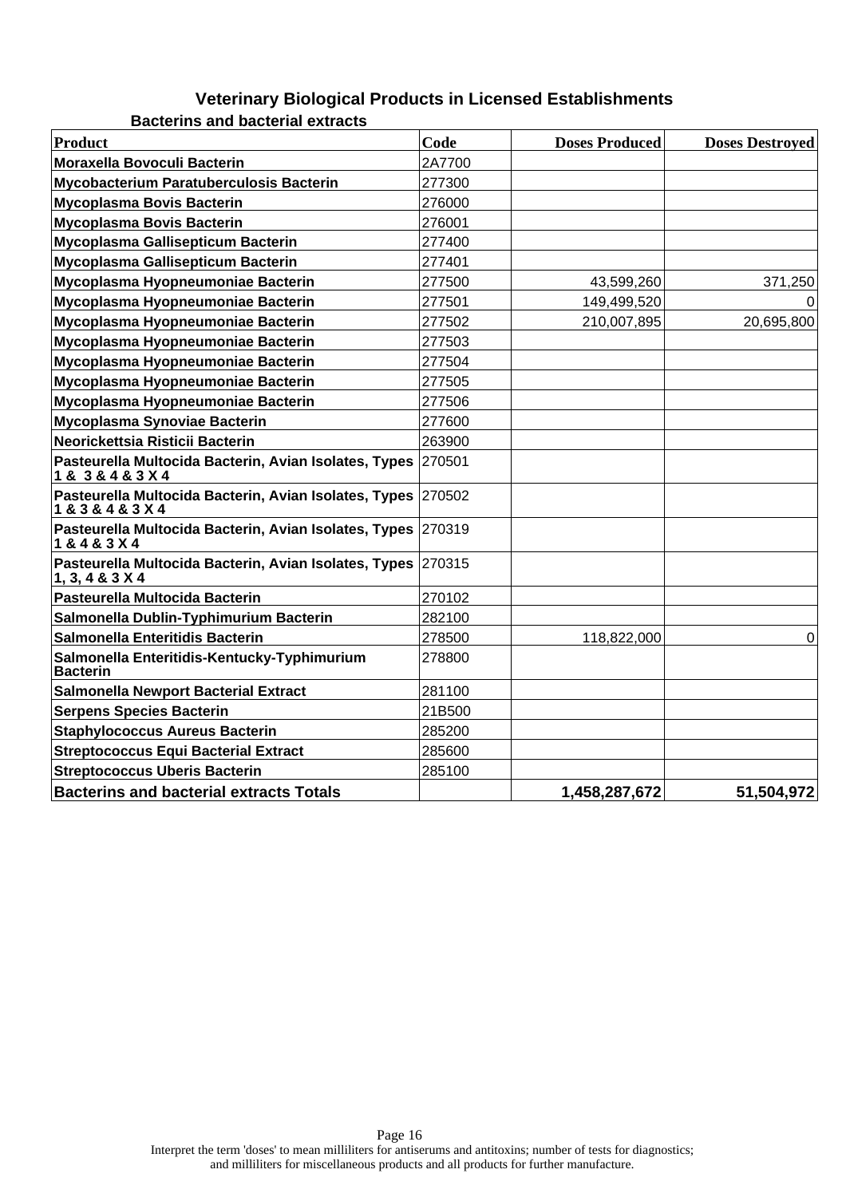# Veterinary Biological Products in Licensed Establishments

## Bacterins and bacterial extracts

| Product | Code | Doses Produced | Doses Destroyed |
|---|---|---|---|
| Moraxella Bovoculi Bacterin | 2A7700 | | |
| Mycobacterium Paratuberculosis Bacterin | 277300 | | |
| Mycoplasma Bovis Bacterin | 276000 | | |
| Mycoplasma Bovis Bacterin | 276001 | | |
| Mycoplasma Gallisepticum Bacterin | 277400 | | |
| Mycoplasma Gallisepticum Bacterin | 277401 | | |
| Mycoplasma Hyopneumoniae Bacterin | 277500 | 43,599,260 | 371,250 |
| Mycoplasma Hyopneumoniae Bacterin | 277501 | 149,499,520 | 0 |
| Mycoplasma Hyopneumoniae Bacterin | 277502 | 210,007,895 | 20,695,800 |
| Mycoplasma Hyopneumoniae Bacterin | 277503 | | |
| Mycoplasma Hyopneumoniae Bacterin | 277504 | | |
| Mycoplasma Hyopneumoniae Bacterin | 277505 | | |
| Mycoplasma Hyopneumoniae Bacterin | 277506 | | |
| Mycoplasma Synoviae Bacterin | 277600 | | |
| Neorickettsia Risticii Bacterin | 263900 | | |
| Pasteurella Multocida Bacterin, Avian Isolates, Types 1 & 3 & 4 & 3 X 4 | 270501 | | |
| Pasteurella Multocida Bacterin, Avian Isolates, Types 1 & 3 & 4 & 3 X 4 | 270502 | | |
| Pasteurella Multocida Bacterin, Avian Isolates, Types 1 & 4 & 3 X 4 | 270319 | | |
| Pasteurella Multocida Bacterin, Avian Isolates, Types 1, 3, 4 & 3 X 4 | 270315 | | |
| Pasteurella Multocida Bacterin | 270102 | | |
| Salmonella Dublin-Typhimurium Bacterin | 282100 | | |
| Salmonella Enteritidis Bacterin | 278500 | 118,822,000 | 0 |
| Salmonella Enteritidis-Kentucky-Typhimurium Bacterin | 278800 | | |
| Salmonella Newport Bacterial Extract | 281100 | | |
| Serpens Species Bacterin | 21B500 | | |
| Staphylococcus Aureus Bacterin | 285200 | | |
| Streptococcus Equi Bacterial Extract | 285600 | | |
| Streptococcus Uberis Bacterin | 285100 | | |
| **Bacterins and bacterial extracts Totals** | | **1,458,287,672** | **51,504,972** |

Interpret the term 'doses' to mean milliliters for antiserums and antitoxins; number of tests for diagnostics; and milliliters for miscellaneous products and all products for further manufacture.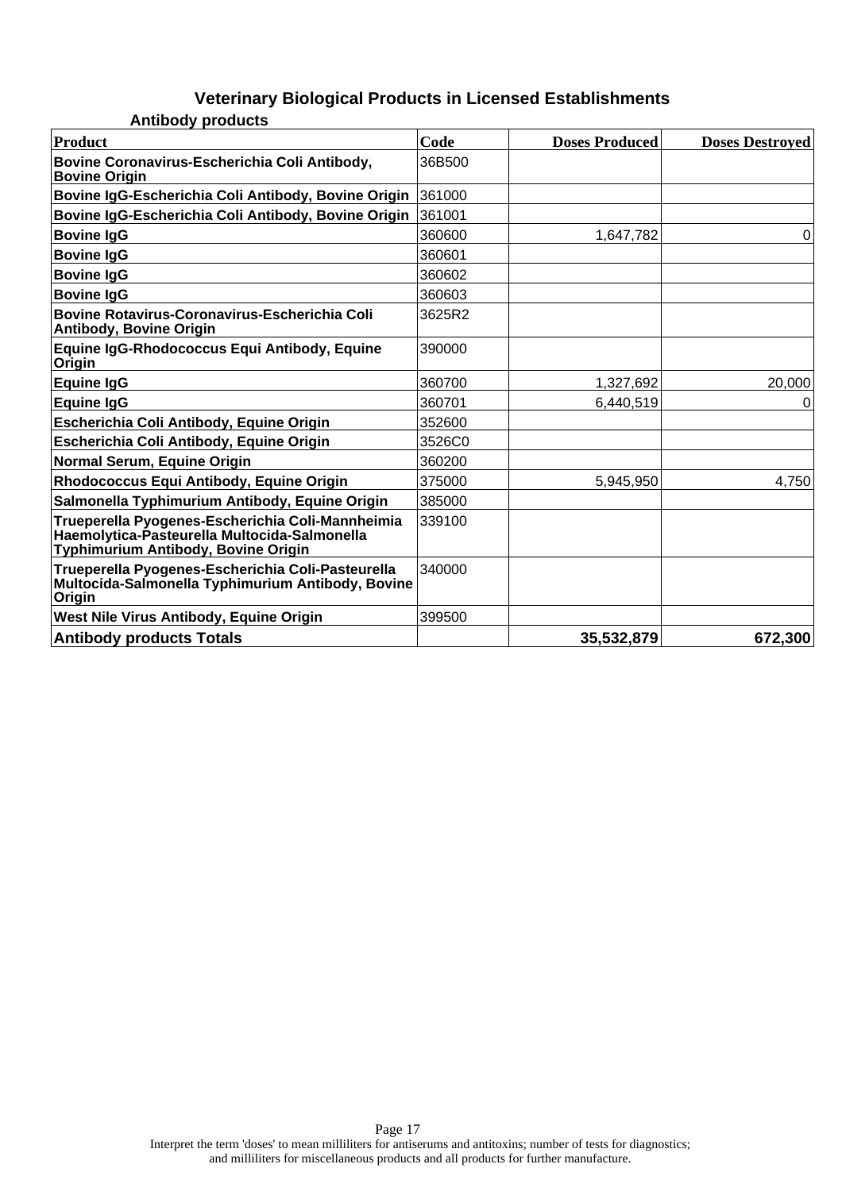# Veterinary Biological Products in Licensed Establishments

## Antibody products

| Product | Code | Doses Produced | Doses Destroyed |
|---|---|---|---|
| Bovine Coronavirus-Escherichia Coli Antibody, Bovine Origin | 36B500 | | |
| Bovine IgG-Escherichia Coli Antibody, Bovine Origin | 361000 | | |
| Bovine IgG-Escherichia Coli Antibody, Bovine Origin | 361001 | | |
| Bovine IgG | 360600 | 1,647,782 | 0 |
| Bovine IgG | 360601 | | |
| Bovine IgG | 360602 | | |
| Bovine IgG | 360603 | | |
| Bovine Rotavirus-Coronavirus-Escherichia Coli Antibody, Bovine Origin | 3625R2 | | |
| Equine IgG-Rhodococcus Equi Antibody, Equine Origin | 390000 | | |
| Equine IgG | 360700 | 1,327,692 | 20,000 |
| Equine IgG | 360701 | 6,440,519 | 0 |
| Escherichia Coli Antibody, Equine Origin | 352600 | | |
| Escherichia Coli Antibody, Equine Origin | 3526C0 | | |
| Normal Serum, Equine Origin | 360200 | | |
| Rhodococcus Equi Antibody, Equine Origin | 375000 | 5,945,950 | 4,750 |
| Salmonella Typhimurium Antibody, Equine Origin | 385000 | | |
| Trueperella Pyogenes-Escherichia Coli-Mannheimia Haemolytica-Pasteurella Multocida-Salmonella Typhimurium Antibody, Bovine Origin | 339100 | | |
| Trueperella Pyogenes-Escherichia Coli-Pasteurella Multocida-Salmonella Typhimurium Antibody, Bovine Origin | 340000 | | |
| West Nile Virus Antibody, Equine Origin | 399500 | | |
| **Antibody products Totals** | | **35,532,879** | **672,300** |

Interpret the term 'doses' to mean milliliters for antiserums and antitoxins; number of tests for diagnostics; and milliliters for miscellaneous products and all products for further manufacture.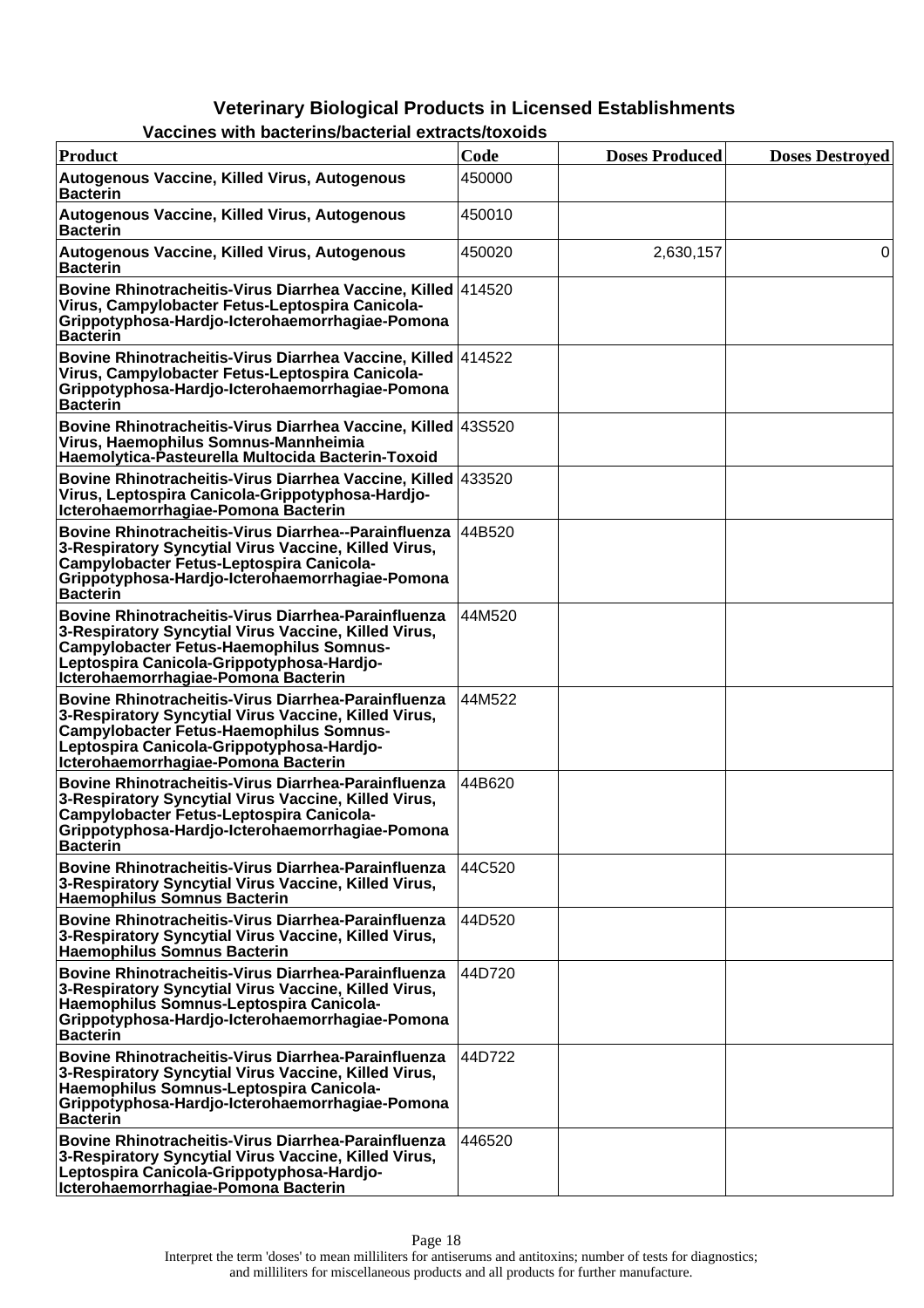## Veterinary Biological Products in Licensed Establishments

### Vaccines with bacterins/bacterial extracts/toxoids

| Product | Code | Doses Produced | Doses Destroyed |
|---|---|---|---|
| Autogenous Vaccine, Killed Virus, Autogenous Bacterin | 450000 | | |
| Autogenous Vaccine, Killed Virus, Autogenous Bacterin | 450010 | | |
| Autogenous Vaccine, Killed Virus, Autogenous Bacterin | 450020 | 2,630,157 | 0 |
| Bovine Rhinotracheitis-Virus Diarrhea Vaccine, Killed Virus, Campylobacter Fetus-Leptospira Canicola-Grippotyphosa-Hardjo-Icterohaemorrhagiae-Pomona Bacterin | 414520 | | |
| Bovine Rhinotracheitis-Virus Diarrhea Vaccine, Killed Virus, Campylobacter Fetus-Leptospira Canicola-Grippotyphosa-Hardjo-Icterohaemorrhagiae-Pomona Bacterin | 414522 | | |
| Bovine Rhinotracheitis-Virus Diarrhea Vaccine, Killed Virus, Haemophilus Somnus-Mannheimia Haemolytica-Pasteurella Multocida Bacterin-Toxoid | 43S520 | | |
| Bovine Rhinotracheitis-Virus Diarrhea Vaccine, Killed Virus, Leptospira Canicola-Grippotyphosa-Hardjo-Icterohaemorrhagiae-Pomona Bacterin | 433520 | | |
| Bovine Rhinotracheitis-Virus Diarrhea--Parainfluenza 3-Respiratory Syncytial Virus Vaccine, Killed Virus, Campylobacter Fetus-Leptospira Canicola-Grippotyphosa-Hardjo-Icterohaemorrhagiae-Pomona Bacterin | 44B520 | | |
| Bovine Rhinotracheitis-Virus Diarrhea-Parainfluenza 3-Respiratory Syncytial Virus Vaccine, Killed Virus, Campylobacter Fetus-Haemophilus Somnus-Leptospira Canicola-Grippotyphosa-Hardjo-Icterohaemorrhagiae-Pomona Bacterin | 44M520 | | |
| Bovine Rhinotracheitis-Virus Diarrhea-Parainfluenza 3-Respiratory Syncytial Virus Vaccine, Killed Virus, Campylobacter Fetus-Haemophilus Somnus-Leptospira Canicola-Grippotyphosa-Hardjo-Icterohaemorrhagiae-Pomona Bacterin | 44M522 | | |
| Bovine Rhinotracheitis-Virus Diarrhea-Parainfluenza 3-Respiratory Syncytial Virus Vaccine, Killed Virus, Campylobacter Fetus-Leptospira Canicola-Grippotyphosa-Hardjo-Icterohaemorrhagiae-Pomona Bacterin | 44B620 | | |
| Bovine Rhinotracheitis-Virus Diarrhea-Parainfluenza 3-Respiratory Syncytial Virus Vaccine, Killed Virus, Haemophilus Somnus Bacterin | 44C520 | | |
| Bovine Rhinotracheitis-Virus Diarrhea-Parainfluenza 3-Respiratory Syncytial Virus Vaccine, Killed Virus, Haemophilus Somnus Bacterin | 44D520 | | |
| Bovine Rhinotracheitis-Virus Diarrhea-Parainfluenza 3-Respiratory Syncytial Virus Vaccine, Killed Virus, Haemophilus Somnus-Leptospira Canicola-Grippotyphosa-Hardjo-Icterohaemorrhagiae-Pomona Bacterin | 44D720 | | |
| Bovine Rhinotracheitis-Virus Diarrhea-Parainfluenza 3-Respiratory Syncytial Virus Vaccine, Killed Virus, Haemophilus Somnus-Leptospira Canicola-Grippotyphosa-Hardjo-Icterohaemorrhagiae-Pomona Bacterin | 44D722 | | |
| Bovine Rhinotracheitis-Virus Diarrhea-Parainfluenza 3-Respiratory Syncytial Virus Vaccine, Killed Virus, Leptospira Canicola-Grippotyphosa-Hardjo-Icterohaemorrhagiae-Pomona Bacterin | 446520 | | |

Interpret the term 'doses' to mean milliliters for antiserums and antitoxins; number of tests for diagnostics; and milliliters for miscellaneous products and all products for further manufacture.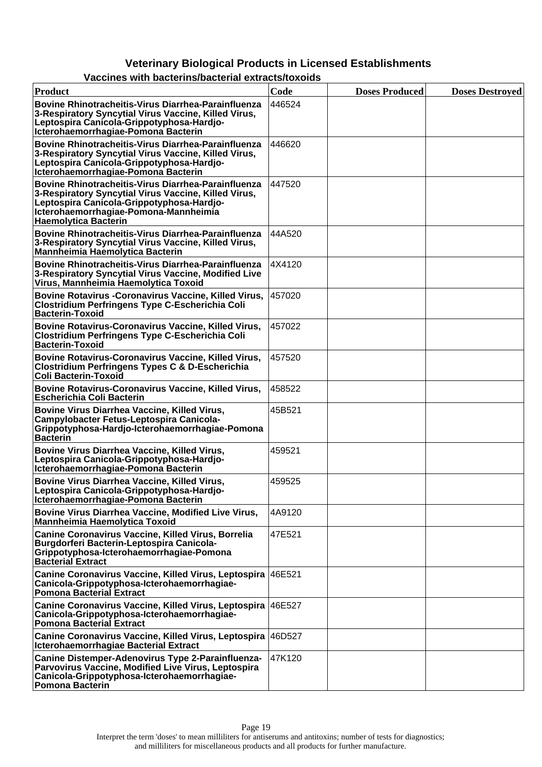## Veterinary Biological Products in Licensed Establishments

### Vaccines with bacterins/bacterial extracts/toxoids

| Product | Code | Doses Produced | Doses Destroyed |
|---|---|---|---|
| Bovine Rhinotracheitis-Virus Diarrhea-Parainfluenza 3-Respiratory Syncytial Virus Vaccine, Killed Virus, Leptospira Canicola-Grippotyphosa-Hardjo-Icterohaemorrhagiae-Pomona Bacterin | 446524 | | |
| Bovine Rhinotracheitis-Virus Diarrhea-Parainfluenza 3-Respiratory Syncytial Virus Vaccine, Killed Virus, Leptospira Canicola-Grippotyphosa-Hardjo-Icterohaemorrhagiae-Pomona Bacterin | 446620 | | |
| Bovine Rhinotracheitis-Virus Diarrhea-Parainfluenza 3-Respiratory Syncytial Virus Vaccine, Killed Virus, Leptospira Canicola-Grippotyphosa-Hardjo-Icterohaemorrhagiae-Pomona-Mannheimia Haemolytica Bacterin | 447520 | | |
| Bovine Rhinotracheitis-Virus Diarrhea-Parainfluenza 3-Respiratory Syncytial Virus Vaccine, Killed Virus, Mannheimia Haemolytica Bacterin | 44A520 | | |
| Bovine Rhinotracheitis-Virus Diarrhea-Parainfluenza 3-Respiratory Syncytial Virus Vaccine, Modified Live Virus, Mannheimia Haemolytica Toxoid | 4X4120 | | |
| Bovine Rotavirus -Coronavirus Vaccine, Killed Virus, Clostridium Perfringens Type C-Escherichia Coli Bacterin-Toxoid | 457020 | | |
| Bovine Rotavirus-Coronavirus Vaccine, Killed Virus, Clostridium Perfringens Type C-Escherichia Coli Bacterin-Toxoid | 457022 | | |
| Bovine Rotavirus-Coronavirus Vaccine, Killed Virus, Clostridium Perfringens Types C & D-Escherichia Coli Bacterin-Toxoid | 457520 | | |
| Bovine Rotavirus-Coronavirus Vaccine, Killed Virus, Escherichia Coli Bacterin | 458522 | | |
| Bovine Virus Diarrhea Vaccine, Killed Virus, Campylobacter Fetus-Leptospira Canicola-Grippotyphosa-Hardjo-Icterohaemorrhagiae-Pomona Bacterin | 45B521 | | |
| Bovine Virus Diarrhea Vaccine, Killed Virus, Leptospira Canicola-Grippotyphosa-Hardjo-Icterohaemorrhagiae-Pomona Bacterin | 459521 | | |
| Bovine Virus Diarrhea Vaccine, Killed Virus, Leptospira Canicola-Grippotyphosa-Hardjo-Icterohaemorrhagiae-Pomona Bacterin | 459525 | | |
| Bovine Virus Diarrhea Vaccine, Modified Live Virus, Mannheimia Haemolytica Toxoid | 4A9120 | | |
| Canine Coronavirus Vaccine, Killed Virus, Borrelia Burgdorferi Bacterin-Leptospira Canicola-Grippotyphosa-Icterohaemorrhagiae-Pomona Bacterial Extract | 47E521 | | |
| Canine Coronavirus Vaccine, Killed Virus, Leptospira Canicola-Grippotyphosa-Icterohaemorrhagiae-Pomona Bacterial Extract | 46E521 | | |
| Canine Coronavirus Vaccine, Killed Virus, Leptospira Canicola-Grippotyphosa-Icterohaemorrhagiae-Pomona Bacterial Extract | 46E527 | | |
| Canine Coronavirus Vaccine, Killed Virus, Leptospira Icterohaemorrhagiae Bacterial Extract | 46D527 | | |
| Canine Distemper-Adenovirus Type 2-Parainfluenza-Parvovirus Vaccine, Modified Live Virus, Leptospira Canicola-Grippotyphosa-Icterohaemorrhagiae-Pomona Bacterin | 47K120 | | |

Interpret the term 'doses' to mean milliliters for antiserums and antitoxins; number of tests for diagnostics; and milliliters for miscellaneous products and all products for further manufacture.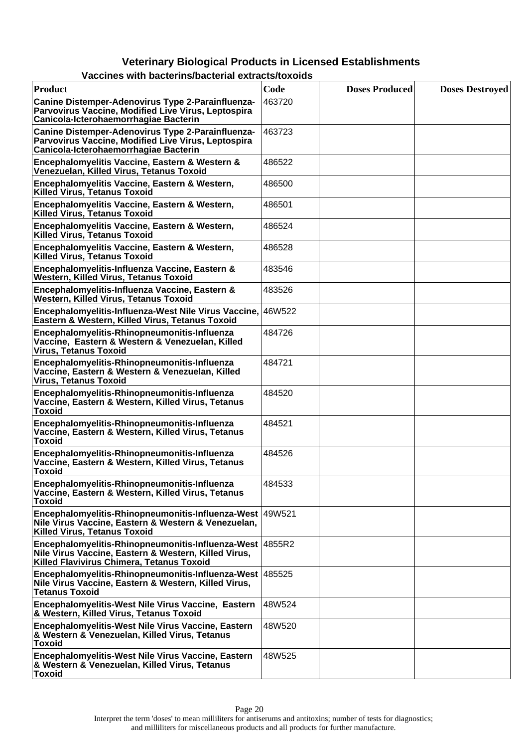# Veterinary Biological Products in Licensed Establishments

## Vaccines with bacterins/bacterial extracts/toxoids

| Product | Code | Doses Produced | Doses Destroyed |
|---|---|---|---|
| Canine Distemper-Adenovirus Type 2-Parainfluenza-Parvovirus Vaccine, Modified Live Virus, Leptospira Canicola-Icterohaemorrhagiae Bacterin | 463720 | | |
| Canine Distemper-Adenovirus Type 2-Parainfluenza-Parvovirus Vaccine, Modified Live Virus, Leptospira Canicola-Icterohaemorrhagiae Bacterin | 463723 | | |
| Encephalomyelitis Vaccine, Eastern & Western & Venezuelan, Killed Virus, Tetanus Toxoid | 486522 | | |
| Encephalomyelitis Vaccine, Eastern & Western, Killed Virus, Tetanus Toxoid | 486500 | | |
| Encephalomyelitis Vaccine, Eastern & Western, Killed Virus, Tetanus Toxoid | 486501 | | |
| Encephalomyelitis Vaccine, Eastern & Western, Killed Virus, Tetanus Toxoid | 486524 | | |
| Encephalomyelitis Vaccine, Eastern & Western, Killed Virus, Tetanus Toxoid | 486528 | | |
| Encephalomyelitis-Influenza Vaccine, Eastern & Western, Killed Virus, Tetanus Toxoid | 483546 | | |
| Encephalomyelitis-Influenza Vaccine, Eastern & Western, Killed Virus, Tetanus Toxoid | 483526 | | |
| Encephalomyelitis-Influenza-West Nile Virus Vaccine, Eastern & Western, Killed Virus, Tetanus Toxoid | 46W522 | | |
| Encephalomyelitis-Rhinopneumonitis-Influenza Vaccine, Eastern & Western & Venezuelan, Killed Virus, Tetanus Toxoid | 484726 | | |
| Encephalomyelitis-Rhinopneumonitis-Influenza Vaccine, Eastern & Western & Venezuelan, Killed Virus, Tetanus Toxoid | 484721 | | |
| Encephalomyelitis-Rhinopneumonitis-Influenza Vaccine, Eastern & Western, Killed Virus, Tetanus Toxoid | 484520 | | |
| Encephalomyelitis-Rhinopneumonitis-Influenza Vaccine, Eastern & Western, Killed Virus, Tetanus Toxoid | 484521 | | |
| Encephalomyelitis-Rhinopneumonitis-Influenza Vaccine, Eastern & Western, Killed Virus, Tetanus Toxoid | 484526 | | |
| Encephalomyelitis-Rhinopneumonitis-Influenza Vaccine, Eastern & Western, Killed Virus, Tetanus Toxoid | 484533 | | |
| Encephalomyelitis-Rhinopneumonitis-Influenza-West Nile Virus Vaccine, Eastern & Western & Venezuelan, Killed Virus, Tetanus Toxoid | 49W521 | | |
| Encephalomyelitis-Rhinopneumonitis-Influenza-West Nile Virus Vaccine, Eastern & Western, Killed Virus, Killed Flavivirus Chimera, Tetanus Toxoid | 4855R2 | | |
| Encephalomyelitis-Rhinopneumonitis-Influenza-West Nile Virus Vaccine, Eastern & Western, Killed Virus, Tetanus Toxoid | 485525 | | |
| Encephalomyelitis-West Nile Virus Vaccine, Eastern & Western, Killed Virus, Tetanus Toxoid | 48W524 | | |
| Encephalomyelitis-West Nile Virus Vaccine, Eastern & Western & Venezuelan, Killed Virus, Tetanus Toxoid | 48W520 | | |
| Encephalomyelitis-West Nile Virus Vaccine, Eastern & Western & Venezuelan, Killed Virus, Tetanus Toxoid | 48W525 | | |

Interpret the term 'doses' to mean milliliters for antiserums and antitoxins; number of tests for diagnostics; and milliliters for miscellaneous products and all products for further manufacture.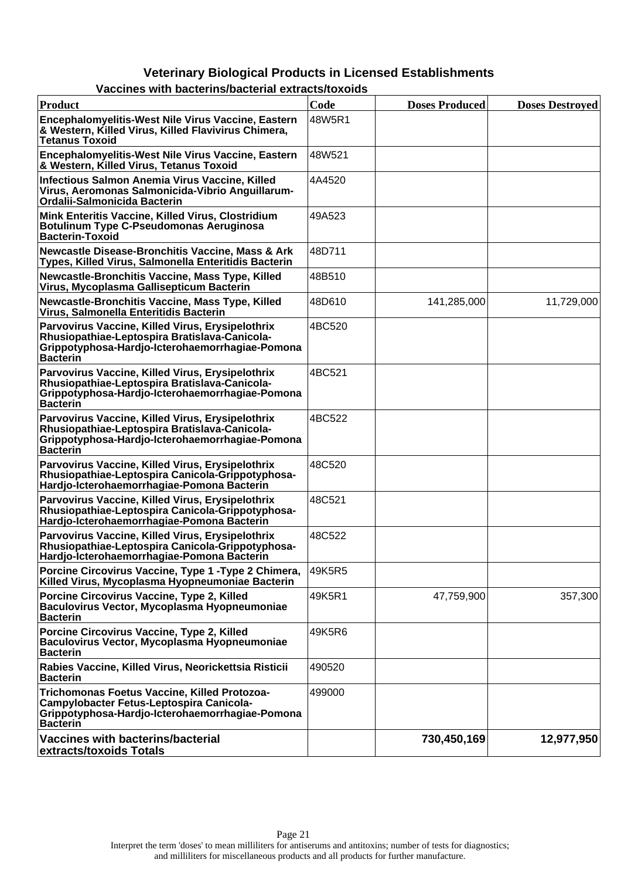## Veterinary Biological Products in Licensed Establishments

### Vaccines with bacterins/bacterial extracts/toxoids

| Product | Code | Doses Produced | Doses Destroyed |
|---|---|---|---|
| Encephalomyelitis-West Nile Virus Vaccine, Eastern & Western, Killed Virus, Killed Flavivirus Chimera, Tetanus Toxoid | 48W5R1 | | |
| Encephalomyelitis-West Nile Virus Vaccine, Eastern & Western, Killed Virus, Tetanus Toxoid | 48W521 | | |
| Infectious Salmon Anemia Virus Vaccine, Killed Virus, Aeromonas Salmonicida-Vibrio Anguillarum-Ordalii-Salmonicida Bacterin | 4A4520 | | |
| Mink Enteritis Vaccine, Killed Virus, Clostridium Botulinum Type C-Pseudomonas Aeruginosa Bacterin-Toxoid | 49A523 | | |
| Newcastle Disease-Bronchitis Vaccine, Mass & Ark Types, Killed Virus, Salmonella Enteritidis Bacterin | 48D711 | | |
| Newcastle-Bronchitis Vaccine, Mass Type, Killed Virus, Mycoplasma Gallisepticum Bacterin | 48B510 | | |
| Newcastle-Bronchitis Vaccine, Mass Type, Killed Virus, Salmonella Enteritidis Bacterin | 48D610 | 141,285,000 | 11,729,000 |
| Parvovirus Vaccine, Killed Virus, Erysipelothrix Rhusiopathiae-Leptospira Bratislava-Canicola-Grippotyphosa-Hardjo-Icterohaemorrhagiae-Pomona Bacterin | 4BC520 | | |
| Parvovirus Vaccine, Killed Virus, Erysipelothrix Rhusiopathiae-Leptospira Bratislava-Canicola-Grippotyphosa-Hardjo-Icterohaemorrhagiae-Pomona Bacterin | 4BC521 | | |
| Parvovirus Vaccine, Killed Virus, Erysipelothrix Rhusiopathiae-Leptospira Bratislava-Canicola-Grippotyphosa-Hardjo-Icterohaemorrhagiae-Pomona Bacterin | 4BC522 | | |
| Parvovirus Vaccine, Killed Virus, Erysipelothrix Rhusiopathiae-Leptospira Canicola-Grippotyphosa-Hardjo-Icterohaemorrhagiae-Pomona Bacterin | 48C520 | | |
| Parvovirus Vaccine, Killed Virus, Erysipelothrix Rhusiopathiae-Leptospira Canicola-Grippotyphosa-Hardjo-Icterohaemorrhagiae-Pomona Bacterin | 48C521 | | |
| Parvovirus Vaccine, Killed Virus, Erysipelothrix Rhusiopathiae-Leptospira Canicola-Grippotyphosa-Hardjo-Icterohaemorrhagiae-Pomona Bacterin | 48C522 | | |
| Porcine Circovirus Vaccine, Type 1 -Type 2 Chimera, Killed Virus, Mycoplasma Hyopneumoniae Bacterin | 49K5R5 | | |
| Porcine Circovirus Vaccine, Type 2, Killed Baculovirus Vector, Mycoplasma Hyopneumoniae Bacterin | 49K5R1 | 47,759,900 | 357,300 |
| Porcine Circovirus Vaccine, Type 2, Killed Baculovirus Vector, Mycoplasma Hyopneumoniae Bacterin | 49K5R6 | | |
| Rabies Vaccine, Killed Virus, Neorickettsia Risticii Bacterin | 490520 | | |
| Trichomonas Foetus Vaccine, Killed Protozoa-Campylobacter Fetus-Leptospira Canicola-Grippotyphosa-Hardjo-Icterohaemorrhagiae-Pomona Bacterin | 499000 | | |
| **Vaccines with bacterins/bacterial extracts/toxoids Totals** | | **730,450,169** | **12,977,950** |

Interpret the term 'doses' to mean milliliters for antiserums and antitoxins; number of tests for diagnostics; and milliliters for miscellaneous products and all products for further manufacture.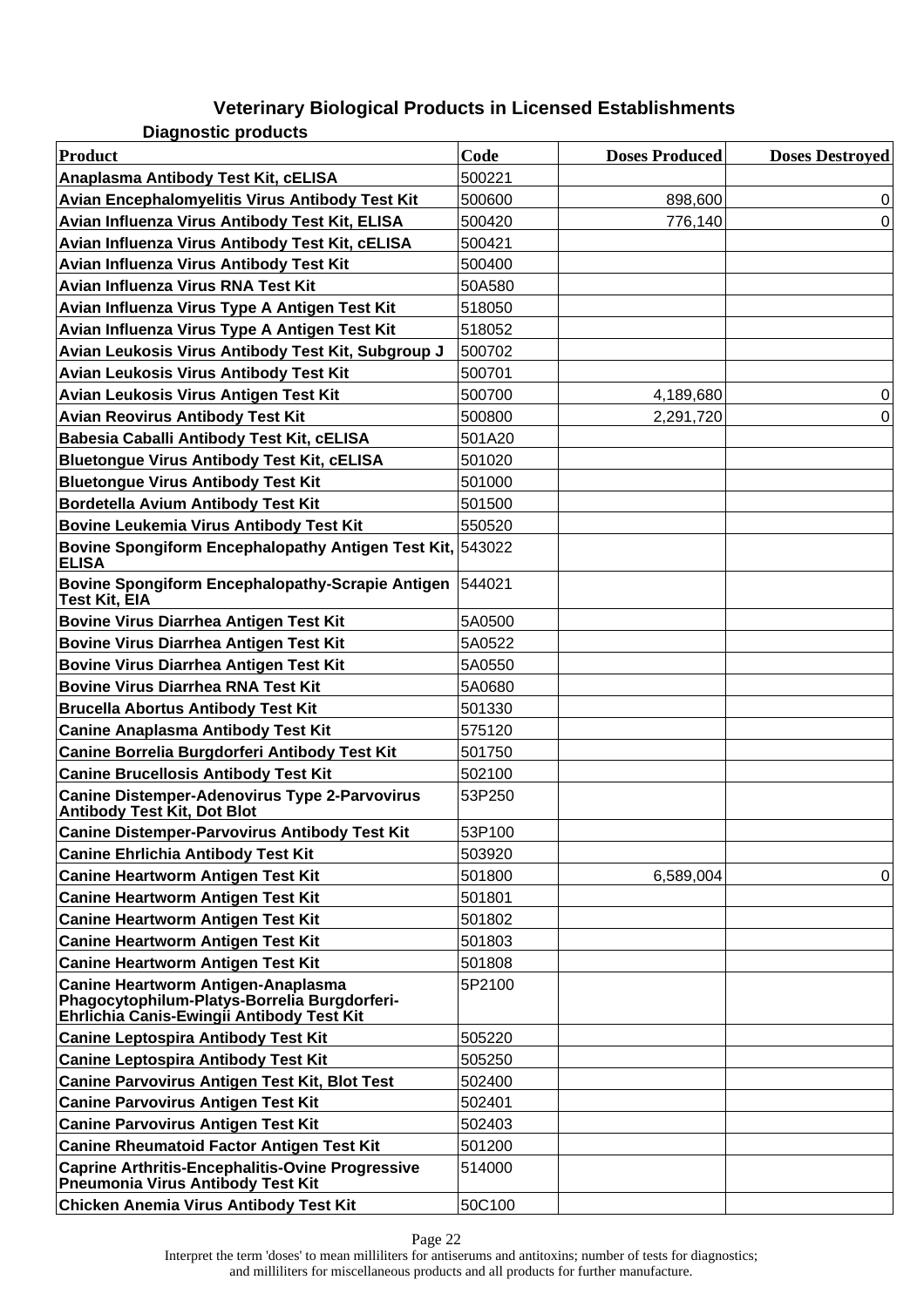## Veterinary Biological Products in Licensed Establishments

### Diagnostic products

| Product | Code | Doses Produced | Doses Destroyed |
|---|---|---|---|
| Anaplasma Antibody Test Kit, cELISA | 500221 | | |
| Avian Encephalomyelitis Virus Antibody Test Kit | 500600 | 898,600 | 0 |
| Avian Influenza Virus Antibody Test Kit, ELISA | 500420 | 776,140 | 0 |
| Avian Influenza Virus Antibody Test Kit, cELISA | 500421 | | |
| Avian Influenza Virus Antibody Test Kit | 500400 | | |
| Avian Influenza Virus RNA Test Kit | 50A580 | | |
| Avian Influenza Virus Type A Antigen Test Kit | 518050 | | |
| Avian Influenza Virus Type A Antigen Test Kit | 518052 | | |
| Avian Leukosis Virus Antibody Test Kit, Subgroup J | 500702 | | |
| Avian Leukosis Virus Antibody Test Kit | 500701 | | |
| Avian Leukosis Virus Antigen Test Kit | 500700 | 4,189,680 | 0 |
| Avian Reovirus Antibody Test Kit | 500800 | 2,291,720 | 0 |
| Babesia Caballi Antibody Test Kit, cELISA | 501A20 | | |
| Bluetongue Virus Antibody Test Kit, cELISA | 501020 | | |
| Bluetongue Virus Antibody Test Kit | 501000 | | |
| Bordetella Avium Antibody Test Kit | 501500 | | |
| Bovine Leukemia Virus Antibody Test Kit | 550520 | | |
| Bovine Spongiform Encephalopathy Antigen Test Kit, ELISA | 543022 | | |
| Bovine Spongiform Encephalopathy-Scrapie Antigen Test Kit, EIA | 544021 | | |
| Bovine Virus Diarrhea Antigen Test Kit | 5A0500 | | |
| Bovine Virus Diarrhea Antigen Test Kit | 5A0522 | | |
| Bovine Virus Diarrhea Antigen Test Kit | 5A0550 | | |
| Bovine Virus Diarrhea RNA Test Kit | 5A0680 | | |
| Brucella Abortus Antibody Test Kit | 501330 | | |
| Canine Anaplasma Antibody Test Kit | 575120 | | |
| Canine Borrelia Burgdorferi Antibody Test Kit | 501750 | | |
| Canine Brucellosis Antibody Test Kit | 502100 | | |
| Canine Distemper-Adenovirus Type 2-Parvovirus Antibody Test Kit, Dot Blot | 53P250 | | |
| Canine Distemper-Parvovirus Antibody Test Kit | 53P100 | | |
| Canine Ehrlichia Antibody Test Kit | 503920 | | |
| Canine Heartworm Antigen Test Kit | 501800 | 6,589,004 | 0 |
| Canine Heartworm Antigen Test Kit | 501801 | | |
| Canine Heartworm Antigen Test Kit | 501802 | | |
| Canine Heartworm Antigen Test Kit | 501803 | | |
| Canine Heartworm Antigen Test Kit | 501808 | | |
| Canine Heartworm Antigen-Anaplasma Phagocytophilum-Platys-Borrelia Burgdorferi-Ehrlichia Canis-Ewingii Antibody Test Kit | 5P2100 | | |
| Canine Leptospira Antibody Test Kit | 505220 | | |
| Canine Leptospira Antibody Test Kit | 505250 | | |
| Canine Parvovirus Antigen Test Kit, Blot Test | 502400 | | |
| Canine Parvovirus Antigen Test Kit | 502401 | | |
| Canine Parvovirus Antigen Test Kit | 502403 | | |
| Canine Rheumatoid Factor Antigen Test Kit | 501200 | | |
| Caprine Arthritis-Encephalitis-Ovine Progressive Pneumonia Virus Antibody Test Kit | 514000 | | |
| Chicken Anemia Virus Antibody Test Kit | 50C100 | | |

Interpret the term 'doses' to mean milliliters for antiserums and antitoxins; number of tests for diagnostics; and milliliters for miscellaneous products and all products for further manufacture.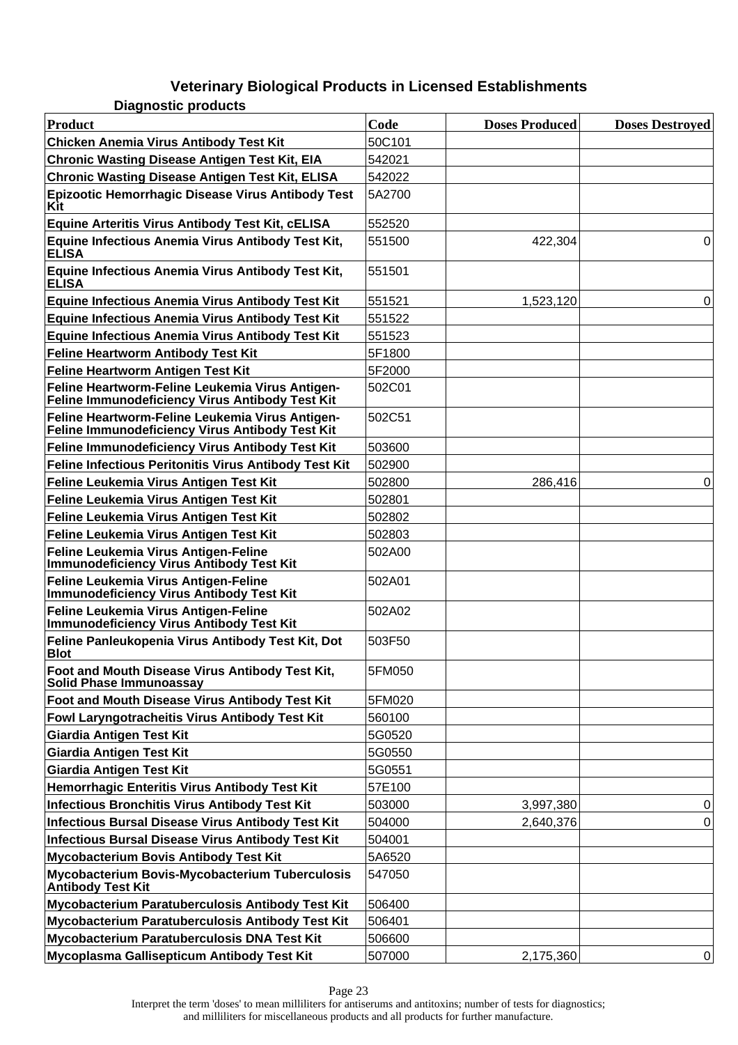# Veterinary Biological Products in Licensed Establishments

## Diagnostic products

| Product | Code | Doses Produced | Doses Destroyed |
|---|---|---|---|
| Chicken Anemia Virus Antibody Test Kit | 50C101 | | |
| Chronic Wasting Disease Antigen Test Kit, EIA | 542021 | | |
| Chronic Wasting Disease Antigen Test Kit, ELISA | 542022 | | |
| Epizootic Hemorrhagic Disease Virus Antibody Test Kit | 5A2700 | | |
| Equine Arteritis Virus Antibody Test Kit, cELISA | 552520 | | |
| Equine Infectious Anemia Virus Antibody Test Kit, ELISA | 551500 | 422,304 | 0 |
| Equine Infectious Anemia Virus Antibody Test Kit, ELISA | 551501 | | |
| Equine Infectious Anemia Virus Antibody Test Kit | 551521 | 1,523,120 | 0 |
| Equine Infectious Anemia Virus Antibody Test Kit | 551522 | | |
| Equine Infectious Anemia Virus Antibody Test Kit | 551523 | | |
| Feline Heartworm Antibody Test Kit | 5F1800 | | |
| Feline Heartworm Antigen Test Kit | 5F2000 | | |
| Feline Heartworm-Feline Leukemia Virus Antigen-Feline Immunodeficiency Virus Antibody Test Kit | 502C01 | | |
| Feline Heartworm-Feline Leukemia Virus Antigen-Feline Immunodeficiency Virus Antibody Test Kit | 502C51 | | |
| Feline Immunodeficiency Virus Antibody Test Kit | 503600 | | |
| Feline Infectious Peritonitis Virus Antibody Test Kit | 502900 | | |
| Feline Leukemia Virus Antigen Test Kit | 502800 | 286,416 | 0 |
| Feline Leukemia Virus Antigen Test Kit | 502801 | | |
| Feline Leukemia Virus Antigen Test Kit | 502802 | | |
| Feline Leukemia Virus Antigen Test Kit | 502803 | | |
| Feline Leukemia Virus Antigen-Feline Immunodeficiency Virus Antibody Test Kit | 502A00 | | |
| Feline Leukemia Virus Antigen-Feline Immunodeficiency Virus Antibody Test Kit | 502A01 | | |
| Feline Leukemia Virus Antigen-Feline Immunodeficiency Virus Antibody Test Kit | 502A02 | | |
| Feline Panleukopenia Virus Antibody Test Kit, Dot Blot | 503F50 | | |
| Foot and Mouth Disease Virus Antibody Test Kit, Solid Phase Immunoassay | 5FM050 | | |
| Foot and Mouth Disease Virus Antibody Test Kit | 5FM020 | | |
| Fowl Laryngotracheitis Virus Antibody Test Kit | 560100 | | |
| Giardia Antigen Test Kit | 5G0520 | | |
| Giardia Antigen Test Kit | 5G0550 | | |
| Giardia Antigen Test Kit | 5G0551 | | |
| Hemorrhagic Enteritis Virus Antibody Test Kit | 57E100 | | |
| Infectious Bronchitis Virus Antibody Test Kit | 503000 | 3,997,380 | 0 |
| Infectious Bursal Disease Virus Antibody Test Kit | 504000 | 2,640,376 | 0 |
| Infectious Bursal Disease Virus Antibody Test Kit | 504001 | | |
| Mycobacterium Bovis Antibody Test Kit | 5A6520 | | |
| Mycobacterium Bovis-Mycobacterium Tuberculosis Antibody Test Kit | 547050 | | |
| Mycobacterium Paratuberculosis Antibody Test Kit | 506400 | | |
| Mycobacterium Paratuberculosis Antibody Test Kit | 506401 | | |
| Mycobacterium Paratuberculosis DNA Test Kit | 506600 | | |
| Mycoplasma Gallisepticum Antibody Test Kit | 507000 | 2,175,360 | 0 |

Interpret the term 'doses' to mean milliliters for antiserums and antitoxins; number of tests for diagnostics; and milliliters for miscellaneous products and all products for further manufacture.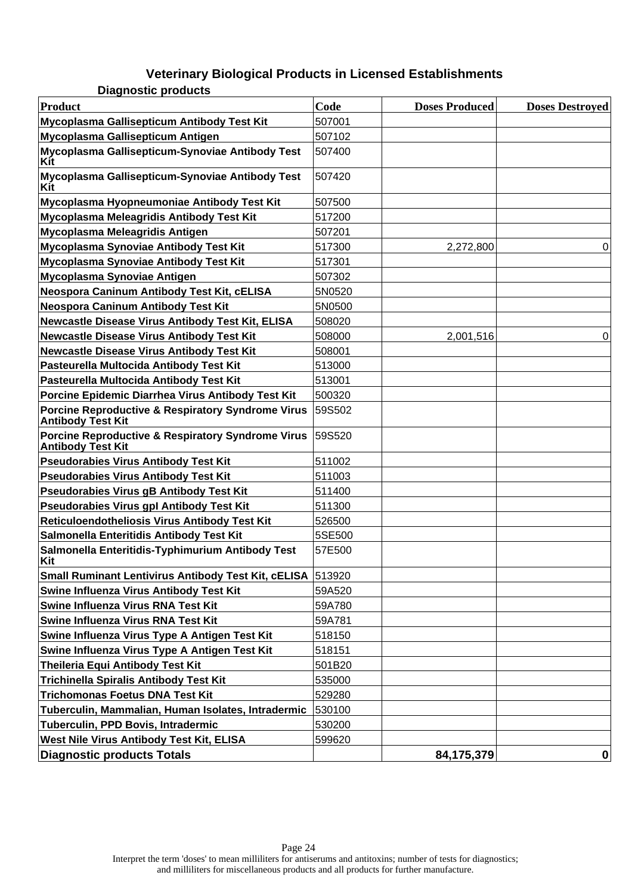## Veterinary Biological Products in Licensed Establishments

### Diagnostic products

| Product | Code | Doses Produced | Doses Destroyed |
|---|---|---|---|
| Mycoplasma Gallisepticum Antibody Test Kit | 507001 | | |
| Mycoplasma Gallisepticum Antigen | 507102 | | |
| Mycoplasma Gallisepticum-Synoviae Antibody Test Kit | 507400 | | |
| Mycoplasma Gallisepticum-Synoviae Antibody Test Kit | 507420 | | |
| Mycoplasma Hyopneumoniae Antibody Test Kit | 507500 | | |
| Mycoplasma Meleagridis Antibody Test Kit | 517200 | | |
| Mycoplasma Meleagridis Antigen | 507201 | | |
| Mycoplasma Synoviae Antibody Test Kit | 517300 | 2,272,800 | 0 |
| Mycoplasma Synoviae Antibody Test Kit | 517301 | | |
| Mycoplasma Synoviae Antigen | 507302 | | |
| Neospora Caninum Antibody Test Kit, cELISA | 5N0520 | | |
| Neospora Caninum Antibody Test Kit | 5N0500 | | |
| Newcastle Disease Virus Antibody Test Kit, ELISA | 508020 | | |
| Newcastle Disease Virus Antibody Test Kit | 508000 | 2,001,516 | 0 |
| Newcastle Disease Virus Antibody Test Kit | 508001 | | |
| Pasteurella Multocida Antibody Test Kit | 513000 | | |
| Pasteurella Multocida Antibody Test Kit | 513001 | | |
| Porcine Epidemic Diarrhea Virus Antibody Test Kit | 500320 | | |
| Porcine Reproductive & Respiratory Syndrome Virus Antibody Test Kit | 59S502 | | |
| Porcine Reproductive & Respiratory Syndrome Virus Antibody Test Kit | 59S520 | | |
| Pseudorabies Virus Antibody Test Kit | 511002 | | |
| Pseudorabies Virus Antibody Test Kit | 511003 | | |
| Pseudorabies Virus gB Antibody Test Kit | 511400 | | |
| Pseudorabies Virus gpI Antibody Test Kit | 511300 | | |
| Reticuloendotheliosis Virus Antibody Test Kit | 526500 | | |
| Salmonella Enteritidis Antibody Test Kit | 5SE500 | | |
| Salmonella Enteritidis-Typhimurium Antibody Test Kit | 57E500 | | |
| Small Ruminant Lentivirus Antibody Test Kit, cELISA | 513920 | | |
| Swine Influenza Virus Antibody Test Kit | 59A520 | | |
| Swine Influenza Virus RNA Test Kit | 59A780 | | |
| Swine Influenza Virus RNA Test Kit | 59A781 | | |
| Swine Influenza Virus Type A Antigen Test Kit | 518150 | | |
| Swine Influenza Virus Type A Antigen Test Kit | 518151 | | |
| Theileria Equi Antibody Test Kit | 501B20 | | |
| Trichinella Spiralis Antibody Test Kit | 535000 | | |
| Trichomonas Foetus DNA Test Kit | 529280 | | |
| Tuberculin, Mammalian, Human Isolates, Intradermic | 530100 | | |
| Tuberculin, PPD Bovis, Intradermic | 530200 | | |
| West Nile Virus Antibody Test Kit, ELISA | 599620 | | |
| **Diagnostic products Totals** | | **84,175,379** | **0** |

Interpret the term 'doses' to mean milliliters for antiserums and antitoxins; number of tests for diagnostics; and milliliters for miscellaneous products and all products for further manufacture.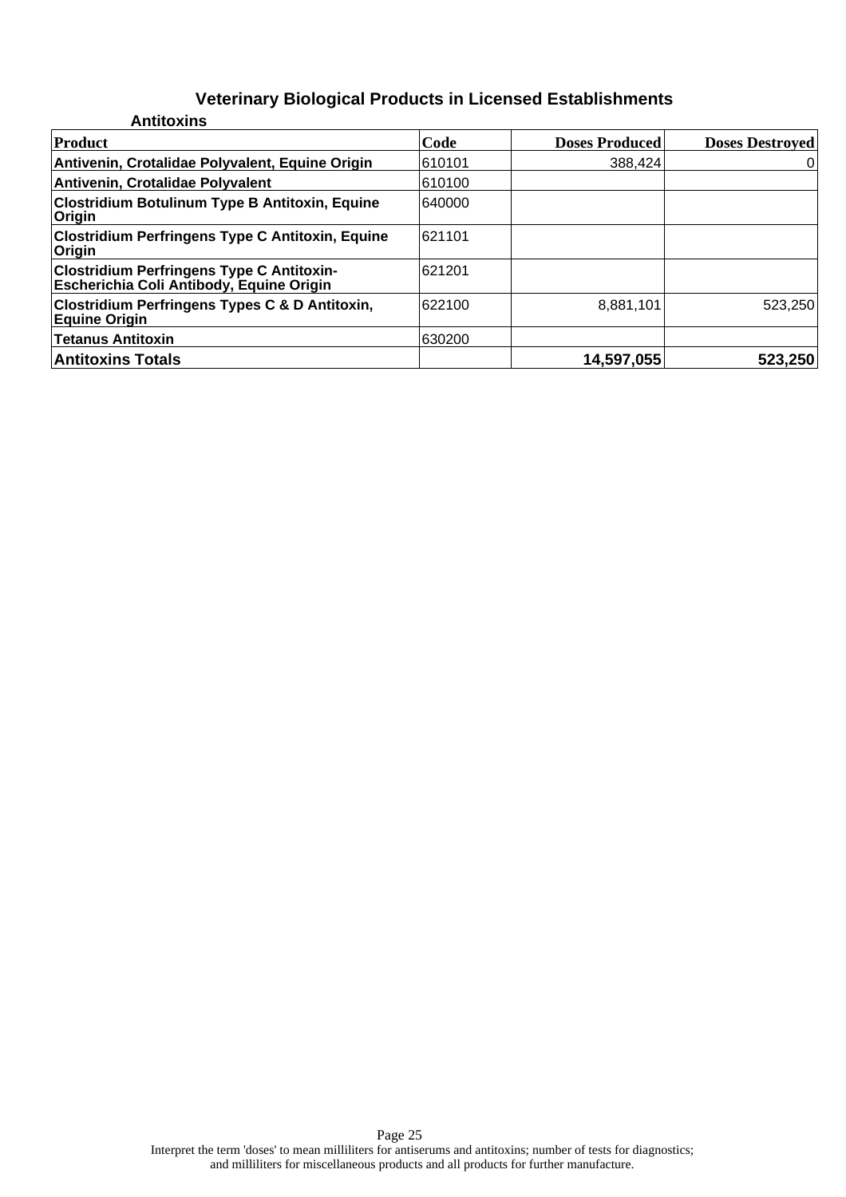# Veterinary Biological Products in Licensed Establishments

## Antitoxins

| Product | Code | Doses Produced | Doses Destroyed |
|---|---|---|---|
| Antivenin, Crotalidae Polyvalent, Equine Origin | 610101 | 388,424 | 0 |
| Antivenin, Crotalidae Polyvalent | 610100 | | |
| Clostridium Botulinum Type B Antitoxin, Equine Origin | 640000 | | |
| Clostridium Perfringens Type C Antitoxin, Equine Origin | 621101 | | |
| Clostridium Perfringens Type C Antitoxin-Escherichia Coli Antibody, Equine Origin | 621201 | | |
| Clostridium Perfringens Types C & D Antitoxin, Equine Origin | 622100 | 8,881,101 | 523,250 |
| Tetanus Antitoxin | 630200 | | |
| **Antitoxins Totals** | | **14,597,055** | **523,250** |

Interpret the term 'doses' to mean milliliters for antiserums and antitoxins; number of tests for diagnostics; and milliliters for miscellaneous products and all products for further manufacture.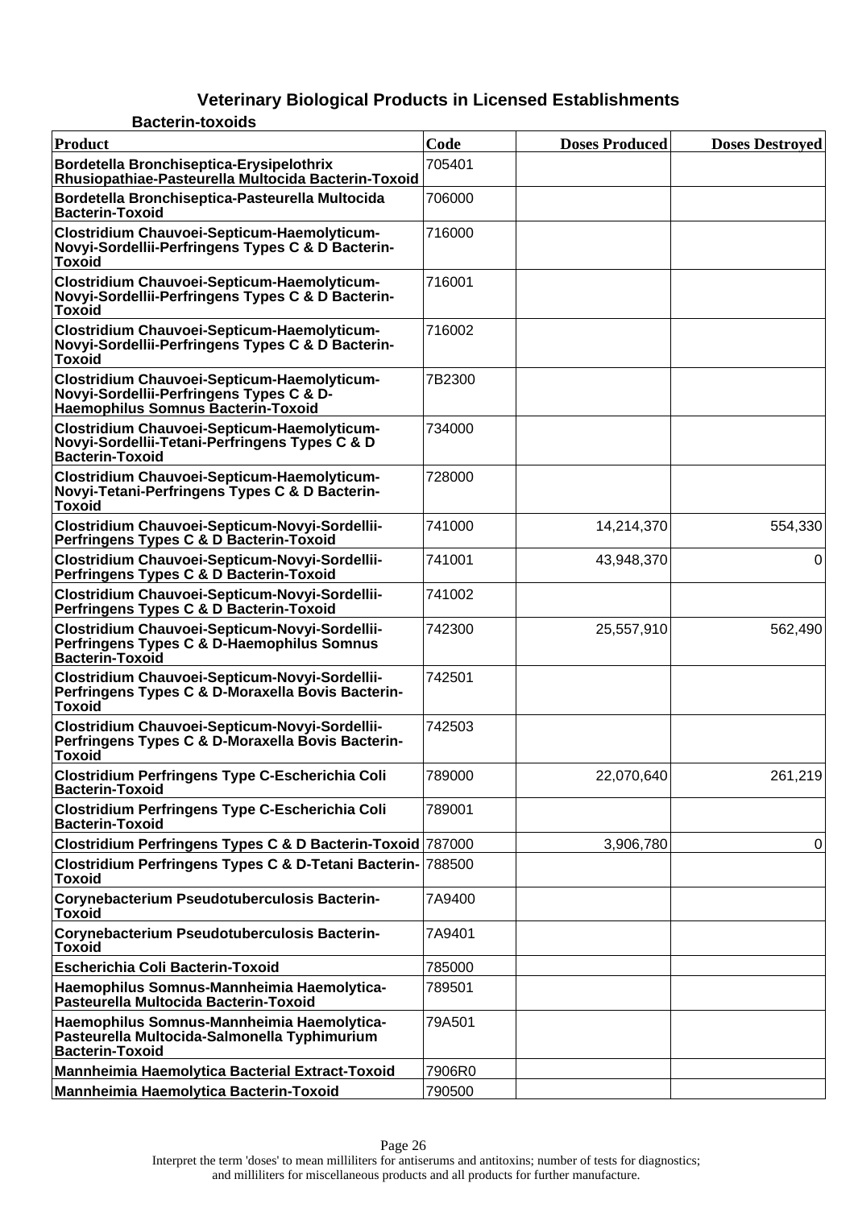# Veterinary Biological Products in Licensed Establishments

## Bacterin-toxoids

| Product | Code | Doses Produced | Doses Destroyed |
|---|---|---|---|
| Bordetella Bronchiseptica-Erysipelothrix Rhusiopathiae-Pasteurella Multocida Bacterin-Toxoid | 705401 | | |
| Bordetella Bronchiseptica-Pasteurella Multocida Bacterin-Toxoid | 706000 | | |
| Clostridium Chauvoei-Septicum-Haemolyticum-Novyi-Sordellii-Perfringens Types C & D Bacterin-Toxoid | 716000 | | |
| Clostridium Chauvoei-Septicum-Haemolyticum-Novyi-Sordellii-Perfringens Types C & D Bacterin-Toxoid | 716001 | | |
| Clostridium Chauvoei-Septicum-Haemolyticum-Novyi-Sordellii-Perfringens Types C & D Bacterin-Toxoid | 716002 | | |
| Clostridium Chauvoei-Septicum-Haemolyticum-Novyi-Sordellii-Perfringens Types C & D-Haemophilus Somnus Bacterin-Toxoid | 7B2300 | | |
| Clostridium Chauvoei-Septicum-Haemolyticum-Novyi-Sordellii-Tetani-Perfringens Types C & D Bacterin-Toxoid | 734000 | | |
| Clostridium Chauvoei-Septicum-Haemolyticum-Novyi-Tetani-Perfringens Types C & D Bacterin-Toxoid | 728000 | | |
| Clostridium Chauvoei-Septicum-Novyi-Sordellii-Perfringens Types C & D Bacterin-Toxoid | 741000 | 14,214,370 | 554,330 |
| Clostridium Chauvoei-Septicum-Novyi-Sordellii-Perfringens Types C & D Bacterin-Toxoid | 741001 | 43,948,370 | 0 |
| Clostridium Chauvoei-Septicum-Novyi-Sordellii-Perfringens Types C & D Bacterin-Toxoid | 741002 | | |
| Clostridium Chauvoei-Septicum-Novyi-Sordellii-Perfringens Types C & D-Haemophilus Somnus Bacterin-Toxoid | 742300 | 25,557,910 | 562,490 |
| Clostridium Chauvoei-Septicum-Novyi-Sordellii-Perfringens Types C & D-Moraxella Bovis Bacterin-Toxoid | 742501 | | |
| Clostridium Chauvoei-Septicum-Novyi-Sordellii-Perfringens Types C & D-Moraxella Bovis Bacterin-Toxoid | 742503 | | |
| Clostridium Perfringens Type C-Escherichia Coli Bacterin-Toxoid | 789000 | 22,070,640 | 261,219 |
| Clostridium Perfringens Type C-Escherichia Coli Bacterin-Toxoid | 789001 | | |
| Clostridium Perfringens Types C & D Bacterin-Toxoid | 787000 | 3,906,780 | 0 |
| Clostridium Perfringens Types C & D-Tetani Bacterin-Toxoid | 788500 | | |
| Corynebacterium Pseudotuberculosis Bacterin-Toxoid | 7A9400 | | |
| Corynebacterium Pseudotuberculosis Bacterin-Toxoid | 7A9401 | | |
| Escherichia Coli Bacterin-Toxoid | 785000 | | |
| Haemophilus Somnus-Mannheimia Haemolytica-Pasteurella Multocida Bacterin-Toxoid | 789501 | | |
| Haemophilus Somnus-Mannheimia Haemolytica-Pasteurella Multocida-Salmonella Typhimurium Bacterin-Toxoid | 79A501 | | |
| Mannheimia Haemolytica Bacterial Extract-Toxoid | 7906R0 | | |
| Mannheimia Haemolytica Bacterin-Toxoid | 790500 | | |

Interpret the term 'doses' to mean milliliters for antiserums and antitoxins; number of tests for diagnostics; and milliliters for miscellaneous products and all products for further manufacture.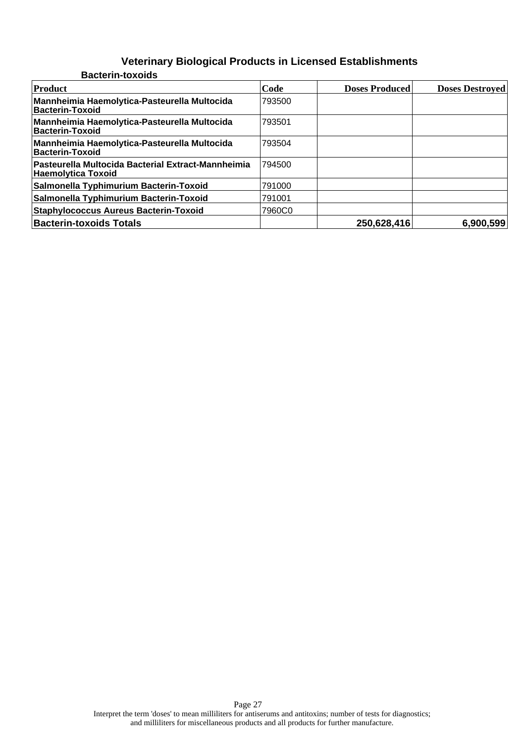# Veterinary Biological Products in Licensed Establishments

## Bacterin-toxoids

| Product | Code | Doses Produced | Doses Destroyed |
| --- | --- | --- | --- |
| Mannheimia Haemolytica-Pasteurella Multocida Bacterin-Toxoid | 793500 | | |
| Mannheimia Haemolytica-Pasteurella Multocida Bacterin-Toxoid | 793501 | | |
| Mannheimia Haemolytica-Pasteurella Multocida Bacterin-Toxoid | 793504 | | |
| Pasteurella Multocida Bacterial Extract-Mannheimia Haemolytica Toxoid | 794500 | | |
| Salmonella Typhimurium Bacterin-Toxoid | 791000 | | |
| Salmonella Typhimurium Bacterin-Toxoid | 791001 | | |
| Staphylococcus Aureus Bacterin-Toxoid | 7960C0 | | |
| **Bacterin-toxoids Totals** | | **250,628,416** | **6,900,599** |

Interpret the term 'doses' to mean milliliters for antiserums and antitoxins; number of tests for diagnostics; and milliliters for miscellaneous products and all products for further manufacture.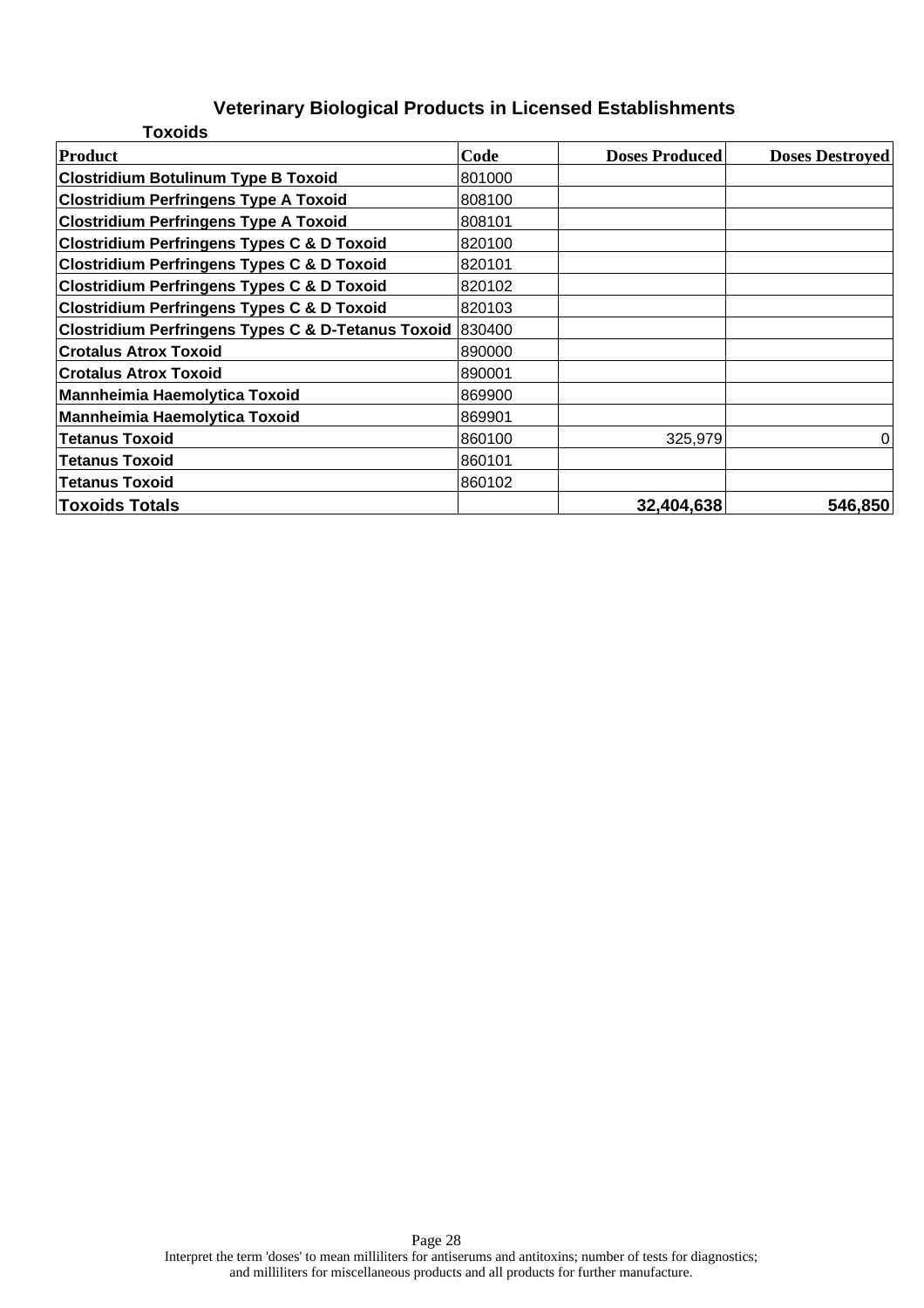# Veterinary Biological Products in Licensed Establishments

## Toxoids

| Product | Code | Doses Produced | Doses Destroyed |
|---|---|---|---|
| **Clostridium Botulinum Type B Toxoid** | 801000 | | |
| **Clostridium Perfringens Type A Toxoid** | 808100 | | |
| **Clostridium Perfringens Type A Toxoid** | 808101 | | |
| **Clostridium Perfringens Types C & D Toxoid** | 820100 | | |
| **Clostridium Perfringens Types C & D Toxoid** | 820101 | | |
| **Clostridium Perfringens Types C & D Toxoid** | 820102 | | |
| **Clostridium Perfringens Types C & D Toxoid** | 820103 | | |
| **Clostridium Perfringens Types C & D-Tetanus Toxoid** | 830400 | | |
| **Crotalus Atrox Toxoid** | 890000 | | |
| **Crotalus Atrox Toxoid** | 890001 | | |
| **Mannheimia Haemolytica Toxoid** | 869900 | | |
| **Mannheimia Haemolytica Toxoid** | 869901 | | |
| **Tetanus Toxoid** | 860100 | 325,979 | 0 |
| **Tetanus Toxoid** | 860101 | | |
| **Tetanus Toxoid** | 860102 | | |
| **Toxoids Totals** | | **32,404,638** | **546,850** |

Interpret the term 'doses' to mean milliliters for antiserums and antitoxins; number of tests for diagnostics; and milliliters for miscellaneous products and all products for further manufacture.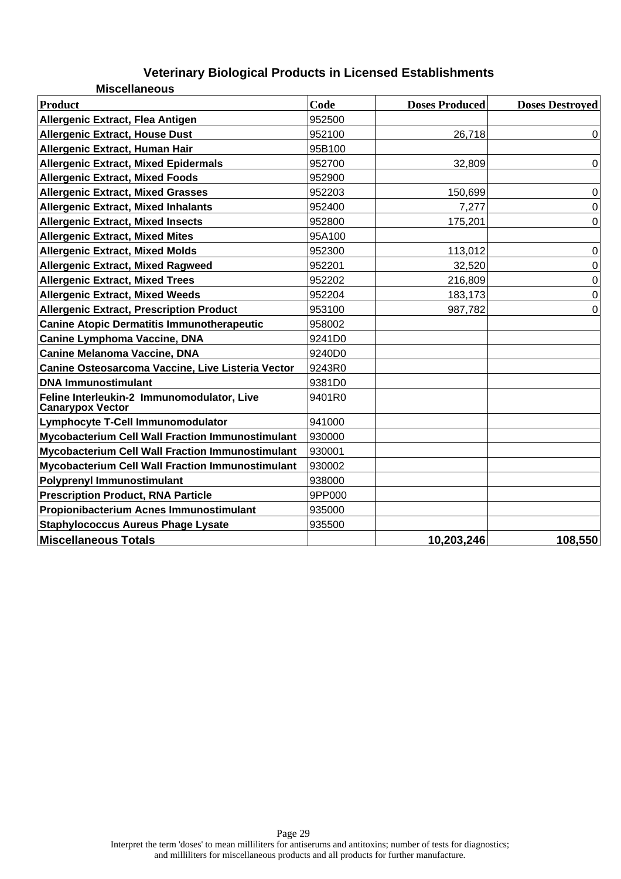## Veterinary Biological Products in Licensed Establishments

### Miscellaneous

| Product | Code | Doses Produced | Doses Destroyed |
|---|---|---|---|
| Allergenic Extract, Flea Antigen | 952500 | | |
| Allergenic Extract, House Dust | 952100 | 26,718 | 0 |
| Allergenic Extract, Human Hair | 95B100 | | |
| Allergenic Extract, Mixed Epidermals | 952700 | 32,809 | 0 |
| Allergenic Extract, Mixed Foods | 952900 | | |
| Allergenic Extract, Mixed Grasses | 952203 | 150,699 | 0 |
| Allergenic Extract, Mixed Inhalants | 952400 | 7,277 | 0 |
| Allergenic Extract, Mixed Insects | 952800 | 175,201 | 0 |
| Allergenic Extract, Mixed Mites | 95A100 | | |
| Allergenic Extract, Mixed Molds | 952300 | 113,012 | 0 |
| Allergenic Extract, Mixed Ragweed | 952201 | 32,520 | 0 |
| Allergenic Extract, Mixed Trees | 952202 | 216,809 | 0 |
| Allergenic Extract, Mixed Weeds | 952204 | 183,173 | 0 |
| Allergenic Extract, Prescription Product | 953100 | 987,782 | 0 |
| Canine Atopic Dermatitis Immunotherapeutic | 958002 | | |
| Canine Lymphoma Vaccine, DNA | 9241D0 | | |
| Canine Melanoma Vaccine, DNA | 9240D0 | | |
| Canine Osteosarcoma Vaccine, Live Listeria Vector | 9243R0 | | |
| DNA Immunostimulant | 9381D0 | | |
| Feline Interleukin-2 Immunomodulator, Live Canarypox Vector | 9401R0 | | |
| Lymphocyte T-Cell Immunomodulator | 941000 | | |
| Mycobacterium Cell Wall Fraction Immunostimulant | 930000 | | |
| Mycobacterium Cell Wall Fraction Immunostimulant | 930001 | | |
| Mycobacterium Cell Wall Fraction Immunostimulant | 930002 | | |
| Polyprenyl Immunostimulant | 938000 | | |
| Prescription Product, RNA Particle | 9PP000 | | |
| Propionibacterium Acnes Immunostimulant | 935000 | | |
| Staphylococcus Aureus Phage Lysate | 935500 | | |
| **Miscellaneous Totals** | | **10,203,246** | **108,550** |

Interpret the term 'doses' to mean milliliters for antiserums and antitoxins; number of tests for diagnostics; and milliliters for miscellaneous products and all products for further manufacture.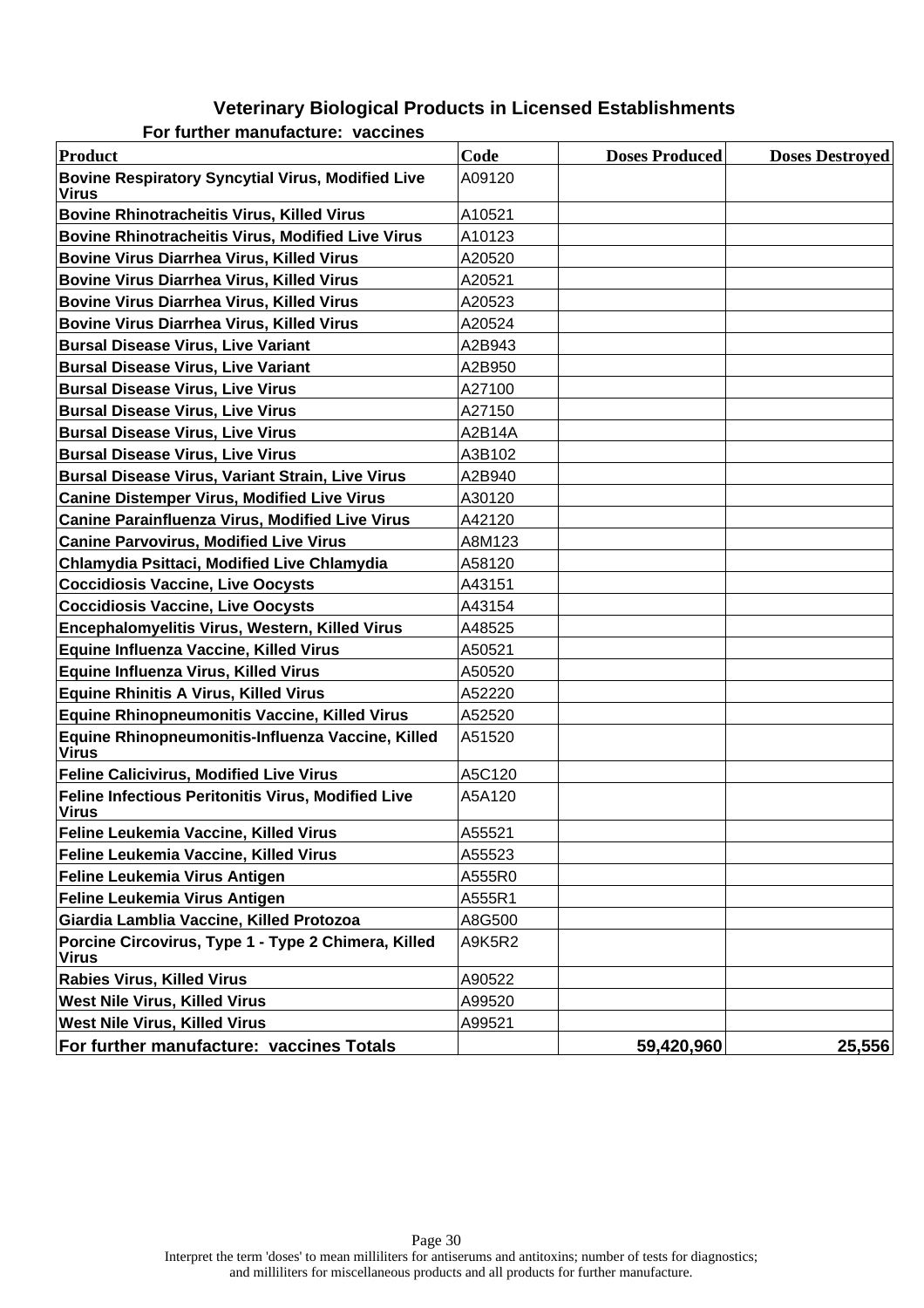## Veterinary Biological Products in Licensed Establishments

### For further manufacture: vaccines

| Product | Code | Doses Produced | Doses Destroyed |
|---|---|---|---|
| Bovine Respiratory Syncytial Virus, Modified Live Virus | A09120 | | |
| Bovine Rhinotracheitis Virus, Killed Virus | A10521 | | |
| Bovine Rhinotracheitis Virus, Modified Live Virus | A10123 | | |
| Bovine Virus Diarrhea Virus, Killed Virus | A20520 | | |
| Bovine Virus Diarrhea Virus, Killed Virus | A20521 | | |
| Bovine Virus Diarrhea Virus, Killed Virus | A20523 | | |
| Bovine Virus Diarrhea Virus, Killed Virus | A20524 | | |
| Bursal Disease Virus, Live Variant | A2B943 | | |
| Bursal Disease Virus, Live Variant | A2B950 | | |
| Bursal Disease Virus, Live Virus | A27100 | | |
| Bursal Disease Virus, Live Virus | A27150 | | |
| Bursal Disease Virus, Live Virus | A2B14A | | |
| Bursal Disease Virus, Live Virus | A3B102 | | |
| Bursal Disease Virus, Variant Strain, Live Virus | A2B940 | | |
| Canine Distemper Virus, Modified Live Virus | A30120 | | |
| Canine Parainfluenza Virus, Modified Live Virus | A42120 | | |
| Canine Parvovirus, Modified Live Virus | A8M123 | | |
| Chlamydia Psittaci, Modified Live Chlamydia | A58120 | | |
| Coccidiosis Vaccine, Live Oocysts | A43151 | | |
| Coccidiosis Vaccine, Live Oocysts | A43154 | | |
| Encephalomyelitis Virus, Western, Killed Virus | A48525 | | |
| Equine Influenza Vaccine, Killed Virus | A50521 | | |
| Equine Influenza Virus, Killed Virus | A50520 | | |
| Equine Rhinitis A Virus, Killed Virus | A52220 | | |
| Equine Rhinopneumonitis Vaccine, Killed Virus | A52520 | | |
| Equine Rhinopneumonitis-Influenza Vaccine, Killed Virus | A51520 | | |
| Feline Calicivirus, Modified Live Virus | A5C120 | | |
| Feline Infectious Peritonitis Virus, Modified Live Virus | A5A120 | | |
| Feline Leukemia Vaccine, Killed Virus | A55521 | | |
| Feline Leukemia Vaccine, Killed Virus | A55523 | | |
| Feline Leukemia Virus Antigen | A555R0 | | |
| Feline Leukemia Virus Antigen | A555R1 | | |
| Giardia Lamblia Vaccine, Killed Protozoa | A8G500 | | |
| Porcine Circovirus, Type 1 - Type 2 Chimera, Killed Virus | A9K5R2 | | |
| Rabies Virus, Killed Virus | A90522 | | |
| West Nile Virus, Killed Virus | A99520 | | |
| West Nile Virus, Killed Virus | A99521 | | |
| **For further manufacture: vaccines Totals** | | **59,420,960** | **25,556** |

Interpret the term 'doses' to mean milliliters for antiserums and antitoxins; number of tests for diagnostics; and milliliters for miscellaneous products and all products for further manufacture.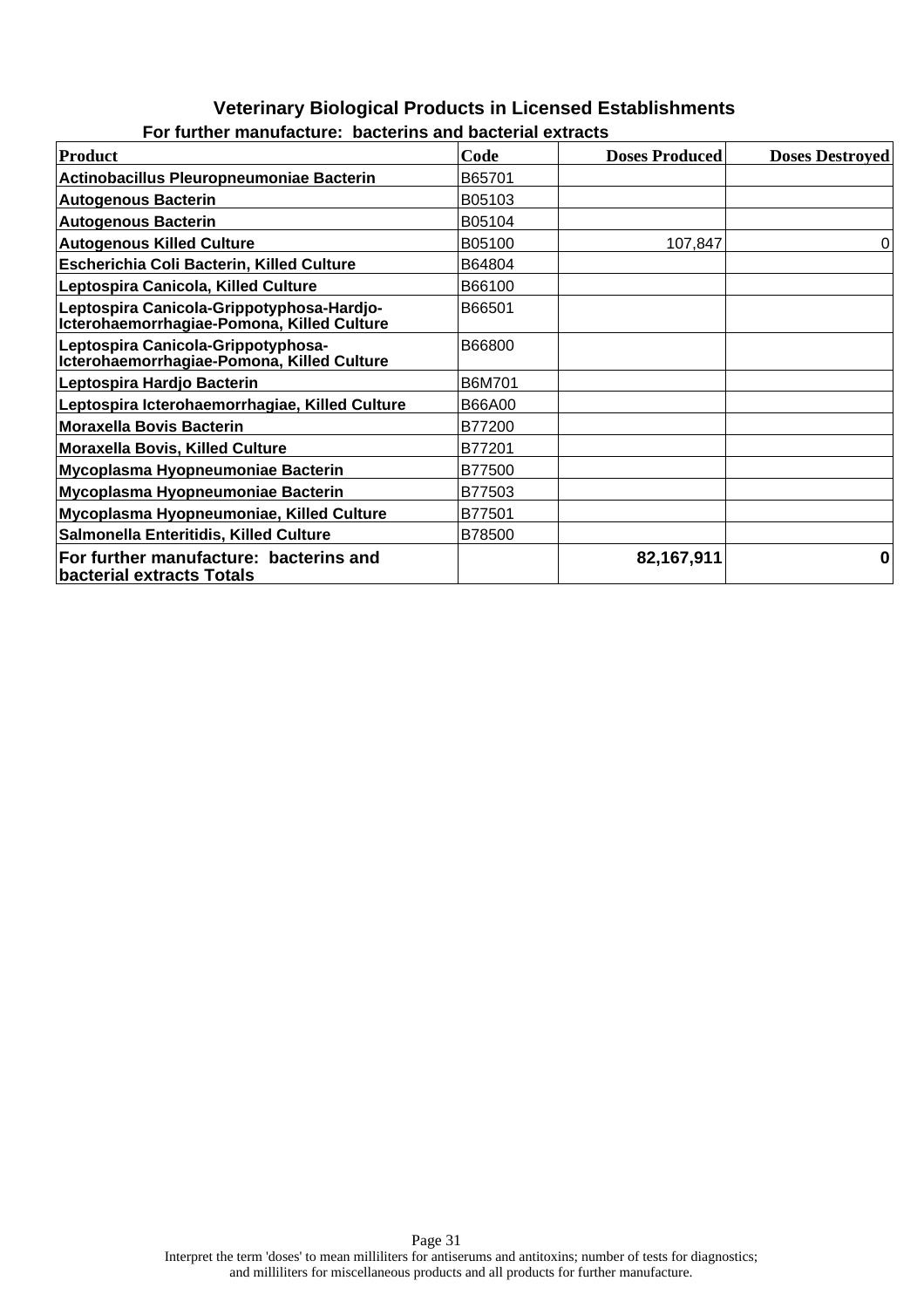## Veterinary Biological Products in Licensed Establishments

### For further manufacture: bacterins and bacterial extracts

| Product | Code | Doses Produced | Doses Destroyed |
|---|---|---|---|
| **Actinobacillus Pleuropneumoniae Bacterin** | B65701 | | |
| **Autogenous Bacterin** | B05103 | | |
| **Autogenous Bacterin** | B05104 | | |
| **Autogenous Killed Culture** | B05100 | 107,847 | 0 |
| **Escherichia Coli Bacterin, Killed Culture** | B64804 | | |
| **Leptospira Canicola, Killed Culture** | B66100 | | |
| **Leptospira Canicola-Grippotyphosa-Hardjo-Icterohaemorrhagiae-Pomona, Killed Culture** | B66501 | | |
| **Leptospira Canicola-Grippotyphosa-Icterohaemorrhagiae-Pomona, Killed Culture** | B66800 | | |
| **Leptospira Hardjo Bacterin** | B6M701 | | |
| **Leptospira Icterohaemorrhagiae, Killed Culture** | B66A00 | | |
| **Moraxella Bovis Bacterin** | B77200 | | |
| **Moraxella Bovis, Killed Culture** | B77201 | | |
| **Mycoplasma Hyopneumoniae Bacterin** | B77500 | | |
| **Mycoplasma Hyopneumoniae Bacterin** | B77503 | | |
| **Mycoplasma Hyopneumoniae, Killed Culture** | B77501 | | |
| **Salmonella Enteritidis, Killed Culture** | B78500 | | |
| **For further manufacture: bacterins and bacterial extracts Totals** | | **82,167,911** | **0** |

Interpret the term 'doses' to mean milliliters for antiserums and antitoxins; number of tests for diagnostics; and milliliters for miscellaneous products and all products for further manufacture.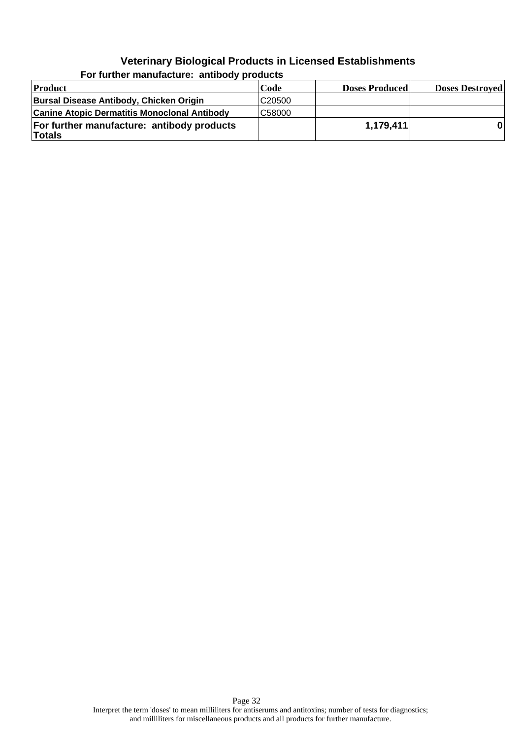## Veterinary Biological Products in Licensed Establishments

### For further manufacture: antibody products

| Product | Code | Doses Produced | Doses Destroyed |
|---|---|---|---|
| **Bursal Disease Antibody, Chicken Origin** | C20500 | | |
| **Canine Atopic Dermatitis Monoclonal Antibody** | C58000 | | |
| **For further manufacture: antibody products Totals** | | **1,179,411** | **0** |

Interpret the term 'doses' to mean milliliters for antiserums and antitoxins; number of tests for diagnostics; and milliliters for miscellaneous products and all products for further manufacture.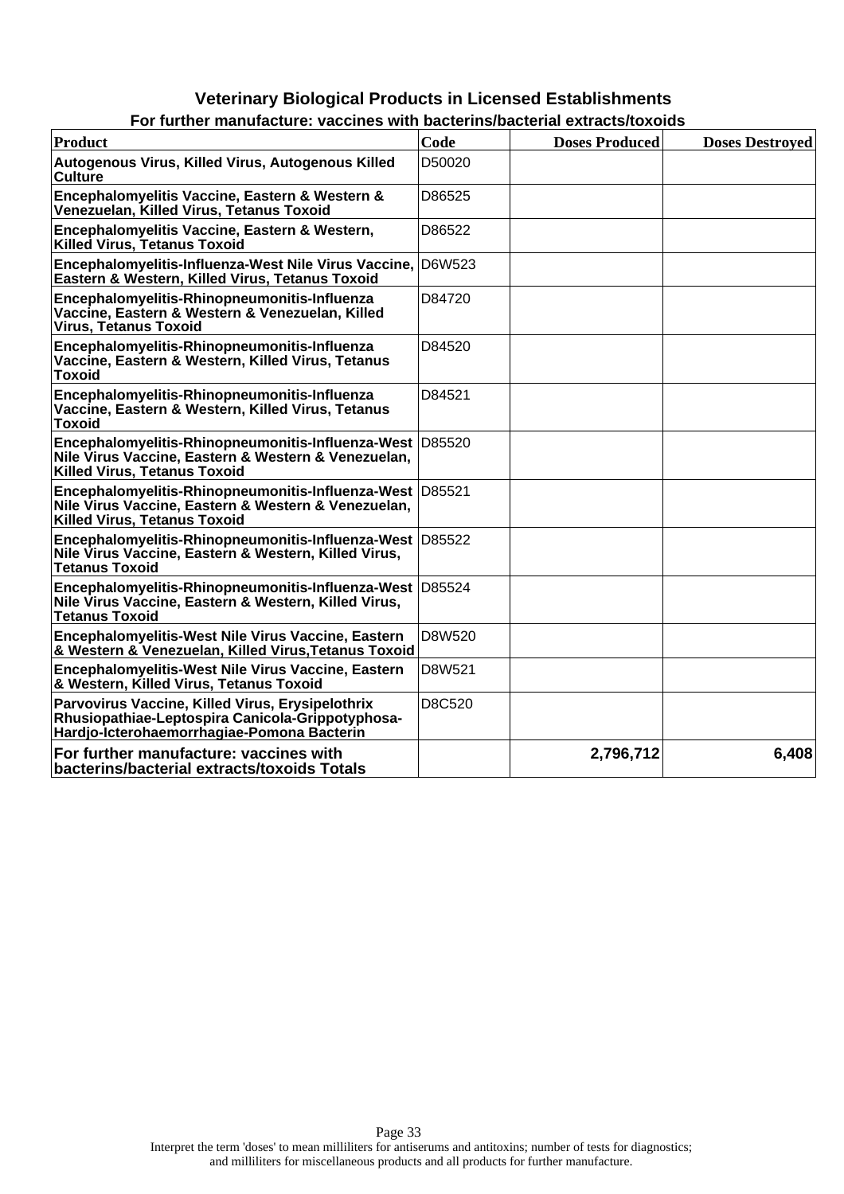## Veterinary Biological Products in Licensed Establishments

### For further manufacture: vaccines with bacterins/bacterial extracts/toxoids

| Product | Code | Doses Produced | Doses Destroyed |
|---|---|---|---|
| Autogenous Virus, Killed Virus, Autogenous Killed Culture | D50020 | | |
| Encephalomyelitis Vaccine, Eastern & Western & Venezuelan, Killed Virus, Tetanus Toxoid | D86525 | | |
| Encephalomyelitis Vaccine, Eastern & Western, Killed Virus, Tetanus Toxoid | D86522 | | |
| Encephalomyelitis-Influenza-West Nile Virus Vaccine, Eastern & Western, Killed Virus, Tetanus Toxoid | D6W523 | | |
| Encephalomyelitis-Rhinopneumonitis-Influenza Vaccine, Eastern & Western & Venezuelan, Killed Virus, Tetanus Toxoid | D84720 | | |
| Encephalomyelitis-Rhinopneumonitis-Influenza Vaccine, Eastern & Western, Killed Virus, Tetanus Toxoid | D84520 | | |
| Encephalomyelitis-Rhinopneumonitis-Influenza Vaccine, Eastern & Western, Killed Virus, Tetanus Toxoid | D84521 | | |
| Encephalomyelitis-Rhinopneumonitis-Influenza-West Nile Virus Vaccine, Eastern & Western & Venezuelan, Killed Virus, Tetanus Toxoid | D85520 | | |
| Encephalomyelitis-Rhinopneumonitis-Influenza-West Nile Virus Vaccine, Eastern & Western & Venezuelan, Killed Virus, Tetanus Toxoid | D85521 | | |
| Encephalomyelitis-Rhinopneumonitis-Influenza-West Nile Virus Vaccine, Eastern & Western, Killed Virus, Tetanus Toxoid | D85522 | | |
| Encephalomyelitis-Rhinopneumonitis-Influenza-West Nile Virus Vaccine, Eastern & Western, Killed Virus, Tetanus Toxoid | D85524 | | |
| Encephalomyelitis-West Nile Virus Vaccine, Eastern & Western & Venezuelan, Killed Virus,Tetanus Toxoid | D8W520 | | |
| Encephalomyelitis-West Nile Virus Vaccine, Eastern & Western, Killed Virus, Tetanus Toxoid | D8W521 | | |
| Parvovirus Vaccine, Killed Virus, Erysipelothrix Rhusiopathiae-Leptospira Canicola-Grippotyphosa-Hardjo-Icterohaemorrhagiae-Pomona Bacterin | D8C520 | | |
| **For further manufacture: vaccines with bacterins/bacterial extracts/toxoids Totals** | | **2,796,712** | **6,408** |

Interpret the term 'doses' to mean milliliters for antiserums and antitoxins; number of tests for diagnostics; and milliliters for miscellaneous products and all products for further manufacture.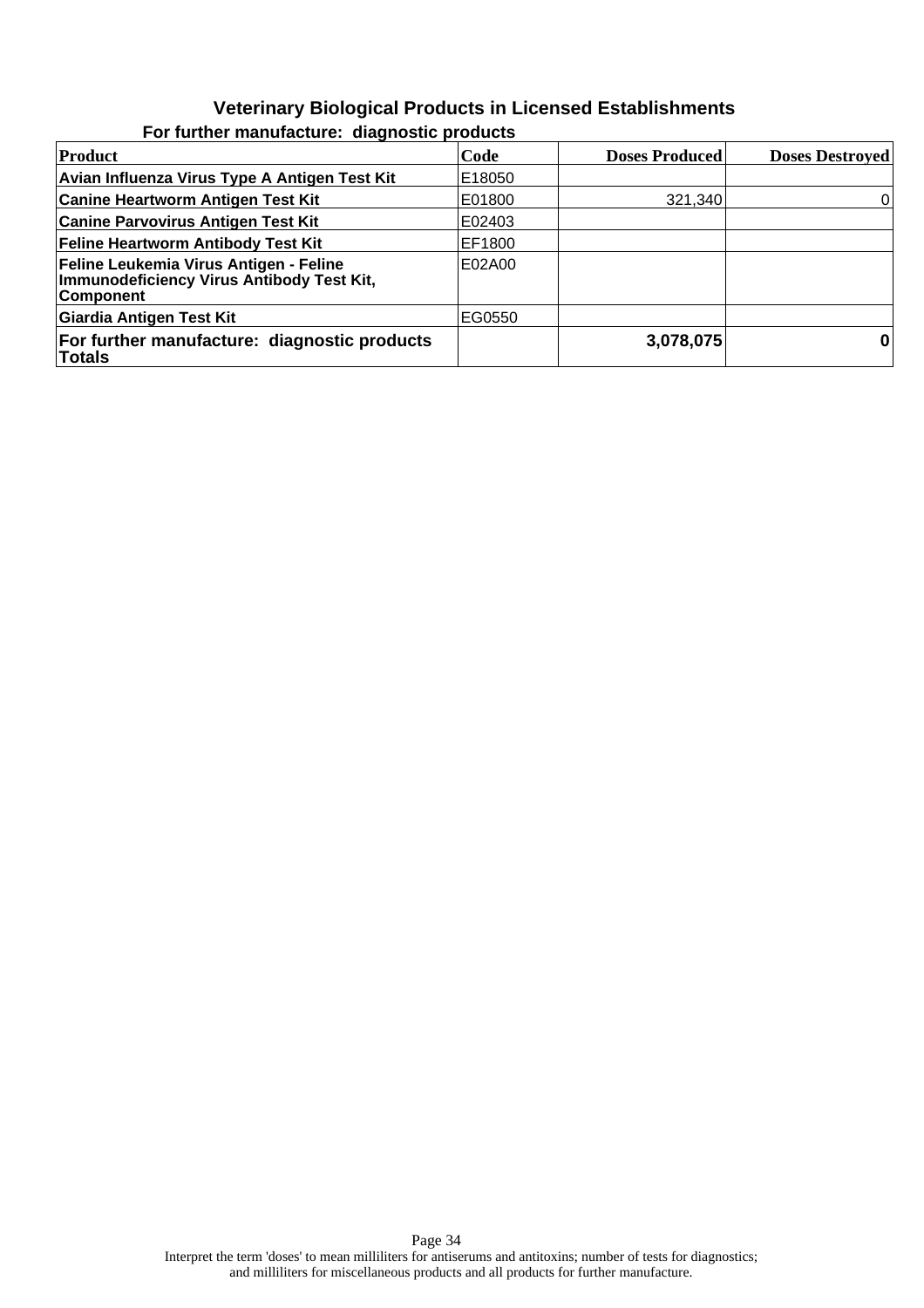# Veterinary Biological Products in Licensed Establishments

## For further manufacture: diagnostic products

| Product | Code | Doses Produced | Doses Destroyed |
|---|---|---|---|
| **Avian Influenza Virus Type A Antigen Test Kit** | E18050 | | |
| **Canine Heartworm Antigen Test Kit** | E01800 | 321,340 | 0 |
| **Canine Parvovirus Antigen Test Kit** | E02403 | | |
| **Feline Heartworm Antibody Test Kit** | EF1800 | | |
| **Feline Leukemia Virus Antigen - Feline Immunodeficiency Virus Antibody Test Kit, Component** | E02A00 | | |
| **Giardia Antigen Test Kit** | EG0550 | | |
| **For further manufacture: diagnostic products Totals** | | **3,078,075** | **0** |

Interpret the term 'doses' to mean milliliters for antiserums and antitoxins; number of tests for diagnostics; and milliliters for miscellaneous products and all products for further manufacture.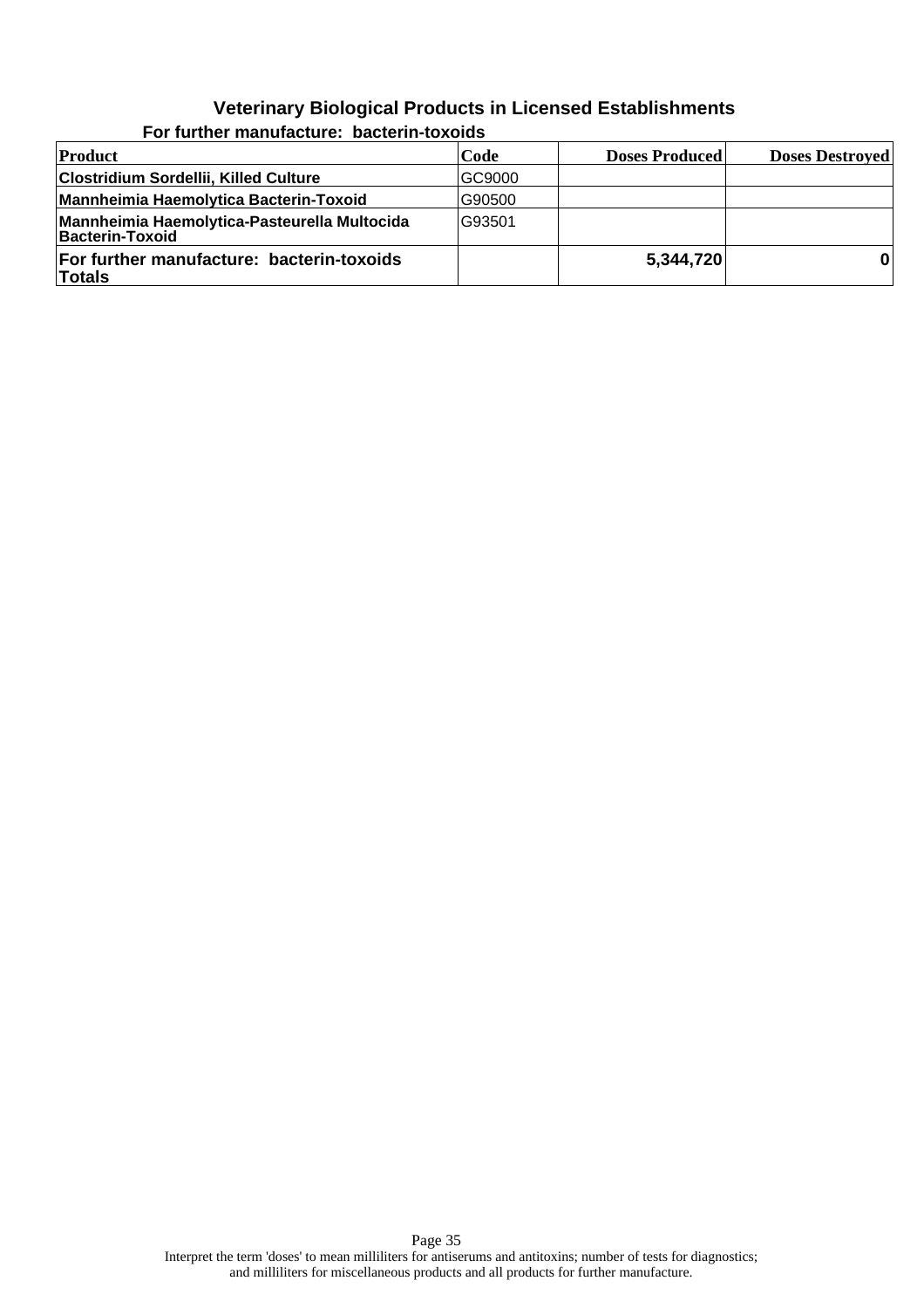## Veterinary Biological Products in Licensed Establishments

### For further manufacture: bacterin-toxoids

| Product | Code | Doses Produced | Doses Destroyed |
|---|---|---|---|
| Clostridium Sordellii, Killed Culture | GC9000 | | |
| Mannheimia Haemolytica Bacterin-Toxoid | G90500 | | |
| Mannheimia Haemolytica-Pasteurella Multocida Bacterin-Toxoid | G93501 | | |
| **For further manufacture: bacterin-toxoids Totals** | | **5,344,720** | **0** |

Interpret the term 'doses' to mean milliliters for antiserums and antitoxins; number of tests for diagnostics; and milliliters for miscellaneous products and all products for further manufacture.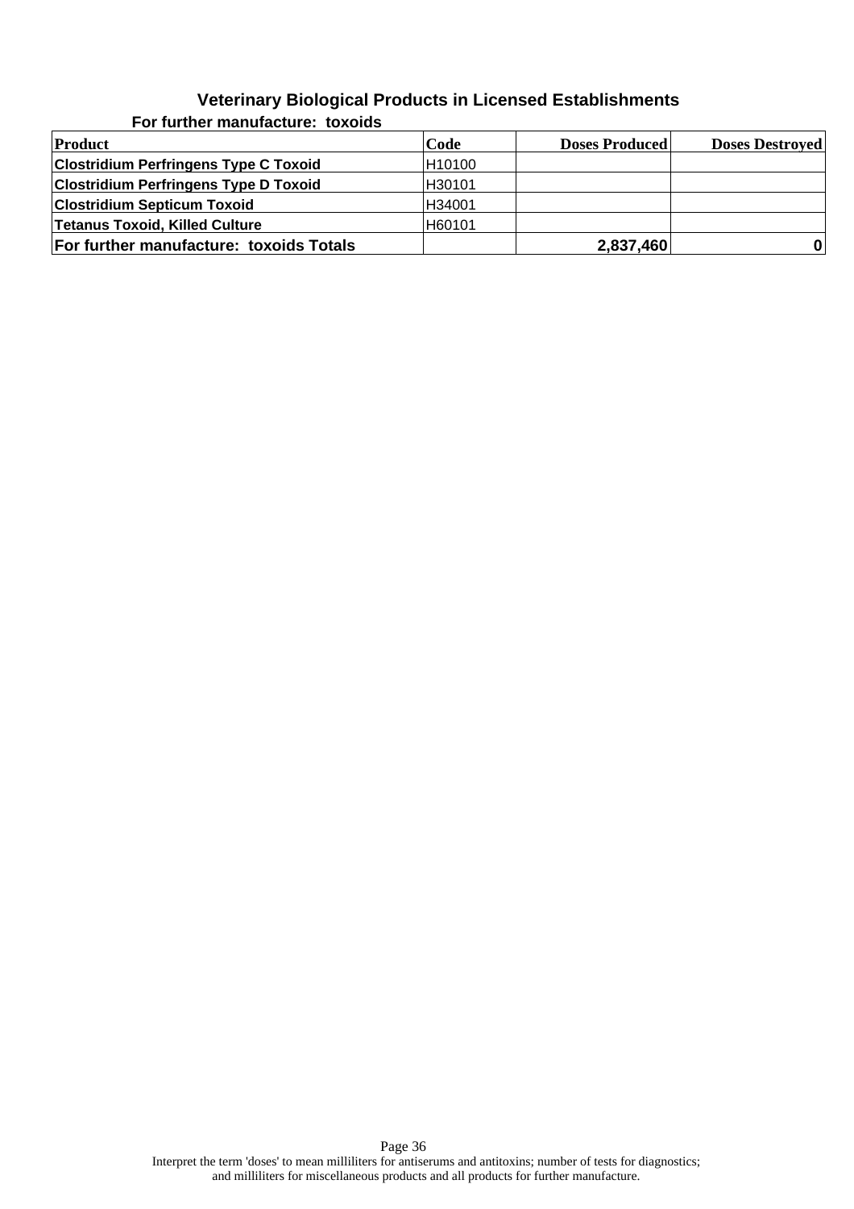## Veterinary Biological Products in Licensed Establishments

### For further manufacture: toxoids

| Product | Code | Doses Produced | Doses Destroyed |
|---|---|---|---|
| Clostridium Perfringens Type C Toxoid | H10100 | | |
| Clostridium Perfringens Type D Toxoid | H30101 | | |
| Clostridium Septicum Toxoid | H34001 | | |
| Tetanus Toxoid, Killed Culture | H60101 | | |
| **For further manufacture: toxoids Totals** | | **2,837,460** | **0** |

Interpret the term 'doses' to mean milliliters for antiserums and antitoxins; number of tests for diagnostics; and milliliters for miscellaneous products and all products for further manufacture.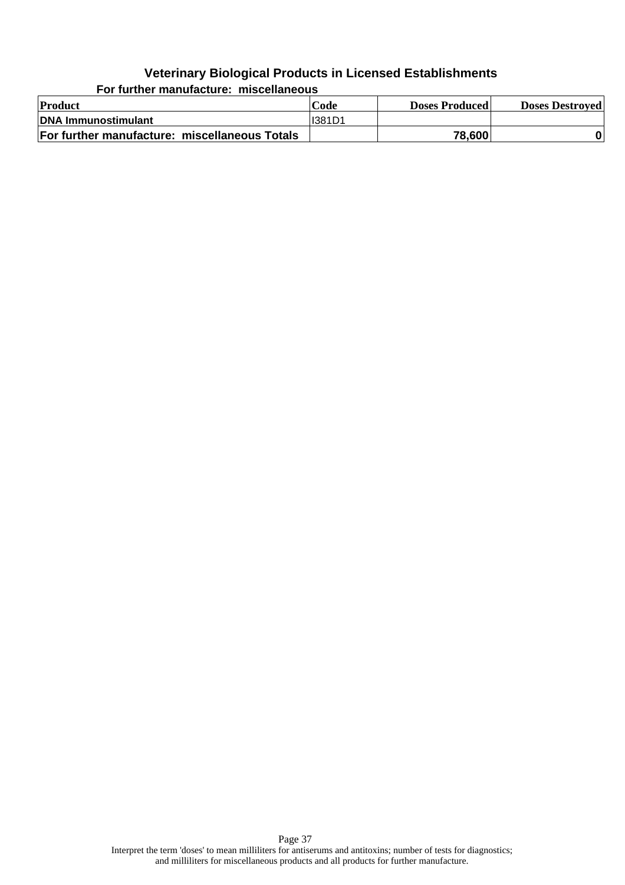## Veterinary Biological Products in Licensed Establishments

### For further manufacture: miscellaneous

| Product | Code | Doses Produced | Doses Destroyed |
|---|---|---|---|
| **DNA Immunostimulant** | I381D1 | | |
| **For further manufacture: miscellaneous Totals** | | **78,600** | **0** |

Interpret the term 'doses' to mean milliliters for antiserums and antitoxins; number of tests for diagnostics; and milliliters for miscellaneous products and all products for further manufacture.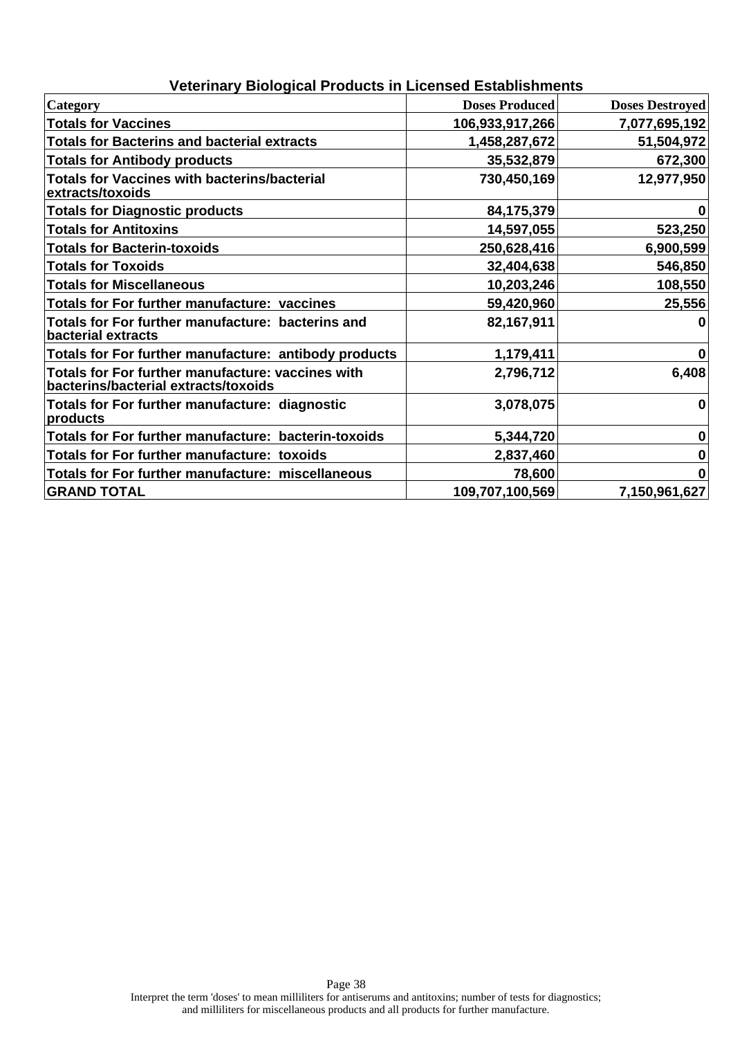## Veterinary Biological Products in Licensed Establishments

| Category | Doses Produced | Doses Destroyed |
|---|---|---|
| Totals for Vaccines | 106,933,917,266 | 7,077,695,192 |
| Totals for Bacterins and bacterial extracts | 1,458,287,672 | 51,504,972 |
| Totals for Antibody products | 35,532,879 | 672,300 |
| Totals for Vaccines with bacterins/bacterial extracts/toxoids | 730,450,169 | 12,977,950 |
| Totals for Diagnostic products | 84,175,379 | 0 |
| Totals for Antitoxins | 14,597,055 | 523,250 |
| Totals for Bacterin-toxoids | 250,628,416 | 6,900,599 |
| Totals for Toxoids | 32,404,638 | 546,850 |
| Totals for Miscellaneous | 10,203,246 | 108,550 |
| Totals for For further manufacture: vaccines | 59,420,960 | 25,556 |
| Totals for For further manufacture: bacterins and bacterial extracts | 82,167,911 | 0 |
| Totals for For further manufacture: antibody products | 1,179,411 | 0 |
| Totals for For further manufacture: vaccines with bacterins/bacterial extracts/toxoids | 2,796,712 | 6,408 |
| Totals for For further manufacture: diagnostic products | 3,078,075 | 0 |
| Totals for For further manufacture: bacterin-toxoids | 5,344,720 | 0 |
| Totals for For further manufacture: toxoids | 2,837,460 | 0 |
| Totals for For further manufacture: miscellaneous | 78,600 | 0 |
| GRAND TOTAL | 109,707,100,569 | 7,150,961,627 |

Interpret the term 'doses' to mean milliliters for antiserums and antitoxins; number of tests for diagnostics; and milliliters for miscellaneous products and all products for further manufacture.